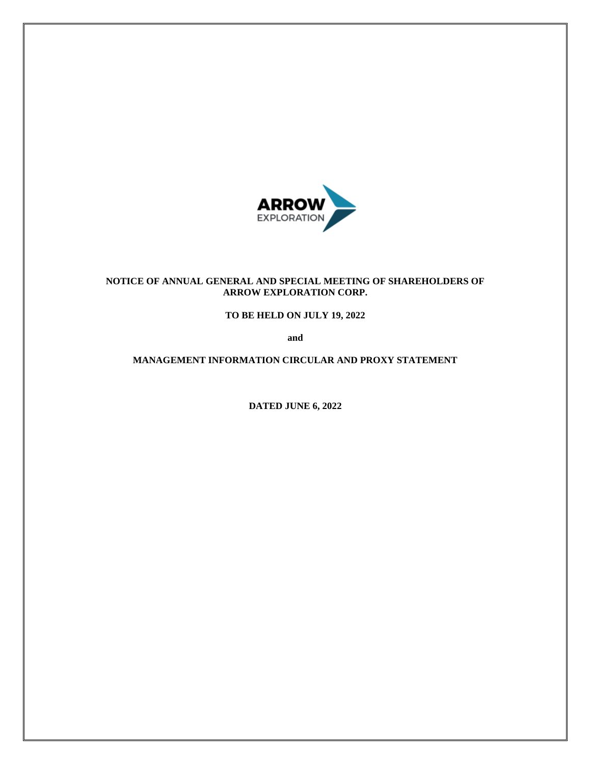**NOTICE OF ANNUAL GENERAL AND SPECIAL MEETING OF SHAREHOLDERS OF ARROW EXPLORATION CORP.**

**TO BE HELD ON JULY 19, 2022**

**and**

**MANAGEMENT INFORMATION CIRCULAR AND PROXY STATEMENT**

**DATED JUNE 6, 2022**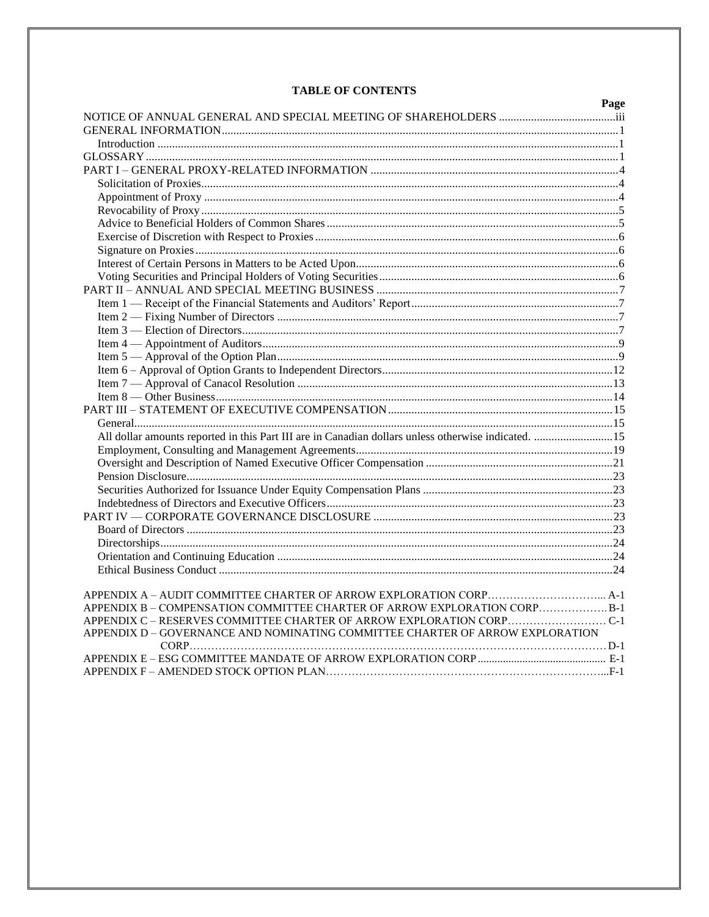**TABLE OF CONTENTS**

| | Page |
|---|---|
| NOTICE OF ANNUAL GENERAL AND SPECIAL MEETING OF SHAREHOLDERS | iii |
| GENERAL INFORMATION | 1 |
| Introduction | 1 |
| GLOSSARY | 1 |
| PART I – GENERAL PROXY-RELATED INFORMATION | 4 |
| Solicitation of Proxies | 4 |
| Appointment of Proxy | 4 |
| Revocability of Proxy | 5 |
| Advice to Beneficial Holders of Common Shares | 5 |
| Exercise of Discretion with Respect to Proxies | 6 |
| Signature on Proxies | 6 |
| Interest of Certain Persons in Matters to be Acted Upon | 6 |
| Voting Securities and Principal Holders of Voting Securities | 6 |
| PART II – ANNUAL AND SPECIAL MEETING BUSINESS | 7 |
| Item 1 — Receipt of the Financial Statements and Auditors' Report | 7 |
| Item 2 — Fixing Number of Directors | 7 |
| Item 3 — Election of Directors | 7 |
| Item 4 — Appointment of Auditors | 9 |
| Item 5 — Approval of the Option Plan | 9 |
| Item 6 – Approval of Option Grants to Independent Directors | 12 |
| Item 7 — Approval of Canacol Resolution | 13 |
| Item 8 — Other Business | 14 |
| PART III – STATEMENT OF EXECUTIVE COMPENSATION | 15 |
| General | 15 |
| All dollar amounts reported in this Part III are in Canadian dollars unless otherwise indicated. | 15 |
| Employment, Consulting and Management Agreements | 19 |
| Oversight and Description of Named Executive Officer Compensation | 21 |
| Pension Disclosure | 23 |
| Securities Authorized for Issuance Under Equity Compensation Plans | 23 |
| Indebtedness of Directors and Executive Officers | 23 |
| PART IV — CORPORATE GOVERNANCE DISCLOSURE | 23 |
| Board of Directors | 23 |
| Directorships | 24 |
| Orientation and Continuing Education | 24 |
| Ethical Business Conduct | 24 |
| | |
| APPENDIX A – AUDIT COMMITTEE CHARTER OF ARROW EXPLORATION CORP | A-1 |
| APPENDIX B – COMPENSATION COMMITTEE CHARTER OF ARROW EXPLORATION CORP | B-1 |
| APPENDIX C – RESERVES COMMITTEE CHARTER OF ARROW EXPLORATION CORP | C-1 |
| APPENDIX D – GOVERNANCE AND NOMINATING COMMITTEE CHARTER OF ARROW EXPLORATION CORP | D-1 |
| APPENDIX E – ESG COMMITTEE MANDATE OF ARROW EXPLORATION CORP | E-1 |
| APPENDIX F – AMENDED STOCK OPTION PLAN | F-1 |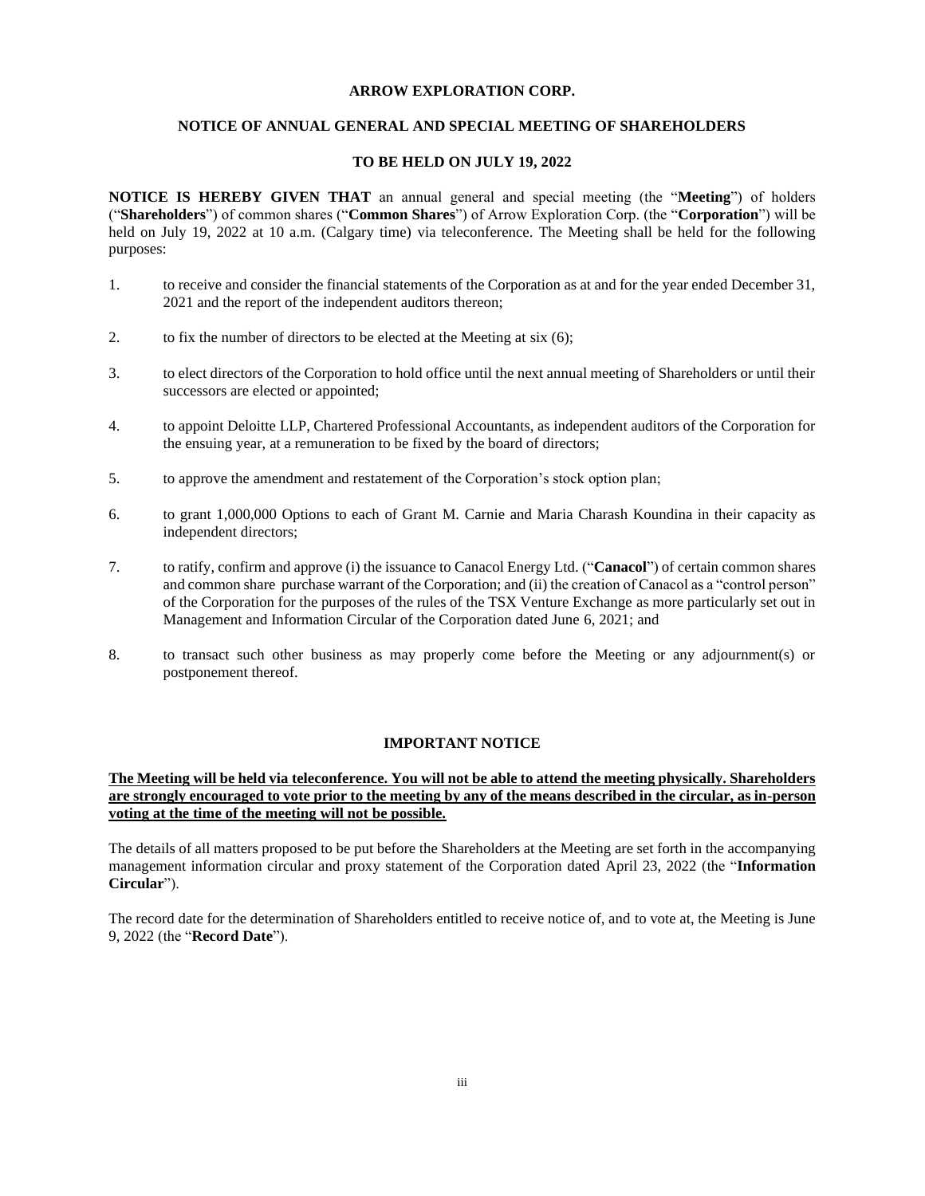# ARROW EXPLORATION CORP.

## NOTICE OF ANNUAL GENERAL AND SPECIAL MEETING OF SHAREHOLDERS

## TO BE HELD ON JULY 19, 2022

**NOTICE IS HEREBY GIVEN THAT** an annual general and special meeting (the "**Meeting**") of holders ("**Shareholders**") of common shares ("**Common Shares**") of Arrow Exploration Corp. (the "**Corporation**") will be held on July 19, 2022 at 10 a.m. (Calgary time) via teleconference. The Meeting shall be held for the following purposes:

1. to receive and consider the financial statements of the Corporation as at and for the year ended December 31, 2021 and the report of the independent auditors thereon;
2. to fix the number of directors to be elected at the Meeting at six (6);
3. to elect directors of the Corporation to hold office until the next annual meeting of Shareholders or until their successors are elected or appointed;
4. to appoint Deloitte LLP, Chartered Professional Accountants, as independent auditors of the Corporation for the ensuing year, at a remuneration to be fixed by the board of directors;
5. to approve the amendment and restatement of the Corporation's stock option plan;
6. to grant 1,000,000 Options to each of Grant M. Carnie and Maria Charash Koundina in their capacity as independent directors;
7. to ratify, confirm and approve (i) the issuance to Canacol Energy Ltd. ("**Canacol**") of certain common shares and common share purchase warrant of the Corporation; and (ii) the creation of Canacol as a "control person" of the Corporation for the purposes of the rules of the TSX Venture Exchange as more particularly set out in Management and Information Circular of the Corporation dated June 6, 2021; and
8. to transact such other business as may properly come before the Meeting or any adjournment(s) or postponement thereof.

### IMPORTANT NOTICE

**The Meeting will be held via teleconference. You will not be able to attend the meeting physically. Shareholders are strongly encouraged to vote prior to the meeting by any of the means described in the circular, as in-person voting at the time of the meeting will not be possible.**

The details of all matters proposed to be put before the Shareholders at the Meeting are set forth in the accompanying management information circular and proxy statement of the Corporation dated April 23, 2022 (the "**Information Circular**").

The record date for the determination of Shareholders entitled to receive notice of, and to vote at, the Meeting is June 9, 2022 (the "**Record Date**").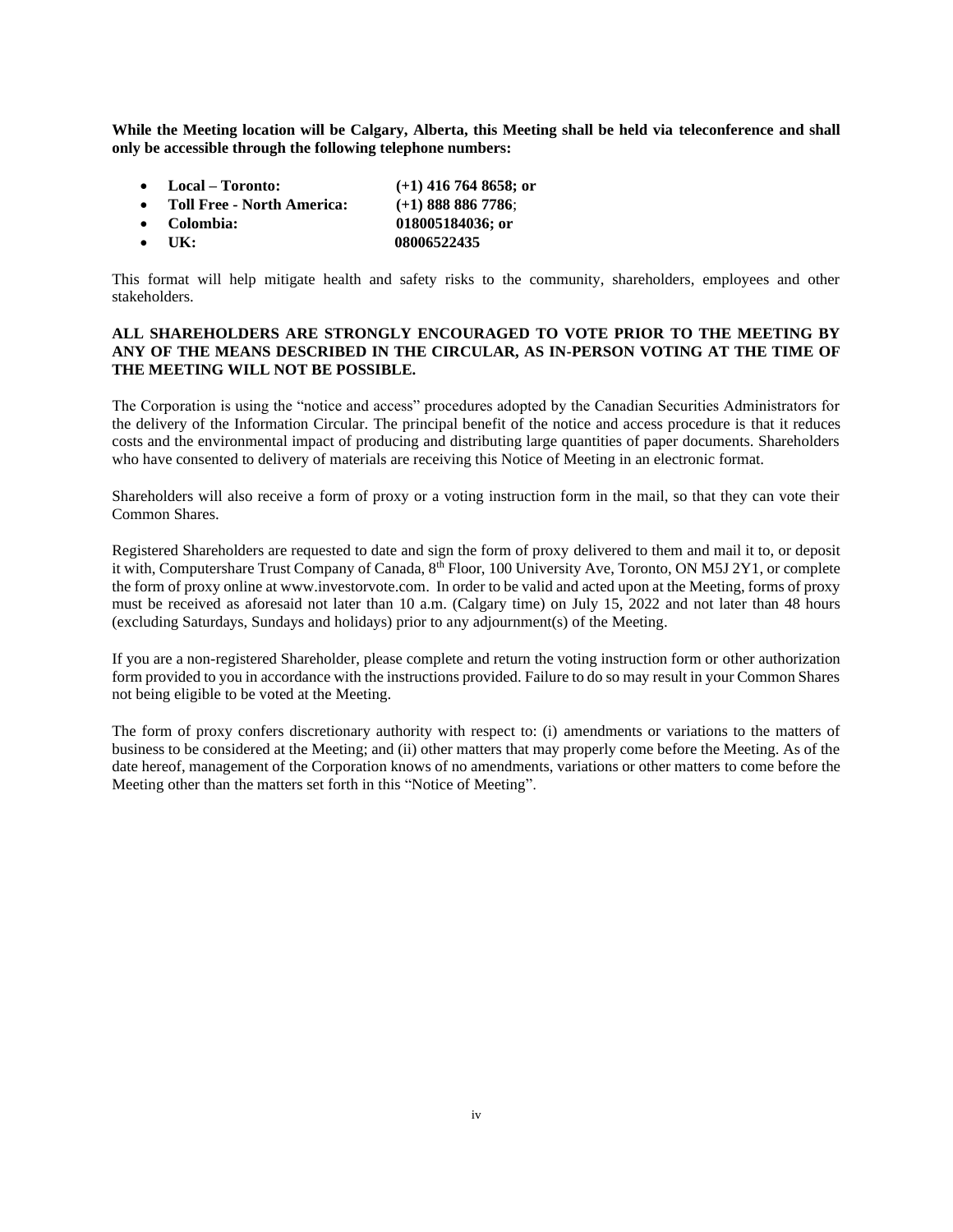**While the Meeting location will be Calgary, Alberta, this Meeting shall be held via teleconference and shall only be accessible through the following telephone numbers:**

- **Local – Toronto: (+1) 416 764 8658; or**
- **Toll Free - North America: (+1) 888 886 7786**;
- **Colombia: 018005184036; or**
- **UK: 08006522435**

This format will help mitigate health and safety risks to the community, shareholders, employees and other stakeholders.

**ALL SHAREHOLDERS ARE STRONGLY ENCOURAGED TO VOTE PRIOR TO THE MEETING BY ANY OF THE MEANS DESCRIBED IN THE CIRCULAR, AS IN-PERSON VOTING AT THE TIME OF THE MEETING WILL NOT BE POSSIBLE.**

The Corporation is using the "notice and access" procedures adopted by the Canadian Securities Administrators for the delivery of the Information Circular. The principal benefit of the notice and access procedure is that it reduces costs and the environmental impact of producing and distributing large quantities of paper documents. Shareholders who have consented to delivery of materials are receiving this Notice of Meeting in an electronic format.

Shareholders will also receive a form of proxy or a voting instruction form in the mail, so that they can vote their Common Shares.

Registered Shareholders are requested to date and sign the form of proxy delivered to them and mail it to, or deposit it with, Computershare Trust Company of Canada, 8th Floor, 100 University Ave, Toronto, ON M5J 2Y1, or complete the form of proxy online at www.investorvote.com. In order to be valid and acted upon at the Meeting, forms of proxy must be received as aforesaid not later than 10 a.m. (Calgary time) on July 15, 2022 and not later than 48 hours (excluding Saturdays, Sundays and holidays) prior to any adjournment(s) of the Meeting.

If you are a non-registered Shareholder, please complete and return the voting instruction form or other authorization form provided to you in accordance with the instructions provided. Failure to do so may result in your Common Shares not being eligible to be voted at the Meeting.

The form of proxy confers discretionary authority with respect to: (i) amendments or variations to the matters of business to be considered at the Meeting; and (ii) other matters that may properly come before the Meeting. As of the date hereof, management of the Corporation knows of no amendments, variations or other matters to come before the Meeting other than the matters set forth in this "Notice of Meeting".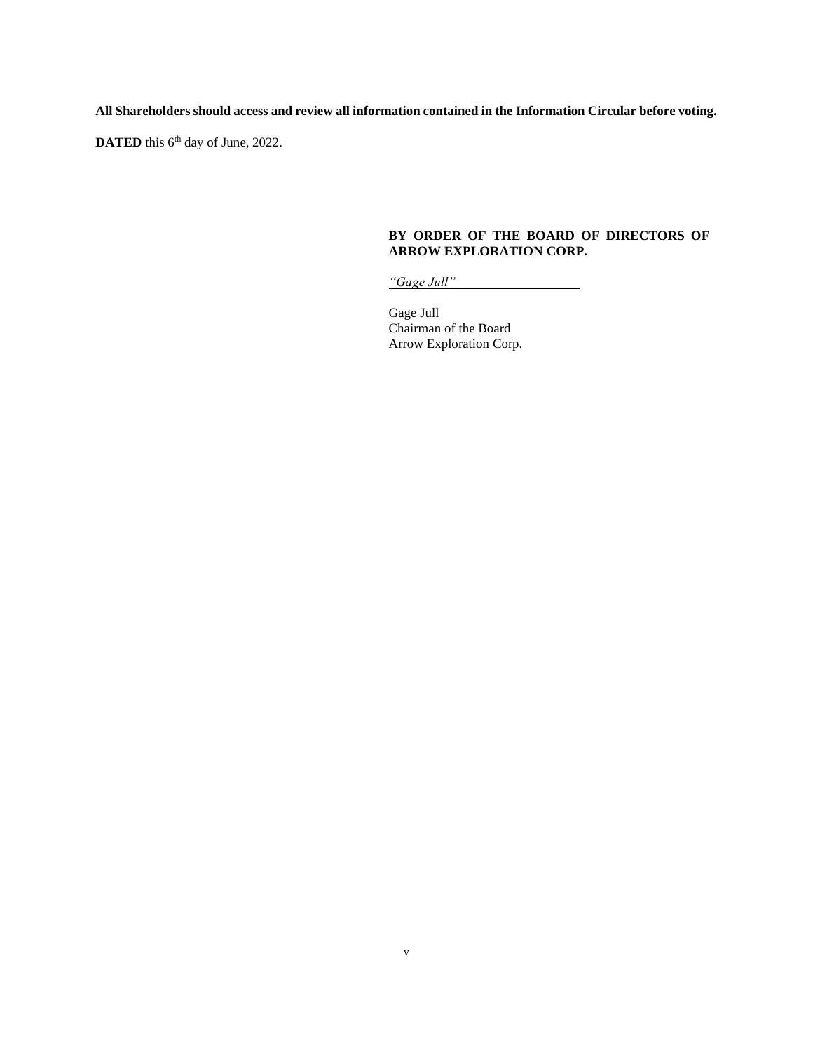**All Shareholders should access and review all information contained in the Information Circular before voting.**

**DATED** this 6th day of June, 2022.

**BY ORDER OF THE BOARD OF DIRECTORS OF ARROW EXPLORATION CORP.**

*"Gage Jull"*

Gage Jull
Chairman of the Board
Arrow Exploration Corp.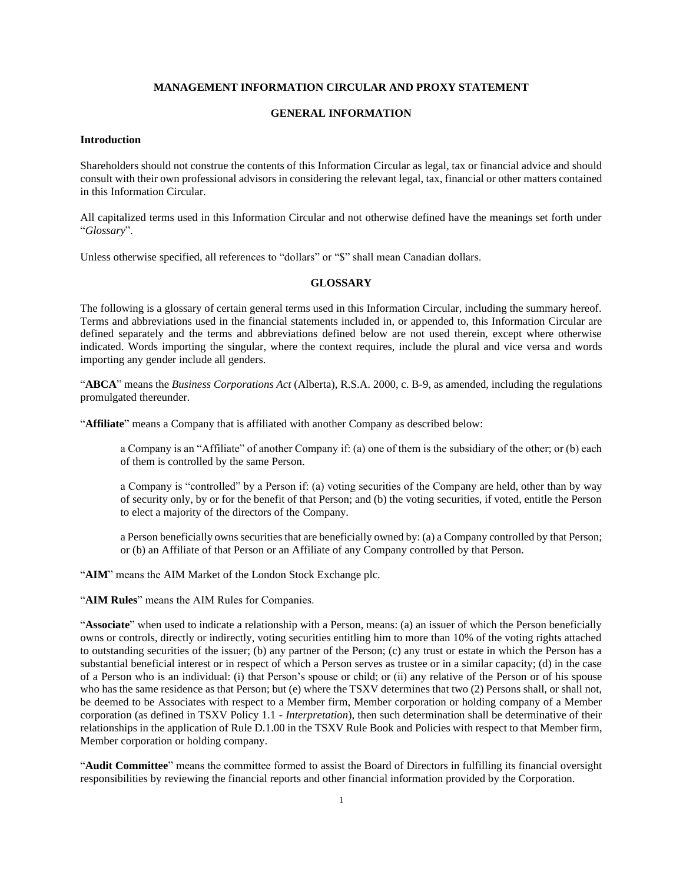# MANAGEMENT INFORMATION CIRCULAR AND PROXY STATEMENT

## GENERAL INFORMATION

### Introduction

Shareholders should not construe the contents of this Information Circular as legal, tax or financial advice and should consult with their own professional advisors in considering the relevant legal, tax, financial or other matters contained in this Information Circular.

All capitalized terms used in this Information Circular and not otherwise defined have the meanings set forth under "*Glossary*".

Unless otherwise specified, all references to "dollars" or "$" shall mean Canadian dollars.

## GLOSSARY

The following is a glossary of certain general terms used in this Information Circular, including the summary hereof. Terms and abbreviations used in the financial statements included in, or appended to, this Information Circular are defined separately and the terms and abbreviations defined below are not used therein, except where otherwise indicated. Words importing the singular, where the context requires, include the plural and vice versa and words importing any gender include all genders.

"**ABCA**" means the *Business Corporations Act* (Alberta), R.S.A. 2000, c. B-9, as amended, including the regulations promulgated thereunder.

"**Affiliate**" means a Company that is affiliated with another Company as described below:

> a Company is an "Affiliate" of another Company if: (a) one of them is the subsidiary of the other; or (b) each of them is controlled by the same Person.
>
> a Company is "controlled" by a Person if: (a) voting securities of the Company are held, other than by way of security only, by or for the benefit of that Person; and (b) the voting securities, if voted, entitle the Person to elect a majority of the directors of the Company.
>
> a Person beneficially owns securities that are beneficially owned by: (a) a Company controlled by that Person; or (b) an Affiliate of that Person or an Affiliate of any Company controlled by that Person.

"**AIM**" means the AIM Market of the London Stock Exchange plc.

"**AIM Rules**" means the AIM Rules for Companies.

"**Associate**" when used to indicate a relationship with a Person, means: (a) an issuer of which the Person beneficially owns or controls, directly or indirectly, voting securities entitling him to more than 10% of the voting rights attached to outstanding securities of the issuer; (b) any partner of the Person; (c) any trust or estate in which the Person has a substantial beneficial interest or in respect of which a Person serves as trustee or in a similar capacity; (d) in the case of a Person who is an individual: (i) that Person's spouse or child; or (ii) any relative of the Person or of his spouse who has the same residence as that Person; but (e) where the TSXV determines that two (2) Persons shall, or shall not, be deemed to be Associates with respect to a Member firm, Member corporation or holding company of a Member corporation (as defined in TSXV Policy 1.1 - *Interpretation*), then such determination shall be determinative of their relationships in the application of Rule D.1.00 in the TSXV Rule Book and Policies with respect to that Member firm, Member corporation or holding company.

"**Audit Committee**" means the committee formed to assist the Board of Directors in fulfilling its financial oversight responsibilities by reviewing the financial reports and other financial information provided by the Corporation.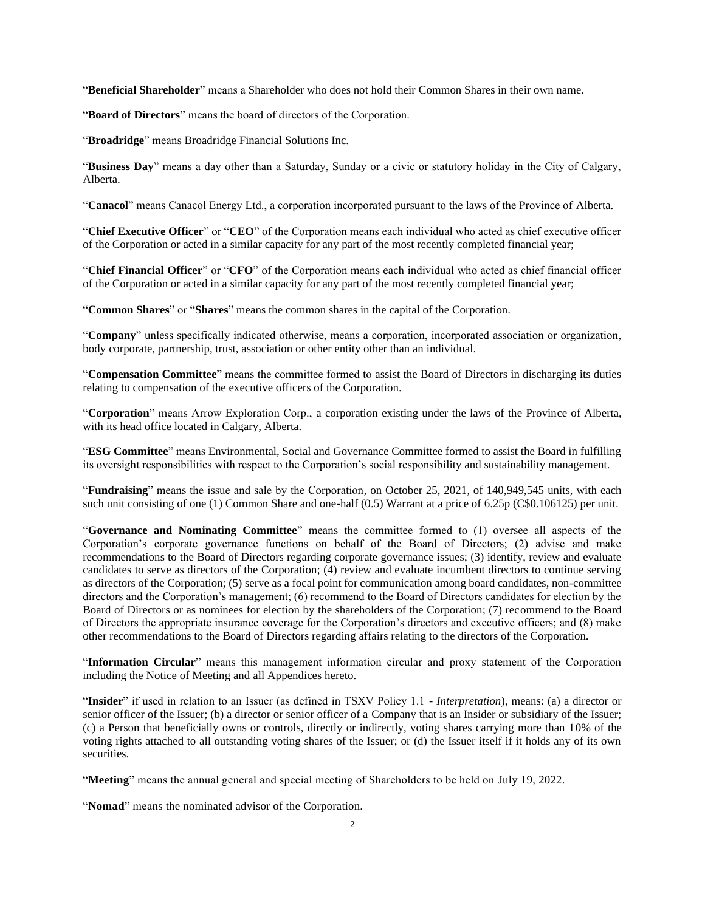"**Beneficial Shareholder**" means a Shareholder who does not hold their Common Shares in their own name.

"**Board of Directors**" means the board of directors of the Corporation.

"**Broadridge**" means Broadridge Financial Solutions Inc.

"**Business Day**" means a day other than a Saturday, Sunday or a civic or statutory holiday in the City of Calgary, Alberta.

"**Canacol**" means Canacol Energy Ltd., a corporation incorporated pursuant to the laws of the Province of Alberta.

"**Chief Executive Officer**" or "**CEO**" of the Corporation means each individual who acted as chief executive officer of the Corporation or acted in a similar capacity for any part of the most recently completed financial year;

"**Chief Financial Officer**" or "**CFO**" of the Corporation means each individual who acted as chief financial officer of the Corporation or acted in a similar capacity for any part of the most recently completed financial year;

"**Common Shares**" or "**Shares**" means the common shares in the capital of the Corporation.

"**Company**" unless specifically indicated otherwise, means a corporation, incorporated association or organization, body corporate, partnership, trust, association or other entity other than an individual.

"**Compensation Committee**" means the committee formed to assist the Board of Directors in discharging its duties relating to compensation of the executive officers of the Corporation.

"**Corporation**" means Arrow Exploration Corp., a corporation existing under the laws of the Province of Alberta, with its head office located in Calgary, Alberta.

"**ESG Committee**" means Environmental, Social and Governance Committee formed to assist the Board in fulfilling its oversight responsibilities with respect to the Corporation's social responsibility and sustainability management.

"**Fundraising**" means the issue and sale by the Corporation, on October 25, 2021, of 140,949,545 units, with each such unit consisting of one (1) Common Share and one-half (0.5) Warrant at a price of 6.25p (C$0.106125) per unit.

"**Governance and Nominating Committee**" means the committee formed to (1) oversee all aspects of the Corporation's corporate governance functions on behalf of the Board of Directors; (2) advise and make recommendations to the Board of Directors regarding corporate governance issues; (3) identify, review and evaluate candidates to serve as directors of the Corporation; (4) review and evaluate incumbent directors to continue serving as directors of the Corporation; (5) serve as a focal point for communication among board candidates, non-committee directors and the Corporation's management; (6) recommend to the Board of Directors candidates for election by the Board of Directors or as nominees for election by the shareholders of the Corporation; (7) recommend to the Board of Directors the appropriate insurance coverage for the Corporation's directors and executive officers; and (8) make other recommendations to the Board of Directors regarding affairs relating to the directors of the Corporation.

"**Information Circular**" means this management information circular and proxy statement of the Corporation including the Notice of Meeting and all Appendices hereto.

"**Insider**" if used in relation to an Issuer (as defined in TSXV Policy 1.1 - *Interpretation*), means: (a) a director or senior officer of the Issuer; (b) a director or senior officer of a Company that is an Insider or subsidiary of the Issuer; (c) a Person that beneficially owns or controls, directly or indirectly, voting shares carrying more than 10% of the voting rights attached to all outstanding voting shares of the Issuer; or (d) the Issuer itself if it holds any of its own securities.

"**Meeting**" means the annual general and special meeting of Shareholders to be held on July 19, 2022.

"**Nomad**" means the nominated advisor of the Corporation.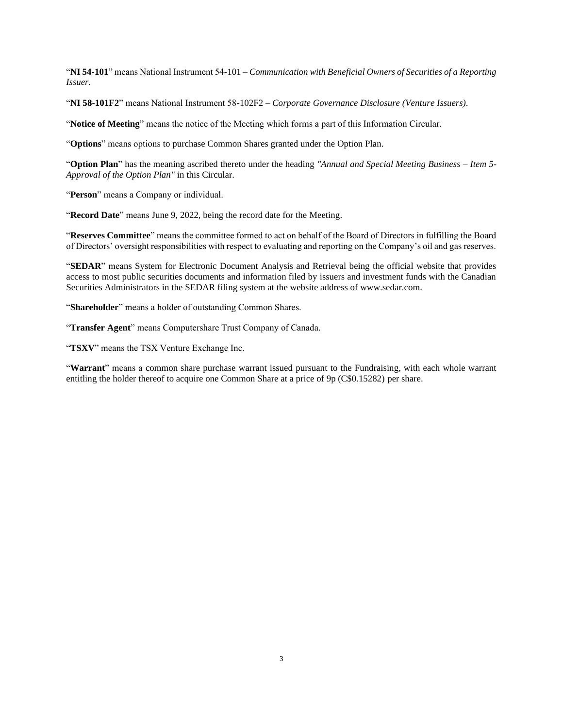"**NI 54-101**" means National Instrument 54-101 – *Communication with Beneficial Owners of Securities of a Reporting Issuer.*

"**NI 58-101F2**" means National Instrument 58-102F2 – *Corporate Governance Disclosure (Venture Issuers).*

"**Notice of Meeting**" means the notice of the Meeting which forms a part of this Information Circular.

"**Options**" means options to purchase Common Shares granted under the Option Plan.

"**Option Plan**" has the meaning ascribed thereto under the heading *"Annual and Special Meeting Business – Item 5- Approval of the Option Plan"* in this Circular.

"**Person**" means a Company or individual.

"**Record Date**" means June 9, 2022, being the record date for the Meeting.

"**Reserves Committee**" means the committee formed to act on behalf of the Board of Directors in fulfilling the Board of Directors' oversight responsibilities with respect to evaluating and reporting on the Company's oil and gas reserves.

"**SEDAR**" means System for Electronic Document Analysis and Retrieval being the official website that provides access to most public securities documents and information filed by issuers and investment funds with the Canadian Securities Administrators in the SEDAR filing system at the website address of www.sedar.com.

"**Shareholder**" means a holder of outstanding Common Shares.

"**Transfer Agent**" means Computershare Trust Company of Canada.

"**TSXV**" means the TSX Venture Exchange Inc.

"**Warrant**" means a common share purchase warrant issued pursuant to the Fundraising, with each whole warrant entitling the holder thereof to acquire one Common Share at a price of 9p (C$0.15282) per share.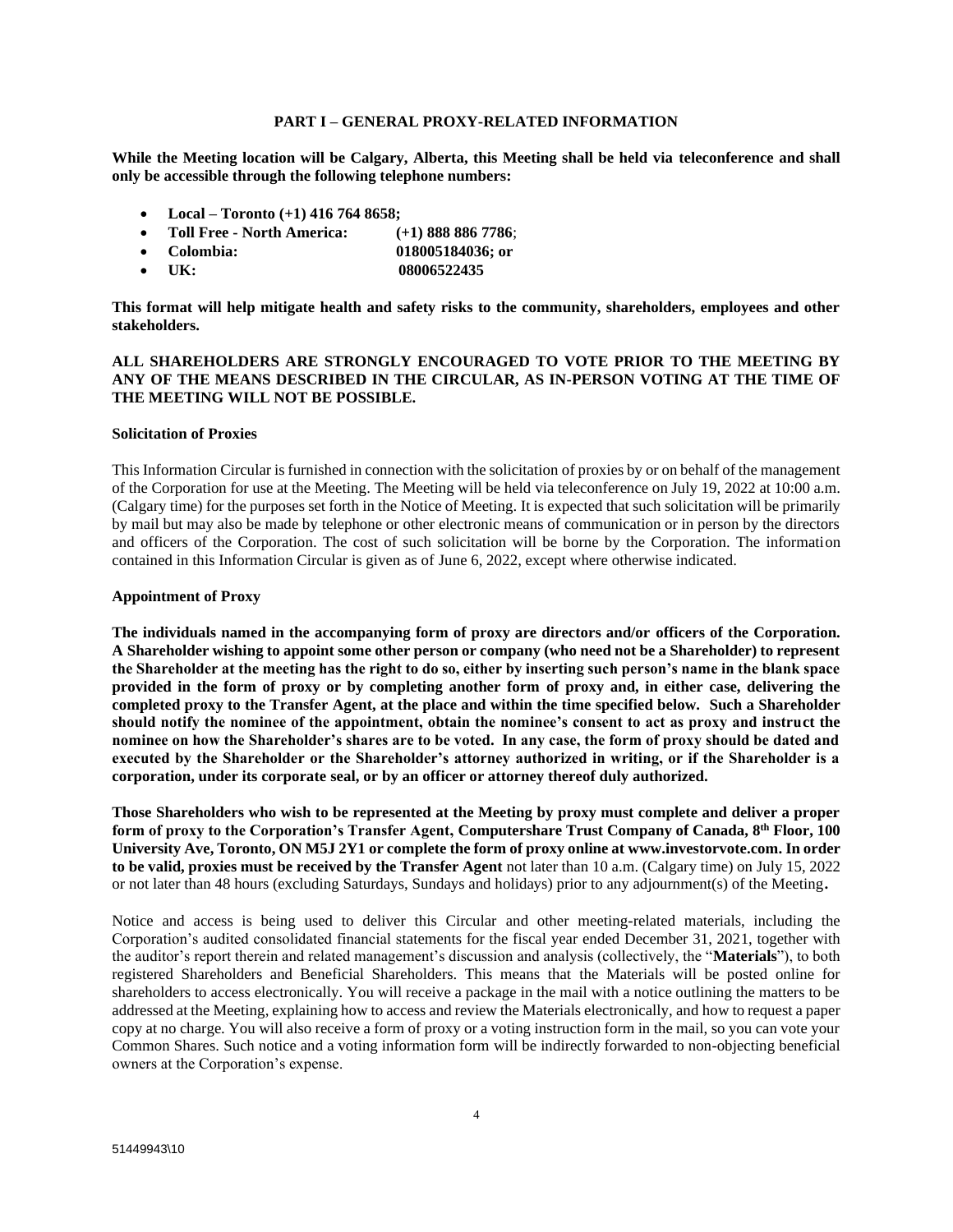## PART I – GENERAL PROXY-RELATED INFORMATION

**While the Meeting location will be Calgary, Alberta, this Meeting shall be held via teleconference and shall only be accessible through the following telephone numbers:**

- **Local – Toronto (+1) 416 764 8658;**
- **Toll Free - North America: (+1) 888 886 7786**;
- **Colombia: 018005184036; or**
- **UK: 08006522435**

**This format will help mitigate health and safety risks to the community, shareholders, employees and other stakeholders.**

**ALL SHAREHOLDERS ARE STRONGLY ENCOURAGED TO VOTE PRIOR TO THE MEETING BY ANY OF THE MEANS DESCRIBED IN THE CIRCULAR, AS IN-PERSON VOTING AT THE TIME OF THE MEETING WILL NOT BE POSSIBLE.**

### Solicitation of Proxies

This Information Circular is furnished in connection with the solicitation of proxies by or on behalf of the management of the Corporation for use at the Meeting. The Meeting will be held via teleconference on July 19, 2022 at 10:00 a.m. (Calgary time) for the purposes set forth in the Notice of Meeting. It is expected that such solicitation will be primarily by mail but may also be made by telephone or other electronic means of communication or in person by the directors and officers of the Corporation. The cost of such solicitation will be borne by the Corporation. The information contained in this Information Circular is given as of June 6, 2022, except where otherwise indicated.

### Appointment of Proxy

**The individuals named in the accompanying form of proxy are directors and/or officers of the Corporation. A Shareholder wishing to appoint some other person or company (who need not be a Shareholder) to represent the Shareholder at the meeting has the right to do so, either by inserting such person's name in the blank space provided in the form of proxy or by completing another form of proxy and, in either case, delivering the completed proxy to the Transfer Agent, at the place and within the time specified below. Such a Shareholder should notify the nominee of the appointment, obtain the nominee's consent to act as proxy and instruct the nominee on how the Shareholder's shares are to be voted. In any case, the form of proxy should be dated and executed by the Shareholder or the Shareholder's attorney authorized in writing, or if the Shareholder is a corporation, under its corporate seal, or by an officer or attorney thereof duly authorized.**

**Those Shareholders who wish to be represented at the Meeting by proxy must complete and deliver a proper form of proxy to the Corporation's Transfer Agent, Computershare Trust Company of Canada, 8th Floor, 100 University Ave, Toronto, ON M5J 2Y1 or complete the form of proxy online at www.investorvote.com. In order to be valid, proxies must be received by the Transfer Agent** not later than 10 a.m. (Calgary time) on July 15, 2022 or not later than 48 hours (excluding Saturdays, Sundays and holidays) prior to any adjournment(s) of the Meeting.

Notice and access is being used to deliver this Circular and other meeting-related materials, including the Corporation's audited consolidated financial statements for the fiscal year ended December 31, 2021, together with the auditor's report therein and related management's discussion and analysis (collectively, the "**Materials**"), to both registered Shareholders and Beneficial Shareholders. This means that the Materials will be posted online for shareholders to access electronically. You will receive a package in the mail with a notice outlining the matters to be addressed at the Meeting, explaining how to access and review the Materials electronically, and how to request a paper copy at no charge. You will also receive a form of proxy or a voting instruction form in the mail, so you can vote your Common Shares. Such notice and a voting information form will be indirectly forwarded to non-objecting beneficial owners at the Corporation's expense.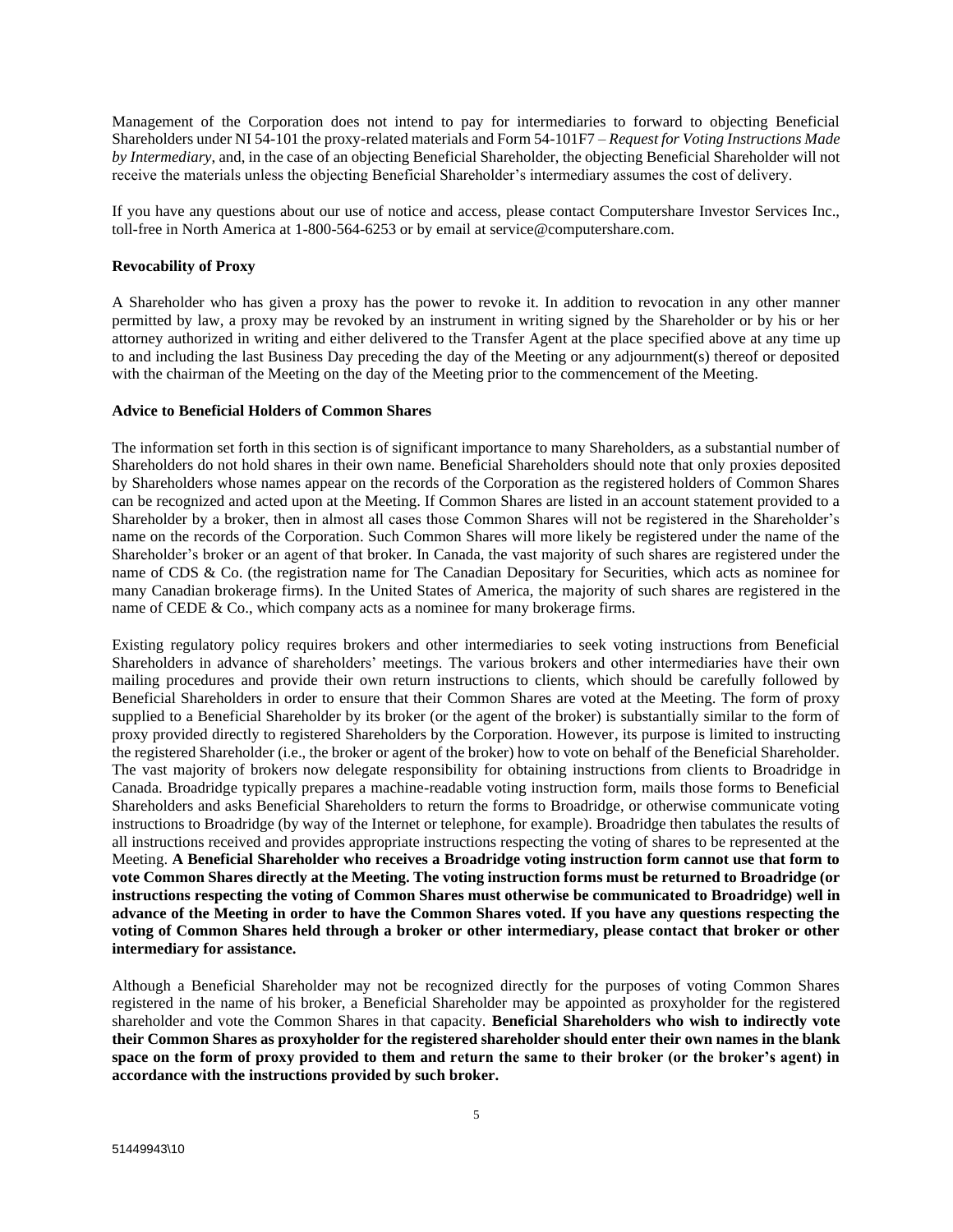Management of the Corporation does not intend to pay for intermediaries to forward to objecting Beneficial Shareholders under NI 54-101 the proxy-related materials and Form 54-101F7 – *Request for Voting Instructions Made by Intermediary*, and, in the case of an objecting Beneficial Shareholder, the objecting Beneficial Shareholder will not receive the materials unless the objecting Beneficial Shareholder's intermediary assumes the cost of delivery.

If you have any questions about our use of notice and access, please contact Computershare Investor Services Inc., toll-free in North America at 1-800-564-6253 or by email at service@computershare.com.

**Revocability of Proxy**

A Shareholder who has given a proxy has the power to revoke it. In addition to revocation in any other manner permitted by law, a proxy may be revoked by an instrument in writing signed by the Shareholder or by his or her attorney authorized in writing and either delivered to the Transfer Agent at the place specified above at any time up to and including the last Business Day preceding the day of the Meeting or any adjournment(s) thereof or deposited with the chairman of the Meeting on the day of the Meeting prior to the commencement of the Meeting.

**Advice to Beneficial Holders of Common Shares**

The information set forth in this section is of significant importance to many Shareholders, as a substantial number of Shareholders do not hold shares in their own name. Beneficial Shareholders should note that only proxies deposited by Shareholders whose names appear on the records of the Corporation as the registered holders of Common Shares can be recognized and acted upon at the Meeting. If Common Shares are listed in an account statement provided to a Shareholder by a broker, then in almost all cases those Common Shares will not be registered in the Shareholder's name on the records of the Corporation. Such Common Shares will more likely be registered under the name of the Shareholder's broker or an agent of that broker. In Canada, the vast majority of such shares are registered under the name of CDS & Co. (the registration name for The Canadian Depositary for Securities, which acts as nominee for many Canadian brokerage firms). In the United States of America, the majority of such shares are registered in the name of CEDE & Co., which company acts as a nominee for many brokerage firms.

Existing regulatory policy requires brokers and other intermediaries to seek voting instructions from Beneficial Shareholders in advance of shareholders' meetings. The various brokers and other intermediaries have their own mailing procedures and provide their own return instructions to clients, which should be carefully followed by Beneficial Shareholders in order to ensure that their Common Shares are voted at the Meeting. The form of proxy supplied to a Beneficial Shareholder by its broker (or the agent of the broker) is substantially similar to the form of proxy provided directly to registered Shareholders by the Corporation. However, its purpose is limited to instructing the registered Shareholder (i.e., the broker or agent of the broker) how to vote on behalf of the Beneficial Shareholder. The vast majority of brokers now delegate responsibility for obtaining instructions from clients to Broadridge in Canada. Broadridge typically prepares a machine-readable voting instruction form, mails those forms to Beneficial Shareholders and asks Beneficial Shareholders to return the forms to Broadridge, or otherwise communicate voting instructions to Broadridge (by way of the Internet or telephone, for example). Broadridge then tabulates the results of all instructions received and provides appropriate instructions respecting the voting of shares to be represented at the Meeting. **A Beneficial Shareholder who receives a Broadridge voting instruction form cannot use that form to vote Common Shares directly at the Meeting. The voting instruction forms must be returned to Broadridge (or instructions respecting the voting of Common Shares must otherwise be communicated to Broadridge) well in advance of the Meeting in order to have the Common Shares voted. If you have any questions respecting the voting of Common Shares held through a broker or other intermediary, please contact that broker or other intermediary for assistance.**

Although a Beneficial Shareholder may not be recognized directly for the purposes of voting Common Shares registered in the name of his broker, a Beneficial Shareholder may be appointed as proxyholder for the registered shareholder and vote the Common Shares in that capacity. **Beneficial Shareholders who wish to indirectly vote their Common Shares as proxyholder for the registered shareholder should enter their own names in the blank space on the form of proxy provided to them and return the same to their broker (or the broker's agent) in accordance with the instructions provided by such broker.**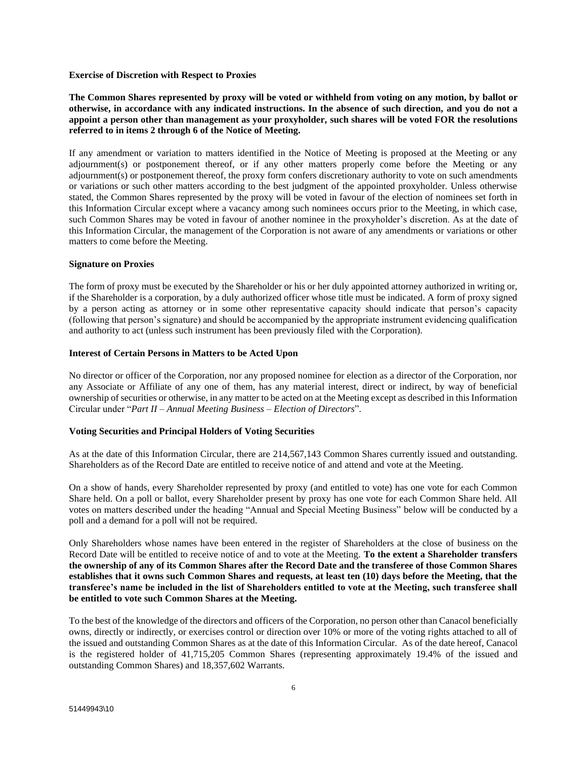**Exercise of Discretion with Respect to Proxies**

**The Common Shares represented by proxy will be voted or withheld from voting on any motion, by ballot or otherwise, in accordance with any indicated instructions. In the absence of such direction, and you do not a appoint a person other than management as your proxyholder, such shares will be voted FOR the resolutions referred to in items 2 through 6 of the Notice of Meeting.**

If any amendment or variation to matters identified in the Notice of Meeting is proposed at the Meeting or any adjournment(s) or postponement thereof, or if any other matters properly come before the Meeting or any adjournment(s) or postponement thereof, the proxy form confers discretionary authority to vote on such amendments or variations or such other matters according to the best judgment of the appointed proxyholder. Unless otherwise stated, the Common Shares represented by the proxy will be voted in favour of the election of nominees set forth in this Information Circular except where a vacancy among such nominees occurs prior to the Meeting, in which case, such Common Shares may be voted in favour of another nominee in the proxyholder's discretion. As at the date of this Information Circular, the management of the Corporation is not aware of any amendments or variations or other matters to come before the Meeting.

**Signature on Proxies**

The form of proxy must be executed by the Shareholder or his or her duly appointed attorney authorized in writing or, if the Shareholder is a corporation, by a duly authorized officer whose title must be indicated. A form of proxy signed by a person acting as attorney or in some other representative capacity should indicate that person's capacity (following that person's signature) and should be accompanied by the appropriate instrument evidencing qualification and authority to act (unless such instrument has been previously filed with the Corporation).

**Interest of Certain Persons in Matters to be Acted Upon**

No director or officer of the Corporation, nor any proposed nominee for election as a director of the Corporation, nor any Associate or Affiliate of any one of them, has any material interest, direct or indirect, by way of beneficial ownership of securities or otherwise, in any matter to be acted on at the Meeting except as described in this Information Circular under "*Part II – Annual Meeting Business – Election of Directors*".

**Voting Securities and Principal Holders of Voting Securities**

As at the date of this Information Circular, there are 214,567,143 Common Shares currently issued and outstanding. Shareholders as of the Record Date are entitled to receive notice of and attend and vote at the Meeting.

On a show of hands, every Shareholder represented by proxy (and entitled to vote) has one vote for each Common Share held. On a poll or ballot, every Shareholder present by proxy has one vote for each Common Share held. All votes on matters described under the heading "Annual and Special Meeting Business" below will be conducted by a poll and a demand for a poll will not be required.

Only Shareholders whose names have been entered in the register of Shareholders at the close of business on the Record Date will be entitled to receive notice of and to vote at the Meeting. **To the extent a Shareholder transfers the ownership of any of its Common Shares after the Record Date and the transferee of those Common Shares establishes that it owns such Common Shares and requests, at least ten (10) days before the Meeting, that the transferee's name be included in the list of Shareholders entitled to vote at the Meeting, such transferee shall be entitled to vote such Common Shares at the Meeting.**

To the best of the knowledge of the directors and officers of the Corporation, no person other than Canacol beneficially owns, directly or indirectly, or exercises control or direction over 10% or more of the voting rights attached to all of the issued and outstanding Common Shares as at the date of this Information Circular. As of the date hereof, Canacol is the registered holder of 41,715,205 Common Shares (representing approximately 19.4% of the issued and outstanding Common Shares) and 18,357,602 Warrants.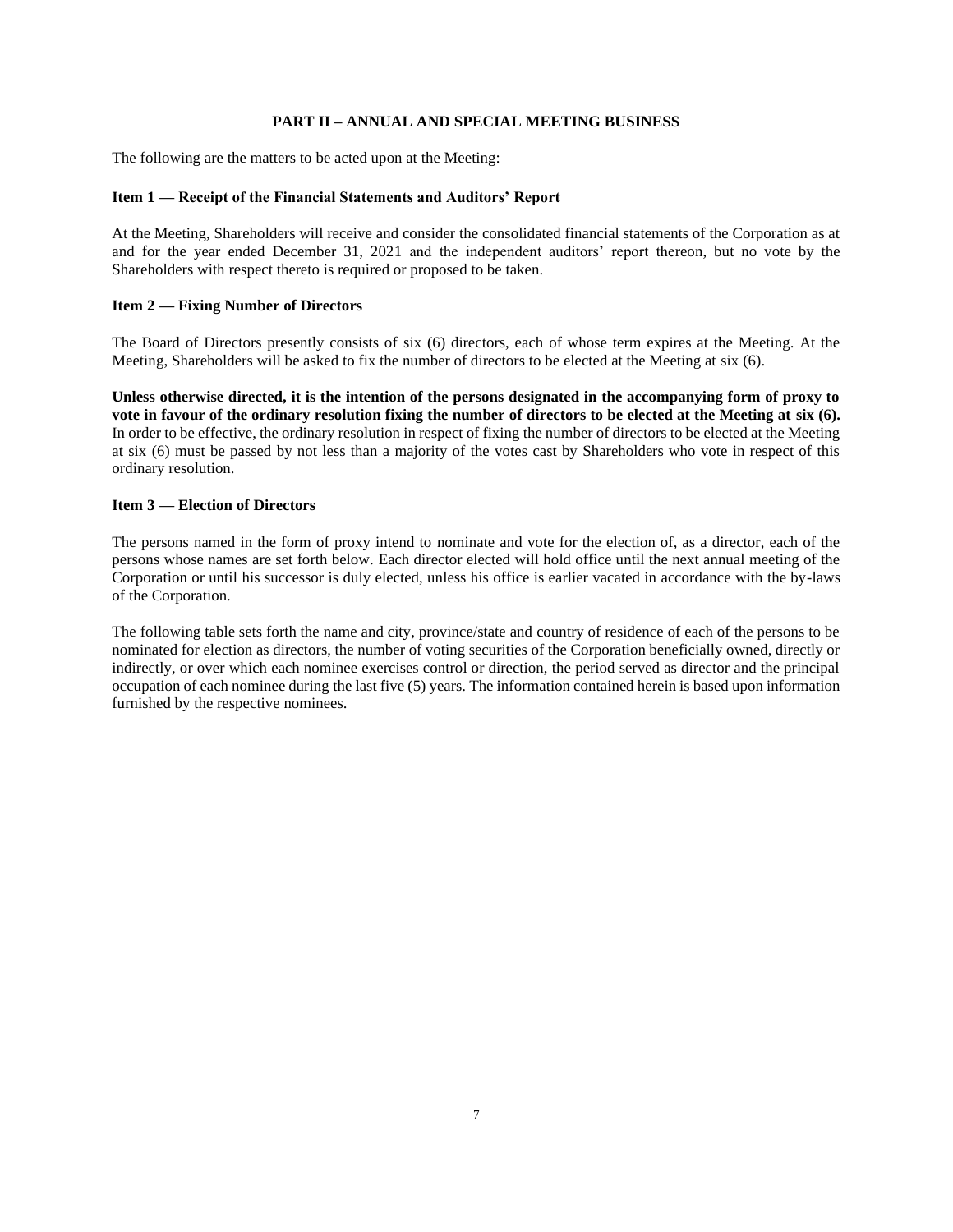## PART II – ANNUAL AND SPECIAL MEETING BUSINESS

The following are the matters to be acted upon at the Meeting:

### Item 1 — Receipt of the Financial Statements and Auditors' Report

At the Meeting, Shareholders will receive and consider the consolidated financial statements of the Corporation as at and for the year ended December 31, 2021 and the independent auditors' report thereon, but no vote by the Shareholders with respect thereto is required or proposed to be taken.

### Item 2 — Fixing Number of Directors

The Board of Directors presently consists of six (6) directors, each of whose term expires at the Meeting. At the Meeting, Shareholders will be asked to fix the number of directors to be elected at the Meeting at six (6).

**Unless otherwise directed, it is the intention of the persons designated in the accompanying form of proxy to vote in favour of the ordinary resolution fixing the number of directors to be elected at the Meeting at six (6).** In order to be effective, the ordinary resolution in respect of fixing the number of directors to be elected at the Meeting at six (6) must be passed by not less than a majority of the votes cast by Shareholders who vote in respect of this ordinary resolution.

### Item 3 — Election of Directors

The persons named in the form of proxy intend to nominate and vote for the election of, as a director, each of the persons whose names are set forth below. Each director elected will hold office until the next annual meeting of the Corporation or until his successor is duly elected, unless his office is earlier vacated in accordance with the by-laws of the Corporation.

The following table sets forth the name and city, province/state and country of residence of each of the persons to be nominated for election as directors, the number of voting securities of the Corporation beneficially owned, directly or indirectly, or over which each nominee exercises control or direction, the period served as director and the principal occupation of each nominee during the last five (5) years. The information contained herein is based upon information furnished by the respective nominees.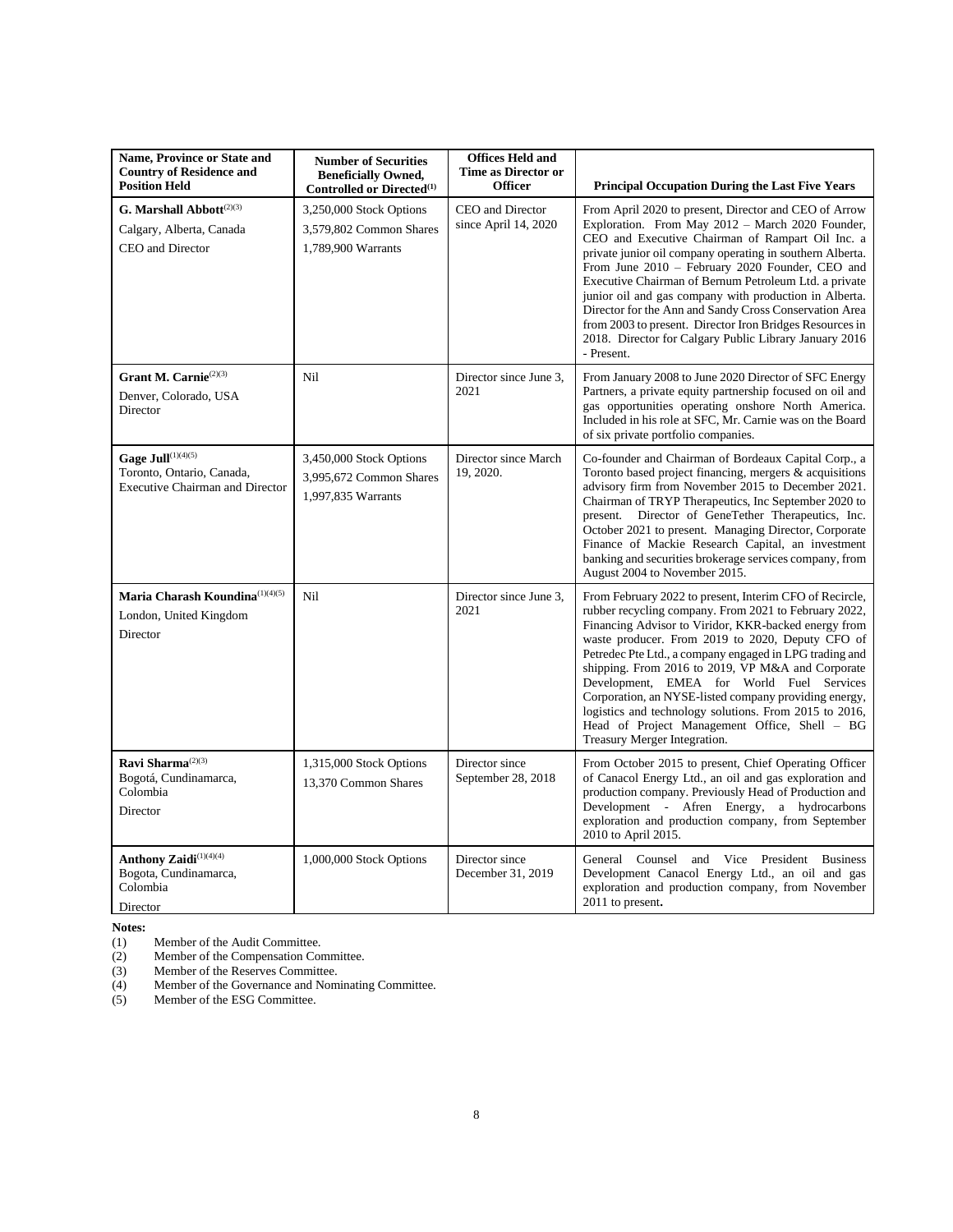| Name, Province or State and Country of Residence and Position Held | Number of Securities Beneficially Owned, Controlled or Directed[(1)] | Offices Held and Time as Director or Officer | Principal Occupation During the Last Five Years |
|---|---|---|---|
| **G. Marshall Abbott**[(2)(3)]<br>Calgary, Alberta, Canada<br>CEO and Director | 3,250,000 Stock Options<br>3,579,802 Common Shares<br>1,789,900 Warrants | CEO and Director since April 14, 2020 | From April 2020 to present, Director and CEO of Arrow Exploration. From May 2012 – March 2020 Founder, CEO and Executive Chairman of Rampart Oil Inc. a private junior oil company operating in southern Alberta. From June 2010 – February 2020 Founder, CEO and Executive Chairman of Bernum Petroleum Ltd. a private junior oil and gas company with production in Alberta. Director for the Ann and Sandy Cross Conservation Area from 2003 to present. Director Iron Bridges Resources in 2018. Director for Calgary Public Library January 2016 - Present. |
| **Grant M. Carnie**[(2)(3)]<br>Denver, Colorado, USA<br>Director | Nil | Director since June 3, 2021 | From January 2008 to June 2020 Director of SFC Energy Partners, a private equity partnership focused on oil and gas opportunities operating onshore North America. Included in his role at SFC, Mr. Carnie was on the Board of six private portfolio companies. |
| **Gage Jull**[(1)(4)(5)]<br>Toronto, Ontario, Canada,<br>Executive Chairman and Director | 3,450,000 Stock Options<br>3,995,672 Common Shares<br>1,997,835 Warrants | Director since March 19, 2020. | Co-founder and Chairman of Bordeaux Capital Corp., a Toronto based project financing, mergers & acquisitions advisory firm from November 2015 to December 2021. Chairman of TRYP Therapeutics, Inc September 2020 to present. Director of GeneTether Therapeutics, Inc. October 2021 to present. Managing Director, Corporate Finance of Mackie Research Capital, an investment banking and securities brokerage services company, from August 2004 to November 2015. |
| **Maria Charash Koundina**[(1)(4)(5)]<br>London, United Kingdom<br>Director | Nil | Director since June 3, 2021 | From February 2022 to present, Interim CFO of Recircle, rubber recycling company. From 2021 to February 2022, Financing Advisor to Viridor, KKR-backed energy from waste producer. From 2019 to 2020, Deputy CFO of Petredec Pte Ltd., a company engaged in LPG trading and shipping. From 2016 to 2019, VP M&A and Corporate Development, EMEA for World Fuel Services Corporation, an NYSE-listed company providing energy, logistics and technology solutions. From 2015 to 2016, Head of Project Management Office, Shell – BG Treasury Merger Integration. |
| **Ravi Sharma**[(2)(3)]<br>Bogotá, Cundinamarca, Colombia<br>Director | 1,315,000 Stock Options<br>13,370 Common Shares | Director since September 28, 2018 | From October 2015 to present, Chief Operating Officer of Canacol Energy Ltd., an oil and gas exploration and production company. Previously Head of Production and Development - Afren Energy, a hydrocarbons exploration and production company, from September 2010 to April 2015. |
| **Anthony Zaidi**[(1)(4)(4)]<br>Bogota, Cundinamarca, Colombia<br>Director | 1,000,000 Stock Options | Director since December 31, 2019 | General Counsel and Vice President Business Development Canacol Energy Ltd., an oil and gas exploration and production company, from November 2011 to present**.** |

**Notes:**

(1) Member of the Audit Committee.
(2) Member of the Compensation Committee.
(3) Member of the Reserves Committee.
(4) Member of the Governance and Nominating Committee.
(5) Member of the ESG Committee.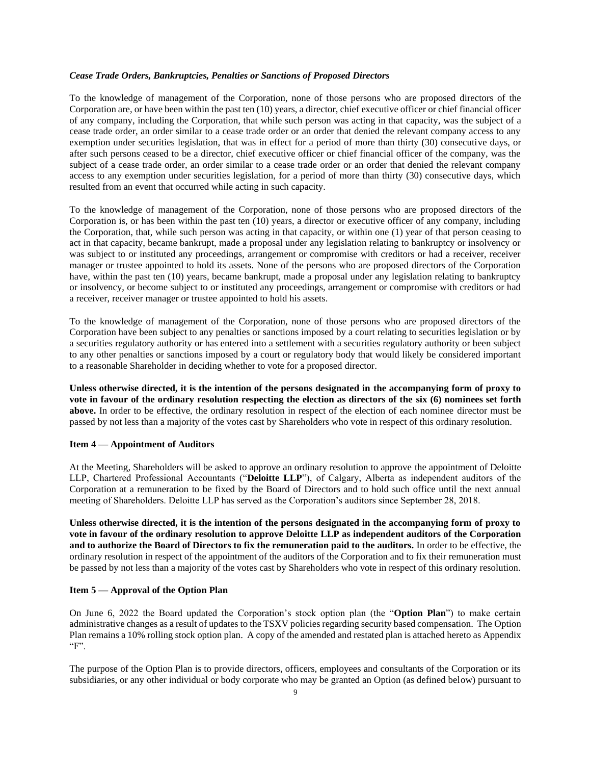### *Cease Trade Orders, Bankruptcies, Penalties or Sanctions of Proposed Directors*

To the knowledge of management of the Corporation, none of those persons who are proposed directors of the Corporation are, or have been within the past ten (10) years, a director, chief executive officer or chief financial officer of any company, including the Corporation, that while such person was acting in that capacity, was the subject of a cease trade order, an order similar to a cease trade order or an order that denied the relevant company access to any exemption under securities legislation, that was in effect for a period of more than thirty (30) consecutive days, or after such persons ceased to be a director, chief executive officer or chief financial officer of the company, was the subject of a cease trade order, an order similar to a cease trade order or an order that denied the relevant company access to any exemption under securities legislation, for a period of more than thirty (30) consecutive days, which resulted from an event that occurred while acting in such capacity.

To the knowledge of management of the Corporation, none of those persons who are proposed directors of the Corporation is, or has been within the past ten (10) years, a director or executive officer of any company, including the Corporation, that, while such person was acting in that capacity, or within one (1) year of that person ceasing to act in that capacity, became bankrupt, made a proposal under any legislation relating to bankruptcy or insolvency or was subject to or instituted any proceedings, arrangement or compromise with creditors or had a receiver, receiver manager or trustee appointed to hold its assets. None of the persons who are proposed directors of the Corporation have, within the past ten (10) years, became bankrupt, made a proposal under any legislation relating to bankruptcy or insolvency, or become subject to or instituted any proceedings, arrangement or compromise with creditors or had a receiver, receiver manager or trustee appointed to hold his assets.

To the knowledge of management of the Corporation, none of those persons who are proposed directors of the Corporation have been subject to any penalties or sanctions imposed by a court relating to securities legislation or by a securities regulatory authority or has entered into a settlement with a securities regulatory authority or been subject to any other penalties or sanctions imposed by a court or regulatory body that would likely be considered important to a reasonable Shareholder in deciding whether to vote for a proposed director.

**Unless otherwise directed, it is the intention of the persons designated in the accompanying form of proxy to vote in favour of the ordinary resolution respecting the election as directors of the six (6) nominees set forth above.** In order to be effective, the ordinary resolution in respect of the election of each nominee director must be passed by not less than a majority of the votes cast by Shareholders who vote in respect of this ordinary resolution.

### Item 4 — Appointment of Auditors

At the Meeting, Shareholders will be asked to approve an ordinary resolution to approve the appointment of Deloitte LLP, Chartered Professional Accountants ("**Deloitte LLP**"), of Calgary, Alberta as independent auditors of the Corporation at a remuneration to be fixed by the Board of Directors and to hold such office until the next annual meeting of Shareholders. Deloitte LLP has served as the Corporation's auditors since September 28, 2018.

**Unless otherwise directed, it is the intention of the persons designated in the accompanying form of proxy to vote in favour of the ordinary resolution to approve Deloitte LLP as independent auditors of the Corporation and to authorize the Board of Directors to fix the remuneration paid to the auditors.** In order to be effective, the ordinary resolution in respect of the appointment of the auditors of the Corporation and to fix their remuneration must be passed by not less than a majority of the votes cast by Shareholders who vote in respect of this ordinary resolution.

### Item 5 — Approval of the Option Plan

On June 6, 2022 the Board updated the Corporation's stock option plan (the "**Option Plan**") to make certain administrative changes as a result of updates to the TSXV policies regarding security based compensation. The Option Plan remains a 10% rolling stock option plan. A copy of the amended and restated plan is attached hereto as Appendix "F".

The purpose of the Option Plan is to provide directors, officers, employees and consultants of the Corporation or its subsidiaries, or any other individual or body corporate who may be granted an Option (as defined below) pursuant to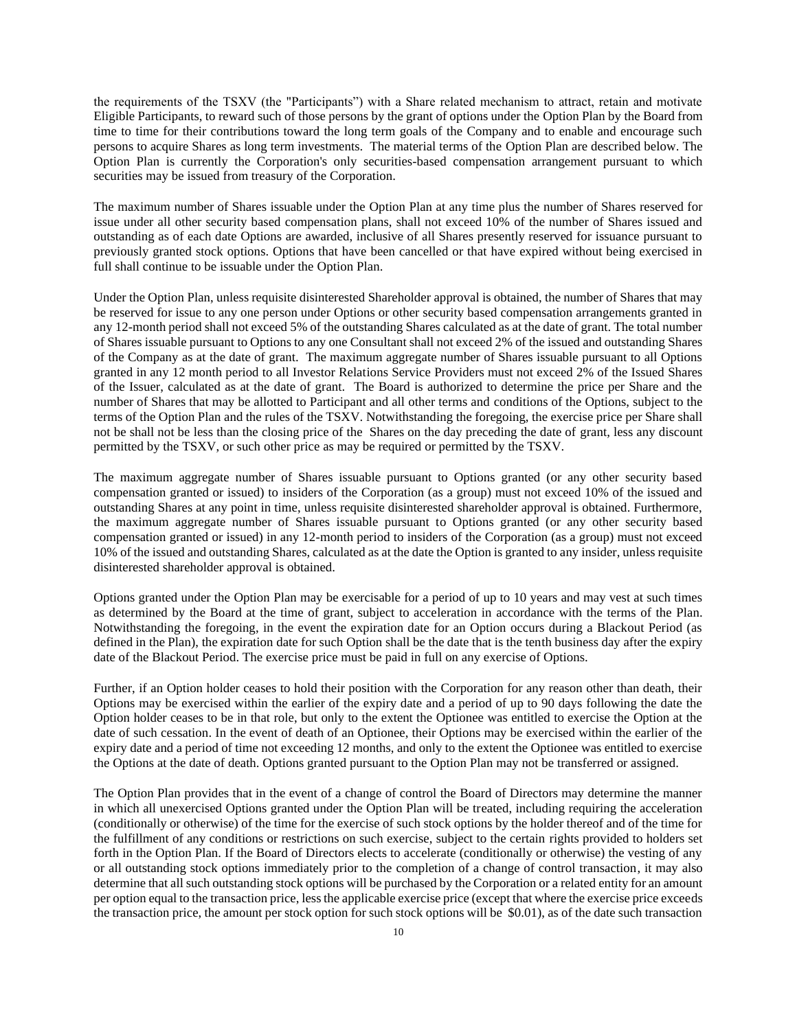the requirements of the TSXV (the "Participants") with a Share related mechanism to attract, retain and motivate Eligible Participants, to reward such of those persons by the grant of options under the Option Plan by the Board from time to time for their contributions toward the long term goals of the Company and to enable and encourage such persons to acquire Shares as long term investments. The material terms of the Option Plan are described below. The Option Plan is currently the Corporation's only securities-based compensation arrangement pursuant to which securities may be issued from treasury of the Corporation.

The maximum number of Shares issuable under the Option Plan at any time plus the number of Shares reserved for issue under all other security based compensation plans, shall not exceed 10% of the number of Shares issued and outstanding as of each date Options are awarded, inclusive of all Shares presently reserved for issuance pursuant to previously granted stock options. Options that have been cancelled or that have expired without being exercised in full shall continue to be issuable under the Option Plan.

Under the Option Plan, unless requisite disinterested Shareholder approval is obtained, the number of Shares that may be reserved for issue to any one person under Options or other security based compensation arrangements granted in any 12-month period shall not exceed 5% of the outstanding Shares calculated as at the date of grant. The total number of Shares issuable pursuant to Options to any one Consultant shall not exceed 2% of the issued and outstanding Shares of the Company as at the date of grant. The maximum aggregate number of Shares issuable pursuant to all Options granted in any 12 month period to all Investor Relations Service Providers must not exceed 2% of the Issued Shares of the Issuer, calculated as at the date of grant. The Board is authorized to determine the price per Share and the number of Shares that may be allotted to Participant and all other terms and conditions of the Options, subject to the terms of the Option Plan and the rules of the TSXV. Notwithstanding the foregoing, the exercise price per Share shall not be shall not be less than the closing price of the Shares on the day preceding the date of grant, less any discount permitted by the TSXV, or such other price as may be required or permitted by the TSXV.

The maximum aggregate number of Shares issuable pursuant to Options granted (or any other security based compensation granted or issued) to insiders of the Corporation (as a group) must not exceed 10% of the issued and outstanding Shares at any point in time, unless requisite disinterested shareholder approval is obtained. Furthermore, the maximum aggregate number of Shares issuable pursuant to Options granted (or any other security based compensation granted or issued) in any 12-month period to insiders of the Corporation (as a group) must not exceed 10% of the issued and outstanding Shares, calculated as at the date the Option is granted to any insider, unless requisite disinterested shareholder approval is obtained.

Options granted under the Option Plan may be exercisable for a period of up to 10 years and may vest at such times as determined by the Board at the time of grant, subject to acceleration in accordance with the terms of the Plan. Notwithstanding the foregoing, in the event the expiration date for an Option occurs during a Blackout Period (as defined in the Plan), the expiration date for such Option shall be the date that is the tenth business day after the expiry date of the Blackout Period. The exercise price must be paid in full on any exercise of Options.

Further, if an Option holder ceases to hold their position with the Corporation for any reason other than death, their Options may be exercised within the earlier of the expiry date and a period of up to 90 days following the date the Option holder ceases to be in that role, but only to the extent the Optionee was entitled to exercise the Option at the date of such cessation. In the event of death of an Optionee, their Options may be exercised within the earlier of the expiry date and a period of time not exceeding 12 months, and only to the extent the Optionee was entitled to exercise the Options at the date of death. Options granted pursuant to the Option Plan may not be transferred or assigned.

The Option Plan provides that in the event of a change of control the Board of Directors may determine the manner in which all unexercised Options granted under the Option Plan will be treated, including requiring the acceleration (conditionally or otherwise) of the time for the exercise of such stock options by the holder thereof and of the time for the fulfillment of any conditions or restrictions on such exercise, subject to the certain rights provided to holders set forth in the Option Plan. If the Board of Directors elects to accelerate (conditionally or otherwise) the vesting of any or all outstanding stock options immediately prior to the completion of a change of control transaction, it may also determine that all such outstanding stock options will be purchased by the Corporation or a related entity for an amount per option equal to the transaction price, less the applicable exercise price (except that where the exercise price exceeds the transaction price, the amount per stock option for such stock options will be $0.01), as of the date such transaction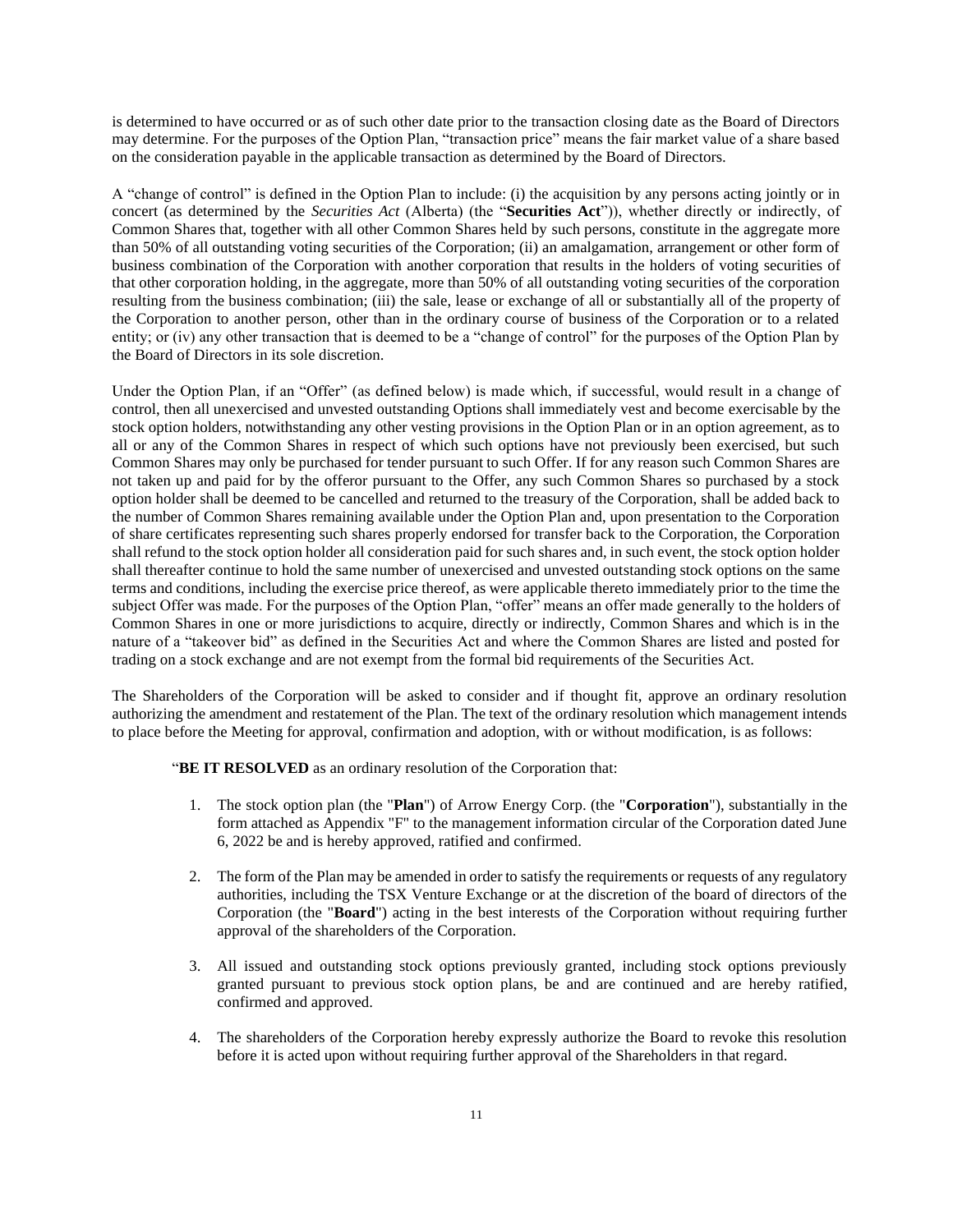is determined to have occurred or as of such other date prior to the transaction closing date as the Board of Directors may determine. For the purposes of the Option Plan, "transaction price" means the fair market value of a share based on the consideration payable in the applicable transaction as determined by the Board of Directors.

A "change of control" is defined in the Option Plan to include: (i) the acquisition by any persons acting jointly or in concert (as determined by the *Securities Act* (Alberta) (the "**Securities Act**")), whether directly or indirectly, of Common Shares that, together with all other Common Shares held by such persons, constitute in the aggregate more than 50% of all outstanding voting securities of the Corporation; (ii) an amalgamation, arrangement or other form of business combination of the Corporation with another corporation that results in the holders of voting securities of that other corporation holding, in the aggregate, more than 50% of all outstanding voting securities of the corporation resulting from the business combination; (iii) the sale, lease or exchange of all or substantially all of the property of the Corporation to another person, other than in the ordinary course of business of the Corporation or to a related entity; or (iv) any other transaction that is deemed to be a "change of control" for the purposes of the Option Plan by the Board of Directors in its sole discretion.

Under the Option Plan, if an "Offer" (as defined below) is made which, if successful, would result in a change of control, then all unexercised and unvested outstanding Options shall immediately vest and become exercisable by the stock option holders, notwithstanding any other vesting provisions in the Option Plan or in an option agreement, as to all or any of the Common Shares in respect of which such options have not previously been exercised, but such Common Shares may only be purchased for tender pursuant to such Offer. If for any reason such Common Shares are not taken up and paid for by the offeror pursuant to the Offer, any such Common Shares so purchased by a stock option holder shall be deemed to be cancelled and returned to the treasury of the Corporation, shall be added back to the number of Common Shares remaining available under the Option Plan and, upon presentation to the Corporation of share certificates representing such shares properly endorsed for transfer back to the Corporation, the Corporation shall refund to the stock option holder all consideration paid for such shares and, in such event, the stock option holder shall thereafter continue to hold the same number of unexercised and unvested outstanding stock options on the same terms and conditions, including the exercise price thereof, as were applicable thereto immediately prior to the time the subject Offer was made. For the purposes of the Option Plan, "offer" means an offer made generally to the holders of Common Shares in one or more jurisdictions to acquire, directly or indirectly, Common Shares and which is in the nature of a "takeover bid" as defined in the Securities Act and where the Common Shares are listed and posted for trading on a stock exchange and are not exempt from the formal bid requirements of the Securities Act.

The Shareholders of the Corporation will be asked to consider and if thought fit, approve an ordinary resolution authorizing the amendment and restatement of the Plan. The text of the ordinary resolution which management intends to place before the Meeting for approval, confirmation and adoption, with or without modification, is as follows:

> "**BE IT RESOLVED** as an ordinary resolution of the Corporation that:
>
> 1. The stock option plan (the "**Plan**") of Arrow Energy Corp. (the "**Corporation**"), substantially in the form attached as Appendix "F" to the management information circular of the Corporation dated June 6, 2022 be and is hereby approved, ratified and confirmed.
> 2. The form of the Plan may be amended in order to satisfy the requirements or requests of any regulatory authorities, including the TSX Venture Exchange or at the discretion of the board of directors of the Corporation (the "**Board**") acting in the best interests of the Corporation without requiring further approval of the shareholders of the Corporation.
> 3. All issued and outstanding stock options previously granted, including stock options previously granted pursuant to previous stock option plans, be and are continued and are hereby ratified, confirmed and approved.
> 4. The shareholders of the Corporation hereby expressly authorize the Board to revoke this resolution before it is acted upon without requiring further approval of the Shareholders in that regard.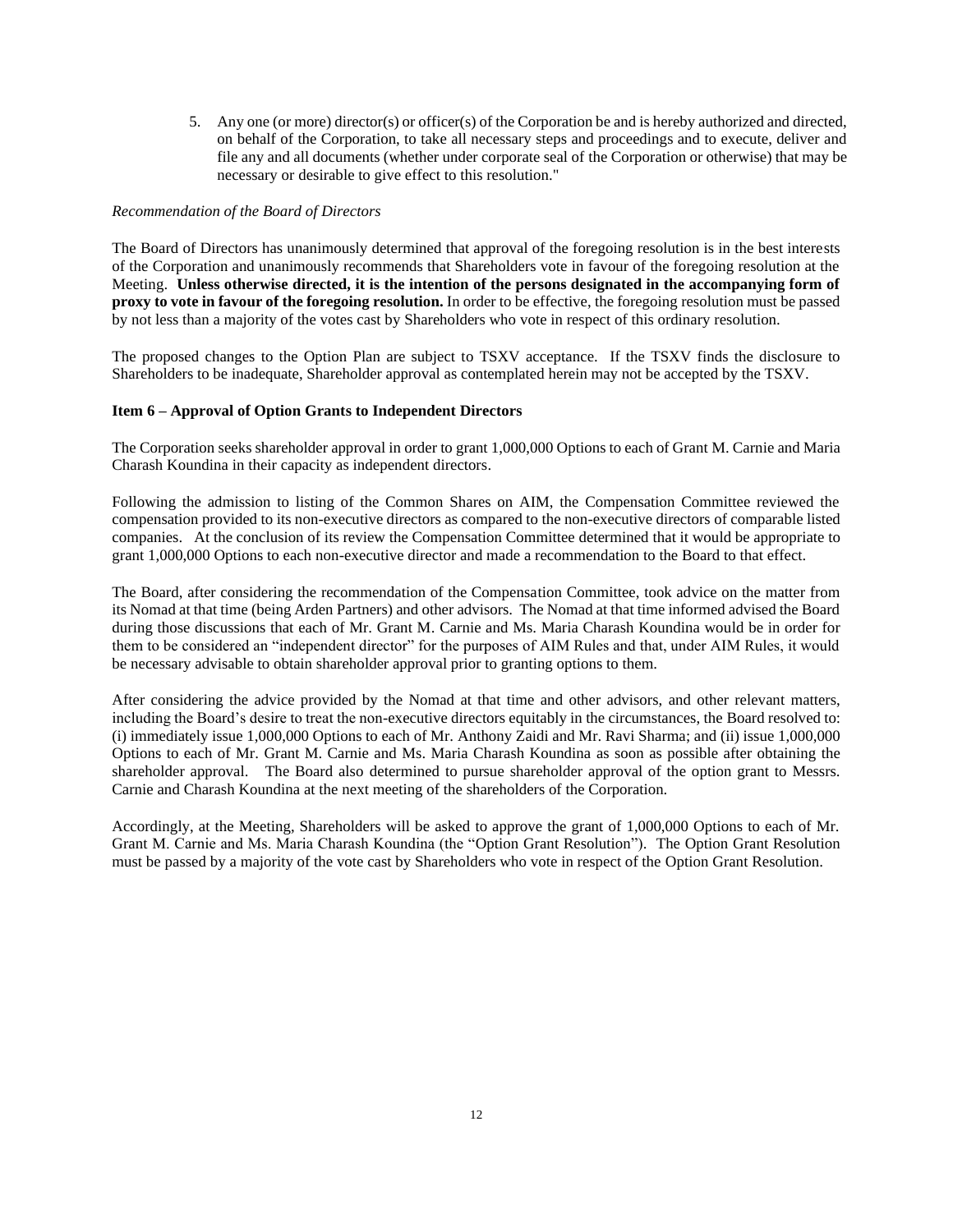5. Any one (or more) director(s) or officer(s) of the Corporation be and is hereby authorized and directed, on behalf of the Corporation, to take all necessary steps and proceedings and to execute, deliver and file any and all documents (whether under corporate seal of the Corporation or otherwise) that may be necessary or desirable to give effect to this resolution."

*Recommendation of the Board of Directors*

The Board of Directors has unanimously determined that approval of the foregoing resolution is in the best interests of the Corporation and unanimously recommends that Shareholders vote in favour of the foregoing resolution at the Meeting. **Unless otherwise directed, it is the intention of the persons designated in the accompanying form of proxy to vote in favour of the foregoing resolution.** In order to be effective, the foregoing resolution must be passed by not less than a majority of the votes cast by Shareholders who vote in respect of this ordinary resolution.

The proposed changes to the Option Plan are subject to TSXV acceptance. If the TSXV finds the disclosure to Shareholders to be inadequate, Shareholder approval as contemplated herein may not be accepted by the TSXV.

**Item 6 – Approval of Option Grants to Independent Directors**

The Corporation seeks shareholder approval in order to grant 1,000,000 Options to each of Grant M. Carnie and Maria Charash Koundina in their capacity as independent directors.

Following the admission to listing of the Common Shares on AIM, the Compensation Committee reviewed the compensation provided to its non-executive directors as compared to the non-executive directors of comparable listed companies. At the conclusion of its review the Compensation Committee determined that it would be appropriate to grant 1,000,000 Options to each non-executive director and made a recommendation to the Board to that effect.

The Board, after considering the recommendation of the Compensation Committee, took advice on the matter from its Nomad at that time (being Arden Partners) and other advisors. The Nomad at that time informed advised the Board during those discussions that each of Mr. Grant M. Carnie and Ms. Maria Charash Koundina would be in order for them to be considered an "independent director" for the purposes of AIM Rules and that, under AIM Rules, it would be necessary advisable to obtain shareholder approval prior to granting options to them.

After considering the advice provided by the Nomad at that time and other advisors, and other relevant matters, including the Board's desire to treat the non-executive directors equitably in the circumstances, the Board resolved to: (i) immediately issue 1,000,000 Options to each of Mr. Anthony Zaidi and Mr. Ravi Sharma; and (ii) issue 1,000,000 Options to each of Mr. Grant M. Carnie and Ms. Maria Charash Koundina as soon as possible after obtaining the shareholder approval. The Board also determined to pursue shareholder approval of the option grant to Messrs. Carnie and Charash Koundina at the next meeting of the shareholders of the Corporation.

Accordingly, at the Meeting, Shareholders will be asked to approve the grant of 1,000,000 Options to each of Mr. Grant M. Carnie and Ms. Maria Charash Koundina (the "Option Grant Resolution"). The Option Grant Resolution must be passed by a majority of the vote cast by Shareholders who vote in respect of the Option Grant Resolution.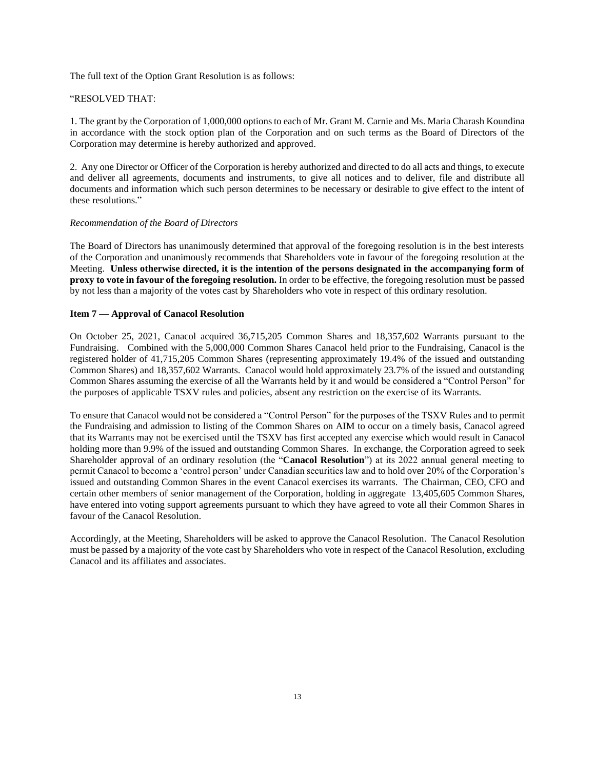The full text of the Option Grant Resolution is as follows:

"RESOLVED THAT:

1. The grant by the Corporation of 1,000,000 options to each of Mr. Grant M. Carnie and Ms. Maria Charash Koundina in accordance with the stock option plan of the Corporation and on such terms as the Board of Directors of the Corporation may determine is hereby authorized and approved.

2. Any one Director or Officer of the Corporation is hereby authorized and directed to do all acts and things, to execute and deliver all agreements, documents and instruments, to give all notices and to deliver, file and distribute all documents and information which such person determines to be necessary or desirable to give effect to the intent of these resolutions."

*Recommendation of the Board of Directors*

The Board of Directors has unanimously determined that approval of the foregoing resolution is in the best interests of the Corporation and unanimously recommends that Shareholders vote in favour of the foregoing resolution at the Meeting. **Unless otherwise directed, it is the intention of the persons designated in the accompanying form of proxy to vote in favour of the foregoing resolution.** In order to be effective, the foregoing resolution must be passed by not less than a majority of the votes cast by Shareholders who vote in respect of this ordinary resolution.

**Item 7 — Approval of Canacol Resolution**

On October 25, 2021, Canacol acquired 36,715,205 Common Shares and 18,357,602 Warrants pursuant to the Fundraising. Combined with the 5,000,000 Common Shares Canacol held prior to the Fundraising, Canacol is the registered holder of 41,715,205 Common Shares (representing approximately 19.4% of the issued and outstanding Common Shares) and 18,357,602 Warrants. Canacol would hold approximately 23.7% of the issued and outstanding Common Shares assuming the exercise of all the Warrants held by it and would be considered a "Control Person" for the purposes of applicable TSXV rules and policies, absent any restriction on the exercise of its Warrants.

To ensure that Canacol would not be considered a "Control Person" for the purposes of the TSXV Rules and to permit the Fundraising and admission to listing of the Common Shares on AIM to occur on a timely basis, Canacol agreed that its Warrants may not be exercised until the TSXV has first accepted any exercise which would result in Canacol holding more than 9.9% of the issued and outstanding Common Shares. In exchange, the Corporation agreed to seek Shareholder approval of an ordinary resolution (the "**Canacol Resolution**") at its 2022 annual general meeting to permit Canacol to become a 'control person' under Canadian securities law and to hold over 20% of the Corporation's issued and outstanding Common Shares in the event Canacol exercises its warrants. The Chairman, CEO, CFO and certain other members of senior management of the Corporation, holding in aggregate 13,405,605 Common Shares, have entered into voting support agreements pursuant to which they have agreed to vote all their Common Shares in favour of the Canacol Resolution.

Accordingly, at the Meeting, Shareholders will be asked to approve the Canacol Resolution. The Canacol Resolution must be passed by a majority of the vote cast by Shareholders who vote in respect of the Canacol Resolution, excluding Canacol and its affiliates and associates.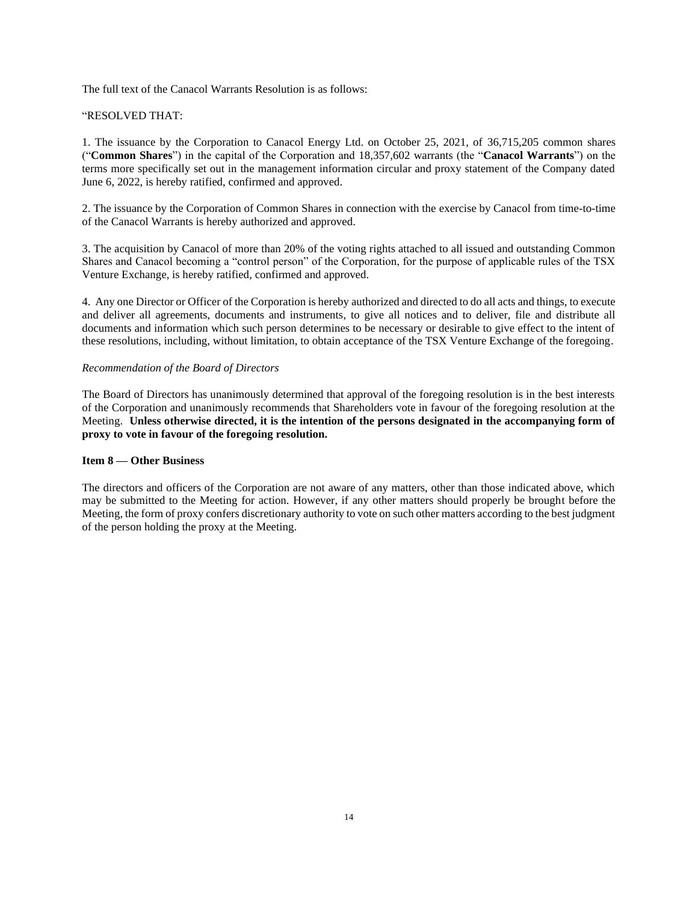The full text of the Canacol Warrants Resolution is as follows:

"RESOLVED THAT:

1. The issuance by the Corporation to Canacol Energy Ltd. on October 25, 2021, of 36,715,205 common shares ("**Common Shares**") in the capital of the Corporation and 18,357,602 warrants (the "**Canacol Warrants**") on the terms more specifically set out in the management information circular and proxy statement of the Company dated June 6, 2022, is hereby ratified, confirmed and approved.

2. The issuance by the Corporation of Common Shares in connection with the exercise by Canacol from time-to-time of the Canacol Warrants is hereby authorized and approved.

3. The acquisition by Canacol of more than 20% of the voting rights attached to all issued and outstanding Common Shares and Canacol becoming a "control person" of the Corporation, for the purpose of applicable rules of the TSX Venture Exchange, is hereby ratified, confirmed and approved.

4. Any one Director or Officer of the Corporation is hereby authorized and directed to do all acts and things, to execute and deliver all agreements, documents and instruments, to give all notices and to deliver, file and distribute all documents and information which such person determines to be necessary or desirable to give effect to the intent of these resolutions, including, without limitation, to obtain acceptance of the TSX Venture Exchange of the foregoing.

*Recommendation of the Board of Directors*

The Board of Directors has unanimously determined that approval of the foregoing resolution is in the best interests of the Corporation and unanimously recommends that Shareholders vote in favour of the foregoing resolution at the Meeting. **Unless otherwise directed, it is the intention of the persons designated in the accompanying form of proxy to vote in favour of the foregoing resolution.**

**Item 8 — Other Business**

The directors and officers of the Corporation are not aware of any matters, other than those indicated above, which may be submitted to the Meeting for action. However, if any other matters should properly be brought before the Meeting, the form of proxy confers discretionary authority to vote on such other matters according to the best judgment of the person holding the proxy at the Meeting.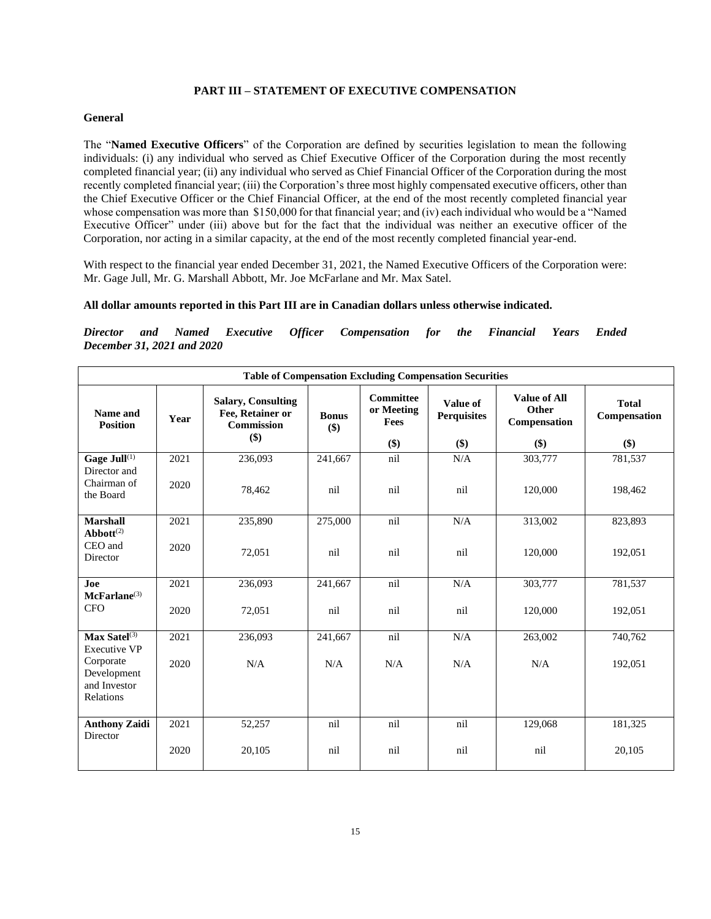## PART III – STATEMENT OF EXECUTIVE COMPENSATION

### General

The "**Named Executive Officers**" of the Corporation are defined by securities legislation to mean the following individuals: (i) any individual who served as Chief Executive Officer of the Corporation during the most recently completed financial year; (ii) any individual who served as Chief Financial Officer of the Corporation during the most recently completed financial year; (iii) the Corporation's three most highly compensated executive officers, other than the Chief Executive Officer or the Chief Financial Officer, at the end of the most recently completed financial year whose compensation was more than $150,000 for that financial year; and (iv) each individual who would be a "Named Executive Officer" under (iii) above but for the fact that the individual was neither an executive officer of the Corporation, nor acting in a similar capacity, at the end of the most recently completed financial year-end.

With respect to the financial year ended December 31, 2021, the Named Executive Officers of the Corporation were: Mr. Gage Jull, Mr. G. Marshall Abbott, Mr. Joe McFarlane and Mr. Max Satel.

**All dollar amounts reported in this Part III are in Canadian dollars unless otherwise indicated.**

***Director and Named Executive Officer Compensation for the Financial Years Ended December 31, 2021 and 2020***

| Table of Compensation Excluding Compensation Securities | | | | | | | |
|---|---|---|---|---|---|---|---|
| **Name and Position** | **Year** | **Salary, Consulting Fee, Retainer or Commission ($)** | **Bonus ($)** | **Committee or Meeting Fees ($)** | **Value of Perquisites ($)** | **Value of All Other Compensation ($)** | **Total Compensation ($)** |
| **Gage Jull**(1) Director and Chairman of the Board | 2021 | 236,093 | 241,667 | nil | N/A | 303,777 | 781,537 |
| | 2020 | 78,462 | nil | nil | nil | 120,000 | 198,462 |
| **Marshall Abbott**(2) CEO and Director | 2021 | 235,890 | 275,000 | nil | N/A | 313,002 | 823,893 |
| | 2020 | 72,051 | nil | nil | nil | 120,000 | 192,051 |
| **Joe McFarlane**(3) CFO | 2021 | 236,093 | 241,667 | nil | N/A | 303,777 | 781,537 |
| | 2020 | 72,051 | nil | nil | nil | 120,000 | 192,051 |
| **Max Satel**(3) Executive VP Corporate Development and Investor Relations | 2021 | 236,093 | 241,667 | nil | N/A | 263,002 | 740,762 |
| | 2020 | N/A | N/A | N/A | N/A | N/A | 192,051 |
| **Anthony Zaidi** Director | 2021 | 52,257 | nil | nil | nil | 129,068 | 181,325 |
| | 2020 | 20,105 | nil | nil | nil | nil | 20,105 |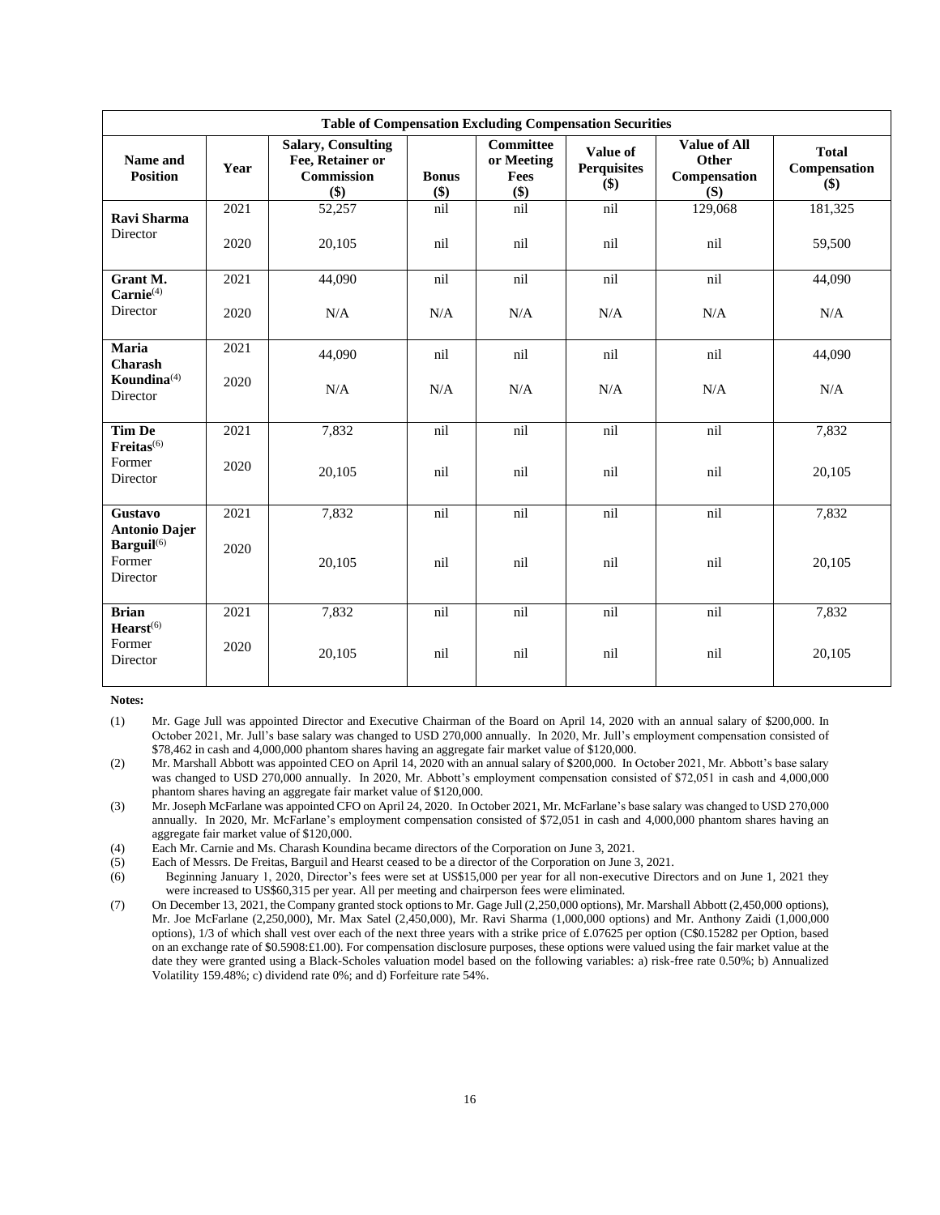| **Table of Compensation Excluding Compensation Securities** | | | | | | | |
|---|---|---|---|---|---|---|---|
| **Name and Position** | **Year** | **Salary, Consulting Fee, Retainer or Commission ($)** | **Bonus ($)** | **Committee or Meeting Fees ($)** | **Value of Perquisites ($)** | **Value of All Other Compensation (S)** | **Total Compensation ($)** |
| **Ravi Sharma** Director | 2021 | 52,257 | nil | nil | nil | 129,068 | 181,325 |
| | 2020 | 20,105 | nil | nil | nil | nil | 59,500 |
| **Grant M. Carnie**(4) Director | 2021 | 44,090 | nil | nil | nil | nil | 44,090 |
| | 2020 | N/A | N/A | N/A | N/A | N/A | N/A |
| **Maria Charash Koundina**(4) Director | 2021 | 44,090 | nil | nil | nil | nil | 44,090 |
| | 2020 | N/A | N/A | N/A | N/A | N/A | N/A |
| **Tim De Freitas**(6) Former Director | 2021 | 7,832 | nil | nil | nil | nil | 7,832 |
| | 2020 | 20,105 | nil | nil | nil | nil | 20,105 |
| **Gustavo Antonio Dajer Barguil**(6) Former Director | 2021 | 7,832 | nil | nil | nil | nil | 7,832 |
| | 2020 | 20,105 | nil | nil | nil | nil | 20,105 |
| **Brian Hearst**(6) Former Director | 2021 | 7,832 | nil | nil | nil | nil | 7,832 |
| | 2020 | 20,105 | nil | nil | nil | nil | 20,105 |

**Notes:**

(1) Mr. Gage Jull was appointed Director and Executive Chairman of the Board on April 14, 2020 with an annual salary of $200,000. In October 2021, Mr. Jull's base salary was changed to USD 270,000 annually. In 2020, Mr. Jull's employment compensation consisted of $78,462 in cash and 4,000,000 phantom shares having an aggregate fair market value of $120,000.

(2) Mr. Marshall Abbott was appointed CEO on April 14, 2020 with an annual salary of $200,000. In October 2021, Mr. Abbott's base salary was changed to USD 270,000 annually. In 2020, Mr. Abbott's employment compensation consisted of $72,051 in cash and 4,000,000 phantom shares having an aggregate fair market value of $120,000.

(3) Mr. Joseph McFarlane was appointed CFO on April 24, 2020. In October 2021, Mr. McFarlane's base salary was changed to USD 270,000 annually. In 2020, Mr. McFarlane's employment compensation consisted of $72,051 in cash and 4,000,000 phantom shares having an aggregate fair market value of $120,000.

(4) Each Mr. Carnie and Ms. Charash Koundina became directors of the Corporation on June 3, 2021.

(5) Each of Messrs. De Freitas, Barguil and Hearst ceased to be a director of the Corporation on June 3, 2021.

(6) Beginning January 1, 2020, Director's fees were set at US$15,000 per year for all non-executive Directors and on June 1, 2021 they were increased to US$60,315 per year. All per meeting and chairperson fees were eliminated.

(7) On December 13, 2021, the Company granted stock options to Mr. Gage Jull (2,250,000 options), Mr. Marshall Abbott (2,450,000 options), Mr. Joe McFarlane (2,250,000), Mr. Max Satel (2,450,000), Mr. Ravi Sharma (1,000,000 options) and Mr. Anthony Zaidi (1,000,000 options), 1/3 of which shall vest over each of the next three years with a strike price of £.07625 per option (C$0.15282 per Option, based on an exchange rate of $0.5908:£1.00). For compensation disclosure purposes, these options were valued using the fair market value at the date they were granted using a Black-Scholes valuation model based on the following variables: a) risk-free rate 0.50%; b) Annualized Volatility 159.48%; c) dividend rate 0%; and d) Forfeiture rate 54%.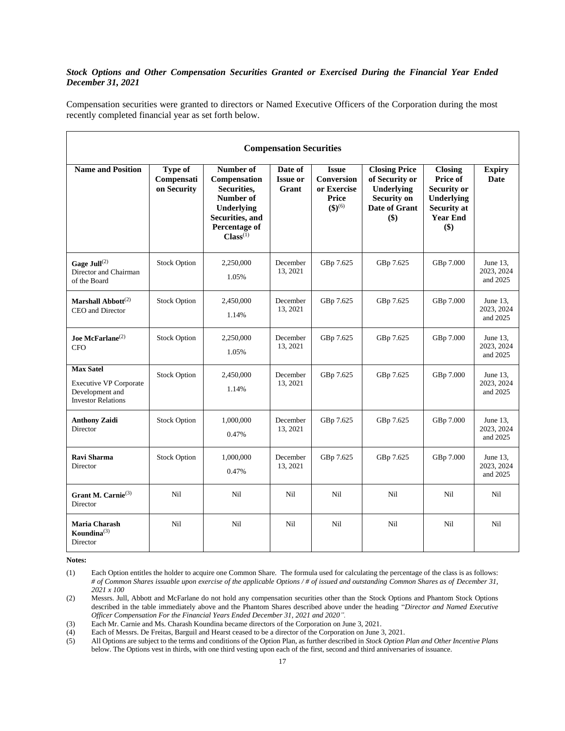***Stock Options and Other Compensation Securities Granted or Exercised During the Financial Year Ended December 31, 2021***

Compensation securities were granted to directors or Named Executive Officers of the Corporation during the most recently completed financial year as set forth below.

| **Compensation Securities** | | | | | | | |
|---|---|---|---|---|---|---|---|
| **Name and Position** | **Type of Compensation Security** | **Number of Compensation Securities, Number of Underlying Securities, and Percentage of Class**(1) | **Date of Issue or Grant** | **Issue Conversion or Exercise Price ($)**(6) | **Closing Price of Security or Underlying Security on Date of Grant ($)** | **Closing Price of Security or Underlying Security at Year End ($)** | **Expiry Date** |
| **Gage Jull**(2) Director and Chairman of the Board | Stock Option | 2,250,000 1.05% | December 13, 2021 | GBp 7.625 | GBp 7.625 | GBp 7.000 | June 13, 2023, 2024 and 2025 |
| **Marshall Abbott**(2) CEO and Director | Stock Option | 2,450,000 1.14% | December 13, 2021 | GBp 7.625 | GBp 7.625 | GBp 7.000 | June 13, 2023, 2024 and 2025 |
| **Joe McFarlane**(2) CFO | Stock Option | 2,250,000 1.05% | December 13, 2021 | GBp 7.625 | GBp 7.625 | GBp 7.000 | June 13, 2023, 2024 and 2025 |
| **Max Satel** Executive VP Corporate Development and Investor Relations | Stock Option | 2,450,000 1.14% | December 13, 2021 | GBp 7.625 | GBp 7.625 | GBp 7.000 | June 13, 2023, 2024 and 2025 |
| **Anthony Zaidi** Director | Stock Option | 1,000,000 0.47% | December 13, 2021 | GBp 7.625 | GBp 7.625 | GBp 7.000 | June 13, 2023, 2024 and 2025 |
| **Ravi Sharma** Director | Stock Option | 1,000,000 0.47% | December 13, 2021 | GBp 7.625 | GBp 7.625 | GBp 7.000 | June 13, 2023, 2024 and 2025 |
| **Grant M. Carnie**(3) Director | Nil | Nil | Nil | Nil | Nil | Nil | Nil |
| **Maria Charash Koundina**(3) Director | Nil | Nil | Nil | Nil | Nil | Nil | Nil |

**Notes:**

(1) Each Option entitles the holder to acquire one Common Share. The formula used for calculating the percentage of the class is as follows: *# of Common Shares issuable upon exercise of the applicable Options / # of issued and outstanding Common Shares as of December 31, 2021 x 100*

(2) Messrs. Jull, Abbott and McFarlane do not hold any compensation securities other than the Stock Options and Phantom Stock Options described in the table immediately above and the Phantom Shares described above under the heading "*Director and Named Executive Officer Compensation For the Financial Years Ended December 31, 2021 and 2020*".

(3) Each Mr. Carnie and Ms. Charash Koundina became directors of the Corporation on June 3, 2021.

(4) Each of Messrs. De Freitas, Barguil and Hearst ceased to be a director of the Corporation on June 3, 2021.

(5) All Options are subject to the terms and conditions of the Option Plan, as further described in *Stock Option Plan and Other Incentive Plans* below. The Options vest in thirds, with one third vesting upon each of the first, second and third anniversaries of issuance.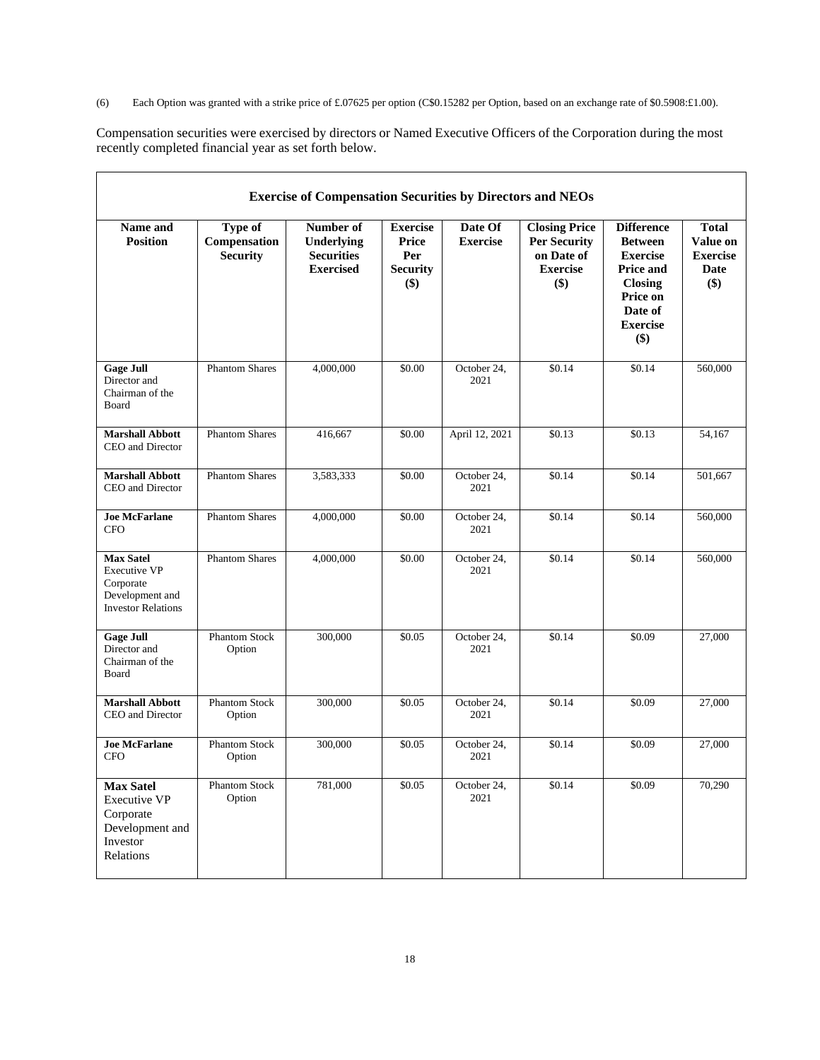(6) Each Option was granted with a strike price of £.07625 per option (C$0.15282 per Option, based on an exchange rate of $0.5908:£1.00).

Compensation securities were exercised by directors or Named Executive Officers of the Corporation during the most recently completed financial year as set forth below.

| **Exercise of Compensation Securities by Directors and NEOs** | | | | | | | |
|---|---|---|---|---|---|---|---|
| **Name and Position** | **Type of Compensation Security** | **Number of Underlying Securities Exercised** | **Exercise Price Per Security ($)** | **Date Of Exercise** | **Closing Price Per Security on Date of Exercise ($)** | **Difference Between Exercise Price and Closing Price on Date of Exercise ($)** | **Total Value on Exercise Date ($)** |
| **Gage Jull** Director and Chairman of the Board | Phantom Shares | 4,000,000 | $0.00 | October 24, 2021 | $0.14 | $0.14 | 560,000 |
| **Marshall Abbott** CEO and Director | Phantom Shares | 416,667 | $0.00 | April 12, 2021 | $0.13 | $0.13 | 54,167 |
| **Marshall Abbott** CEO and Director | Phantom Shares | 3,583,333 | $0.00 | October 24, 2021 | $0.14 | $0.14 | 501,667 |
| **Joe McFarlane** CFO | Phantom Shares | 4,000,000 | $0.00 | October 24, 2021 | $0.14 | $0.14 | 560,000 |
| **Max Satel** Executive VP Corporate Development and Investor Relations | Phantom Shares | 4,000,000 | $0.00 | October 24, 2021 | $0.14 | $0.14 | 560,000 |
| **Gage Jull** Director and Chairman of the Board | Phantom Stock Option | 300,000 | $0.05 | October 24, 2021 | $0.14 | $0.09 | 27,000 |
| **Marshall Abbott** CEO and Director | Phantom Stock Option | 300,000 | $0.05 | October 24, 2021 | $0.14 | $0.09 | 27,000 |
| **Joe McFarlane** CFO | Phantom Stock Option | 300,000 | $0.05 | October 24, 2021 | $0.14 | $0.09 | 27,000 |
| **Max Satel** Executive VP Corporate Development and Investor Relations | Phantom Stock Option | 781,000 | $0.05 | October 24, 2021 | $0.14 | $0.09 | 70,290 |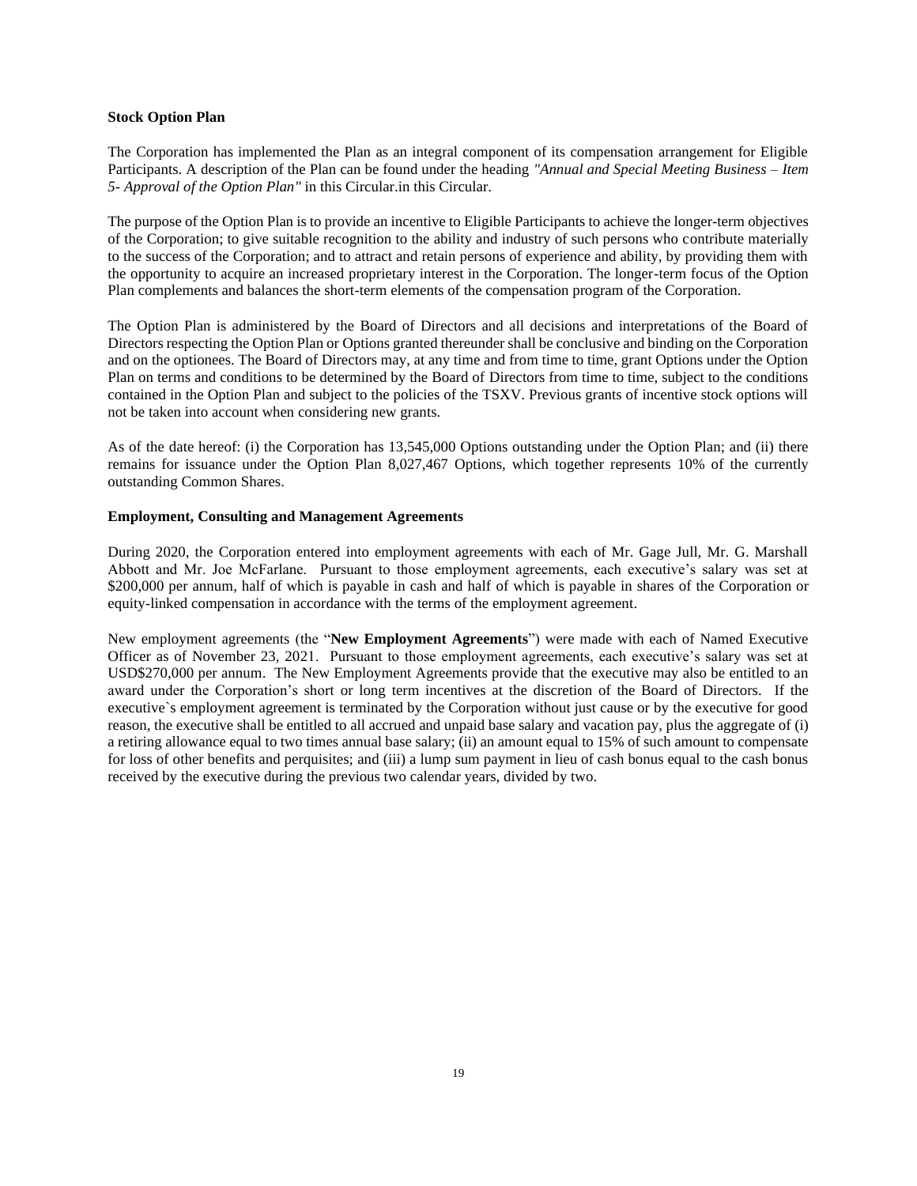**Stock Option Plan**

The Corporation has implemented the Plan as an integral component of its compensation arrangement for Eligible Participants. A description of the Plan can be found under the heading *"Annual and Special Meeting Business – Item 5- Approval of the Option Plan"* in this Circular.in this Circular.

The purpose of the Option Plan is to provide an incentive to Eligible Participants to achieve the longer-term objectives of the Corporation; to give suitable recognition to the ability and industry of such persons who contribute materially to the success of the Corporation; and to attract and retain persons of experience and ability, by providing them with the opportunity to acquire an increased proprietary interest in the Corporation. The longer-term focus of the Option Plan complements and balances the short-term elements of the compensation program of the Corporation.

The Option Plan is administered by the Board of Directors and all decisions and interpretations of the Board of Directors respecting the Option Plan or Options granted thereunder shall be conclusive and binding on the Corporation and on the optionees. The Board of Directors may, at any time and from time to time, grant Options under the Option Plan on terms and conditions to be determined by the Board of Directors from time to time, subject to the conditions contained in the Option Plan and subject to the policies of the TSXV. Previous grants of incentive stock options will not be taken into account when considering new grants.

As of the date hereof: (i) the Corporation has 13,545,000 Options outstanding under the Option Plan; and (ii) there remains for issuance under the Option Plan 8,027,467 Options, which together represents 10% of the currently outstanding Common Shares.

**Employment, Consulting and Management Agreements**

During 2020, the Corporation entered into employment agreements with each of Mr. Gage Jull, Mr. G. Marshall Abbott and Mr. Joe McFarlane. Pursuant to those employment agreements, each executive's salary was set at $200,000 per annum, half of which is payable in cash and half of which is payable in shares of the Corporation or equity-linked compensation in accordance with the terms of the employment agreement.

New employment agreements (the "**New Employment Agreements**") were made with each of Named Executive Officer as of November 23, 2021. Pursuant to those employment agreements, each executive's salary was set at USD$270,000 per annum. The New Employment Agreements provide that the executive may also be entitled to an award under the Corporation's short or long term incentives at the discretion of the Board of Directors. If the executive`s employment agreement is terminated by the Corporation without just cause or by the executive for good reason, the executive shall be entitled to all accrued and unpaid base salary and vacation pay, plus the aggregate of (i) a retiring allowance equal to two times annual base salary; (ii) an amount equal to 15% of such amount to compensate for loss of other benefits and perquisites; and (iii) a lump sum payment in lieu of cash bonus equal to the cash bonus received by the executive during the previous two calendar years, divided by two.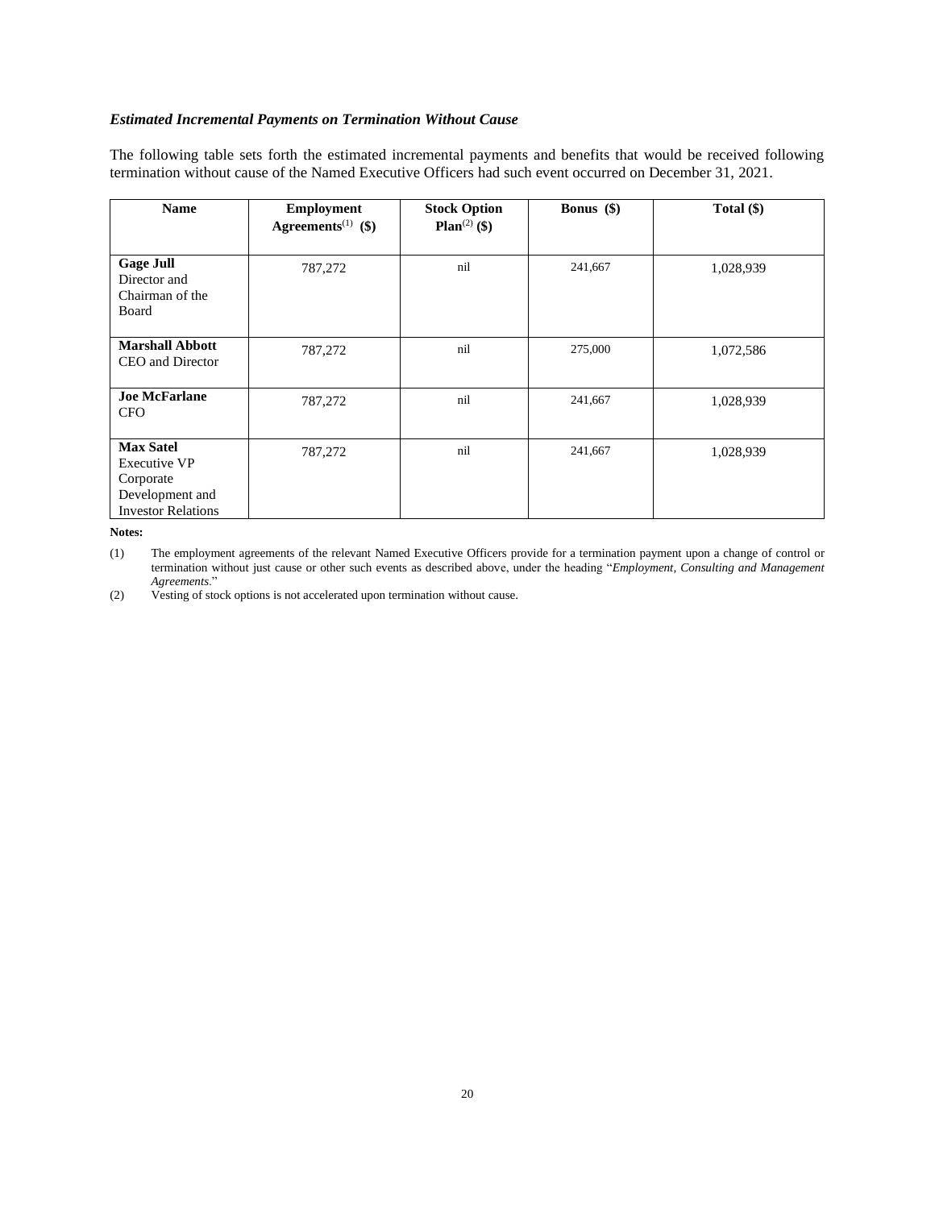### *Estimated Incremental Payments on Termination Without Cause*

The following table sets forth the estimated incremental payments and benefits that would be received following termination without cause of the Named Executive Officers had such event occurred on December 31, 2021.

| Name | Employment Agreements[(1)] ($) | Stock Option Plan[(2)] ($) | Bonus ($) | Total ($) |
|---|---|---|---|---|
| **Gage Jull**<br>Director and Chairman of the Board | 787,272 | nil | 241,667 | 1,028,939 |
| **Marshall Abbott**<br>CEO and Director | 787,272 | nil | 275,000 | 1,072,586 |
| **Joe McFarlane**<br>CFO | 787,272 | nil | 241,667 | 1,028,939 |
| **Max Satel**<br>Executive VP Corporate Development and Investor Relations | 787,272 | nil | 241,667 | 1,028,939 |

**Notes:**

(1) The employment agreements of the relevant Named Executive Officers provide for a termination payment upon a change of control or termination without just cause or other such events as described above, under the heading "*Employment, Consulting and Management Agreements*."

(2) Vesting of stock options is not accelerated upon termination without cause.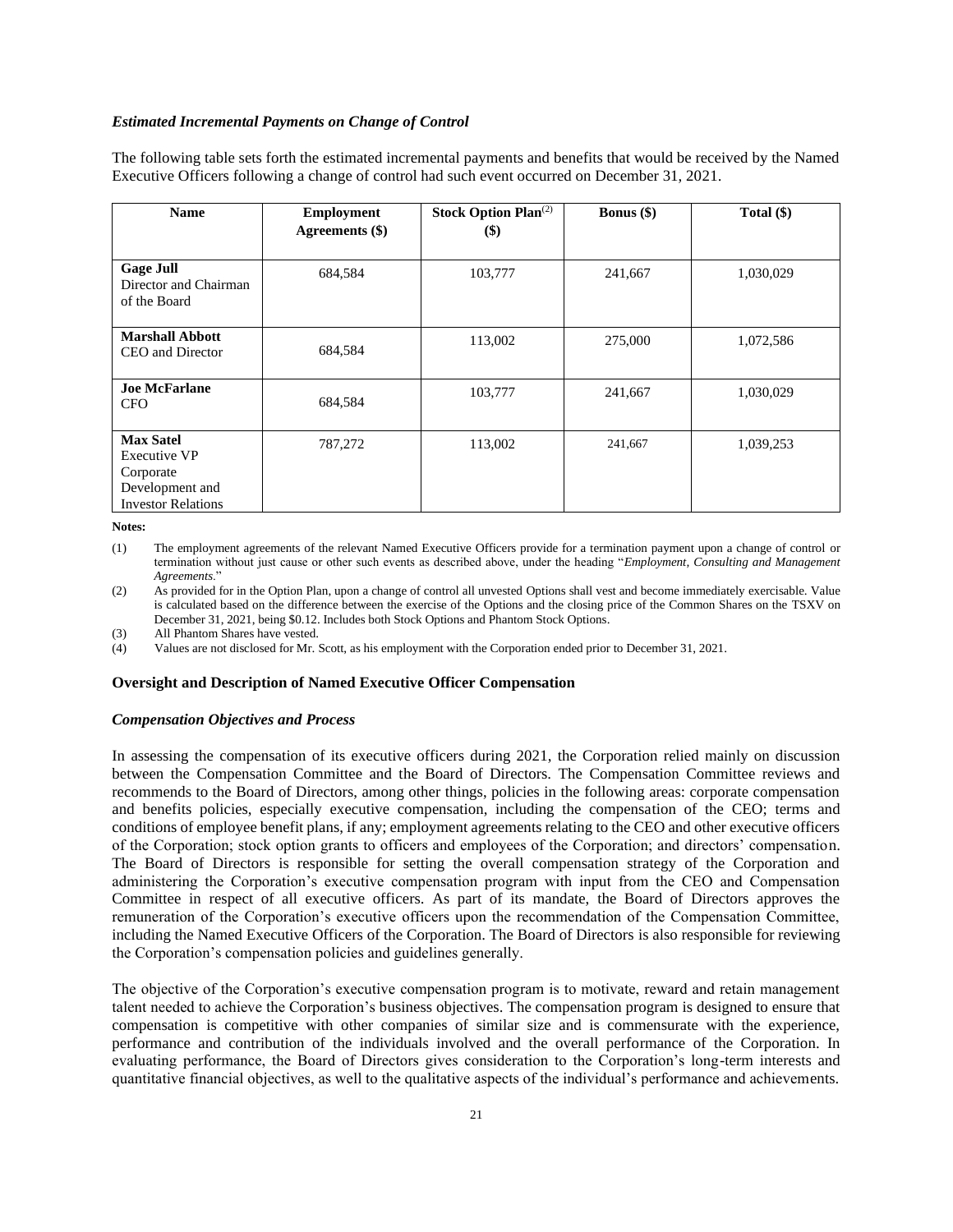### *Estimated Incremental Payments on Change of Control*

The following table sets forth the estimated incremental payments and benefits that would be received by the Named Executive Officers following a change of control had such event occurred on December 31, 2021.

| Name | Employment Agreements ($) | Stock Option Plan[(2)] ($) | Bonus ($) | Total ($) |
|---|---|---|---|---|
| **Gage Jull**<br>Director and Chairman of the Board | 684,584 | 103,777 | 241,667 | 1,030,029 |
| **Marshall Abbott**<br>CEO and Director | 684,584 | 113,002 | 275,000 | 1,072,586 |
| **Joe McFarlane**<br>CFO | 684,584 | 103,777 | 241,667 | 1,030,029 |
| **Max Satel**<br>Executive VP Corporate Development and Investor Relations | 787,272 | 113,002 | 241,667 | 1,039,253 |

**Notes:**

(1) The employment agreements of the relevant Named Executive Officers provide for a termination payment upon a change of control or termination without just cause or other such events as described above, under the heading "*Employment, Consulting and Management Agreements*."

(2) As provided for in the Option Plan, upon a change of control all unvested Options shall vest and become immediately exercisable. Value is calculated based on the difference between the exercise of the Options and the closing price of the Common Shares on the TSXV on December 31, 2021, being $0.12. Includes both Stock Options and Phantom Stock Options.

(3) All Phantom Shares have vested.

(4) Values are not disclosed for Mr. Scott, as his employment with the Corporation ended prior to December 31, 2021.

## Oversight and Description of Named Executive Officer Compensation

### *Compensation Objectives and Process*

In assessing the compensation of its executive officers during 2021, the Corporation relied mainly on discussion between the Compensation Committee and the Board of Directors. The Compensation Committee reviews and recommends to the Board of Directors, among other things, policies in the following areas: corporate compensation and benefits policies, especially executive compensation, including the compensation of the CEO; terms and conditions of employee benefit plans, if any; employment agreements relating to the CEO and other executive officers of the Corporation; stock option grants to officers and employees of the Corporation; and directors' compensation. The Board of Directors is responsible for setting the overall compensation strategy of the Corporation and administering the Corporation's executive compensation program with input from the CEO and Compensation Committee in respect of all executive officers. As part of its mandate, the Board of Directors approves the remuneration of the Corporation's executive officers upon the recommendation of the Compensation Committee, including the Named Executive Officers of the Corporation. The Board of Directors is also responsible for reviewing the Corporation's compensation policies and guidelines generally.

The objective of the Corporation's executive compensation program is to motivate, reward and retain management talent needed to achieve the Corporation's business objectives. The compensation program is designed to ensure that compensation is competitive with other companies of similar size and is commensurate with the experience, performance and contribution of the individuals involved and the overall performance of the Corporation. In evaluating performance, the Board of Directors gives consideration to the Corporation's long-term interests and quantitative financial objectives, as well to the qualitative aspects of the individual's performance and achievements.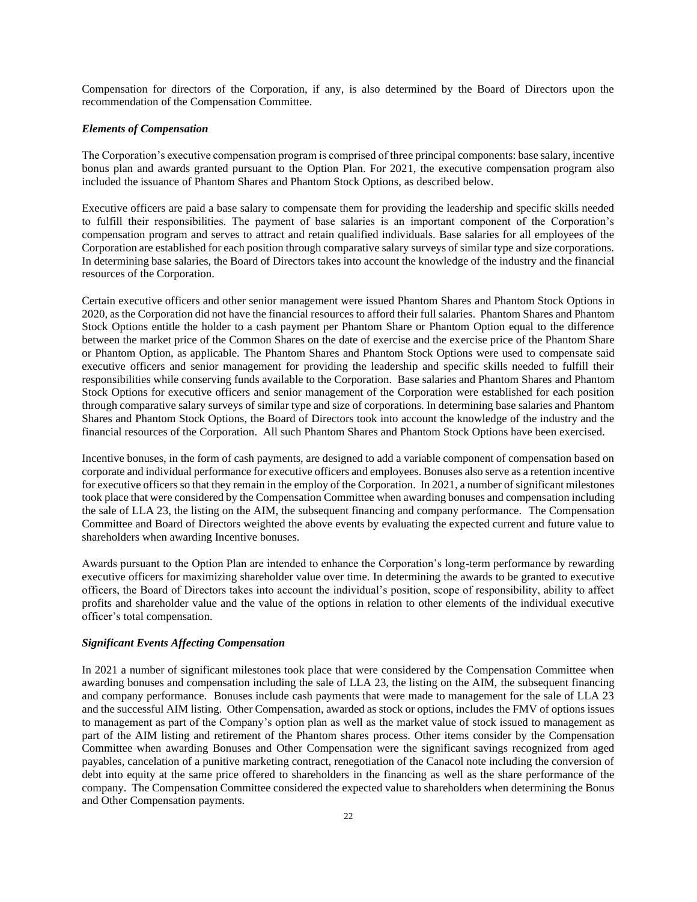Compensation for directors of the Corporation, if any, is also determined by the Board of Directors upon the recommendation of the Compensation Committee.

***Elements of Compensation***

The Corporation's executive compensation program is comprised of three principal components: base salary, incentive bonus plan and awards granted pursuant to the Option Plan. For 2021, the executive compensation program also included the issuance of Phantom Shares and Phantom Stock Options, as described below.

Executive officers are paid a base salary to compensate them for providing the leadership and specific skills needed to fulfill their responsibilities. The payment of base salaries is an important component of the Corporation's compensation program and serves to attract and retain qualified individuals. Base salaries for all employees of the Corporation are established for each position through comparative salary surveys of similar type and size corporations. In determining base salaries, the Board of Directors takes into account the knowledge of the industry and the financial resources of the Corporation.

Certain executive officers and other senior management were issued Phantom Shares and Phantom Stock Options in 2020, as the Corporation did not have the financial resources to afford their full salaries. Phantom Shares and Phantom Stock Options entitle the holder to a cash payment per Phantom Share or Phantom Option equal to the difference between the market price of the Common Shares on the date of exercise and the exercise price of the Phantom Share or Phantom Option, as applicable. The Phantom Shares and Phantom Stock Options were used to compensate said executive officers and senior management for providing the leadership and specific skills needed to fulfill their responsibilities while conserving funds available to the Corporation. Base salaries and Phantom Shares and Phantom Stock Options for executive officers and senior management of the Corporation were established for each position through comparative salary surveys of similar type and size of corporations. In determining base salaries and Phantom Shares and Phantom Stock Options, the Board of Directors took into account the knowledge of the industry and the financial resources of the Corporation. All such Phantom Shares and Phantom Stock Options have been exercised.

Incentive bonuses, in the form of cash payments, are designed to add a variable component of compensation based on corporate and individual performance for executive officers and employees. Bonuses also serve as a retention incentive for executive officers so that they remain in the employ of the Corporation. In 2021, a number of significant milestones took place that were considered by the Compensation Committee when awarding bonuses and compensation including the sale of LLA 23, the listing on the AIM, the subsequent financing and company performance. The Compensation Committee and Board of Directors weighted the above events by evaluating the expected current and future value to shareholders when awarding Incentive bonuses.

Awards pursuant to the Option Plan are intended to enhance the Corporation's long-term performance by rewarding executive officers for maximizing shareholder value over time. In determining the awards to be granted to executive officers, the Board of Directors takes into account the individual's position, scope of responsibility, ability to affect profits and shareholder value and the value of the options in relation to other elements of the individual executive officer's total compensation.

***Significant Events Affecting Compensation***

In 2021 a number of significant milestones took place that were considered by the Compensation Committee when awarding bonuses and compensation including the sale of LLA 23, the listing on the AIM, the subsequent financing and company performance. Bonuses include cash payments that were made to management for the sale of LLA 23 and the successful AIM listing. Other Compensation, awarded as stock or options, includes the FMV of options issues to management as part of the Company's option plan as well as the market value of stock issued to management as part of the AIM listing and retirement of the Phantom shares process. Other items consider by the Compensation Committee when awarding Bonuses and Other Compensation were the significant savings recognized from aged payables, cancelation of a punitive marketing contract, renegotiation of the Canacol note including the conversion of debt into equity at the same price offered to shareholders in the financing as well as the share performance of the company. The Compensation Committee considered the expected value to shareholders when determining the Bonus and Other Compensation payments.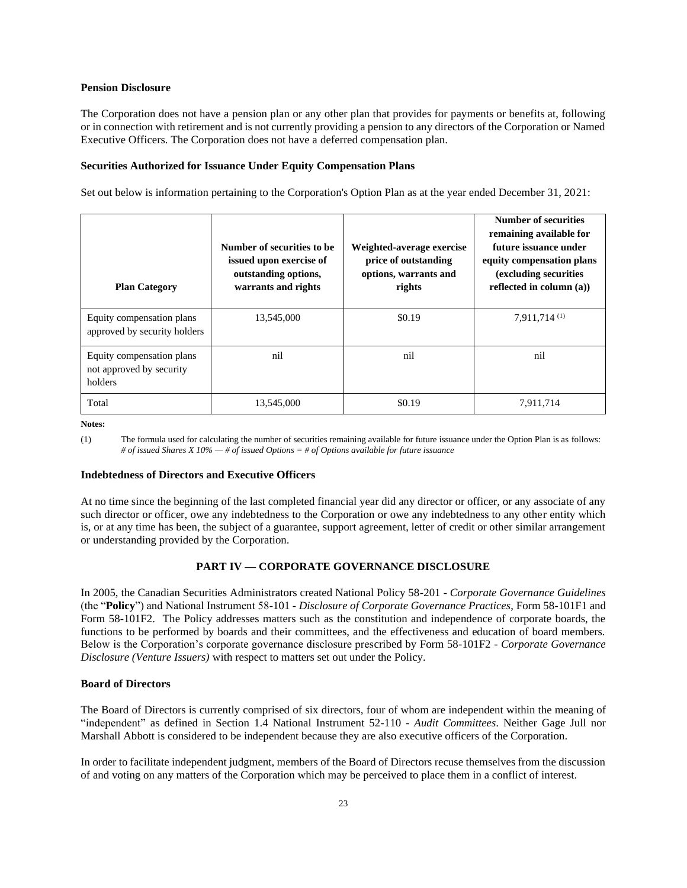**Pension Disclosure**

The Corporation does not have a pension plan or any other plan that provides for payments or benefits at, following or in connection with retirement and is not currently providing a pension to any directors of the Corporation or Named Executive Officers. The Corporation does not have a deferred compensation plan.

**Securities Authorized for Issuance Under Equity Compensation Plans**

Set out below is information pertaining to the Corporation's Option Plan as at the year ended December 31, 2021:

| Plan Category | Number of securities to be issued upon exercise of outstanding options, warrants and rights | Weighted-average exercise price of outstanding options, warrants and rights | Number of securities remaining available for future issuance under equity compensation plans (excluding securities reflected in column (a)) |
|---|---|---|---|
| Equity compensation plans approved by security holders | 13,545,000 | $0.19 | 7,911,714 [(1)] |
| Equity compensation plans not approved by security holders | nil | nil | nil |
| Total | 13,545,000 | $0.19 | 7,911,714 |

**Notes:**

(1) The formula used for calculating the number of securities remaining available for future issuance under the Option Plan is as follows: *# of issued Shares X 10% — # of issued Options = # of Options available for future issuance*

**Indebtedness of Directors and Executive Officers**

At no time since the beginning of the last completed financial year did any director or officer, or any associate of any such director or officer, owe any indebtedness to the Corporation or owe any indebtedness to any other entity which is, or at any time has been, the subject of a guarantee, support agreement, letter of credit or other similar arrangement or understanding provided by the Corporation.

## PART IV — CORPORATE GOVERNANCE DISCLOSURE

In 2005, the Canadian Securities Administrators created National Policy 58-201 - *Corporate Governance Guidelines* (the "**Policy**") and National Instrument 58-101 - *Disclosure of Corporate Governance Practices*, Form 58-101F1 and Form 58-101F2. The Policy addresses matters such as the constitution and independence of corporate boards, the functions to be performed by boards and their committees, and the effectiveness and education of board members. Below is the Corporation's corporate governance disclosure prescribed by Form 58-101F2 - *Corporate Governance Disclosure (Venture Issuers)* with respect to matters set out under the Policy.

**Board of Directors**

The Board of Directors is currently comprised of six directors, four of whom are independent within the meaning of "independent" as defined in Section 1.4 National Instrument 52-110 - *Audit Committees*. Neither Gage Jull nor Marshall Abbott is considered to be independent because they are also executive officers of the Corporation.

In order to facilitate independent judgment, members of the Board of Directors recuse themselves from the discussion of and voting on any matters of the Corporation which may be perceived to place them in a conflict of interest.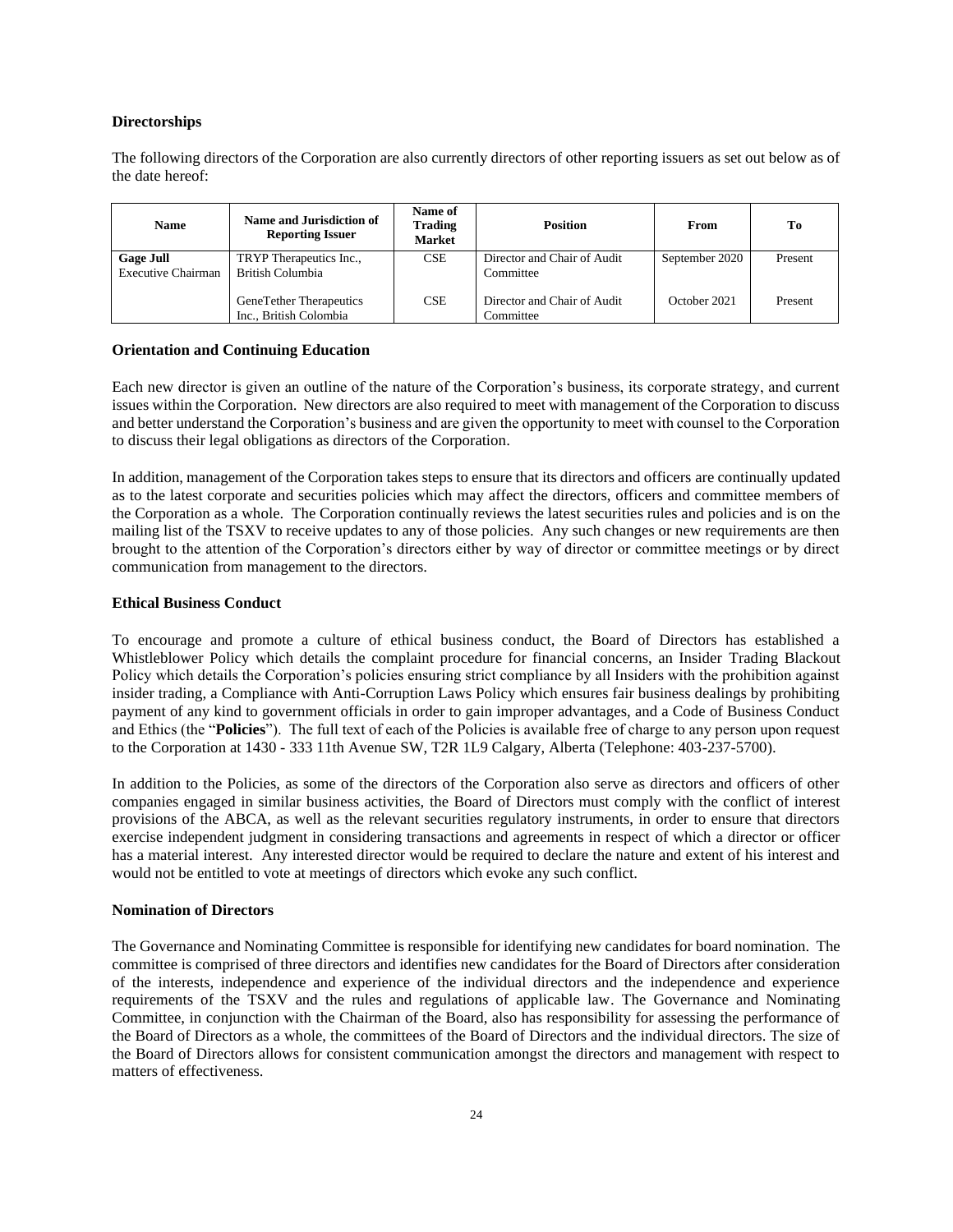### Directorships

The following directors of the Corporation are also currently directors of other reporting issuers as set out below as of the date hereof:

| Name | Name and Jurisdiction of Reporting Issuer | Name of Trading Market | Position | From | To |
|---|---|---|---|---|---|
| **Gage Jull**<br>Executive Chairman | TRYP Therapeutics Inc., British Columbia | CSE | Director and Chair of Audit Committee | September 2020 | Present |
| | GeneTether Therapeutics Inc., British Colombia | CSE | Director and Chair of Audit Committee | October 2021 | Present |

### Orientation and Continuing Education

Each new director is given an outline of the nature of the Corporation's business, its corporate strategy, and current issues within the Corporation. New directors are also required to meet with management of the Corporation to discuss and better understand the Corporation's business and are given the opportunity to meet with counsel to the Corporation to discuss their legal obligations as directors of the Corporation.

In addition, management of the Corporation takes steps to ensure that its directors and officers are continually updated as to the latest corporate and securities policies which may affect the directors, officers and committee members of the Corporation as a whole. The Corporation continually reviews the latest securities rules and policies and is on the mailing list of the TSXV to receive updates to any of those policies. Any such changes or new requirements are then brought to the attention of the Corporation's directors either by way of director or committee meetings or by direct communication from management to the directors.

### Ethical Business Conduct

To encourage and promote a culture of ethical business conduct, the Board of Directors has established a Whistleblower Policy which details the complaint procedure for financial concerns, an Insider Trading Blackout Policy which details the Corporation's policies ensuring strict compliance by all Insiders with the prohibition against insider trading, a Compliance with Anti-Corruption Laws Policy which ensures fair business dealings by prohibiting payment of any kind to government officials in order to gain improper advantages, and a Code of Business Conduct and Ethics (the "**Policies**"). The full text of each of the Policies is available free of charge to any person upon request to the Corporation at 1430 - 333 11th Avenue SW, T2R 1L9 Calgary, Alberta (Telephone: 403-237-5700).

In addition to the Policies, as some of the directors of the Corporation also serve as directors and officers of other companies engaged in similar business activities, the Board of Directors must comply with the conflict of interest provisions of the ABCA, as well as the relevant securities regulatory instruments, in order to ensure that directors exercise independent judgment in considering transactions and agreements in respect of which a director or officer has a material interest. Any interested director would be required to declare the nature and extent of his interest and would not be entitled to vote at meetings of directors which evoke any such conflict.

### Nomination of Directors

The Governance and Nominating Committee is responsible for identifying new candidates for board nomination. The committee is comprised of three directors and identifies new candidates for the Board of Directors after consideration of the interests, independence and experience of the individual directors and the independence and experience requirements of the TSXV and the rules and regulations of applicable law. The Governance and Nominating Committee, in conjunction with the Chairman of the Board, also has responsibility for assessing the performance of the Board of Directors as a whole, the committees of the Board of Directors and the individual directors. The size of the Board of Directors allows for consistent communication amongst the directors and management with respect to matters of effectiveness.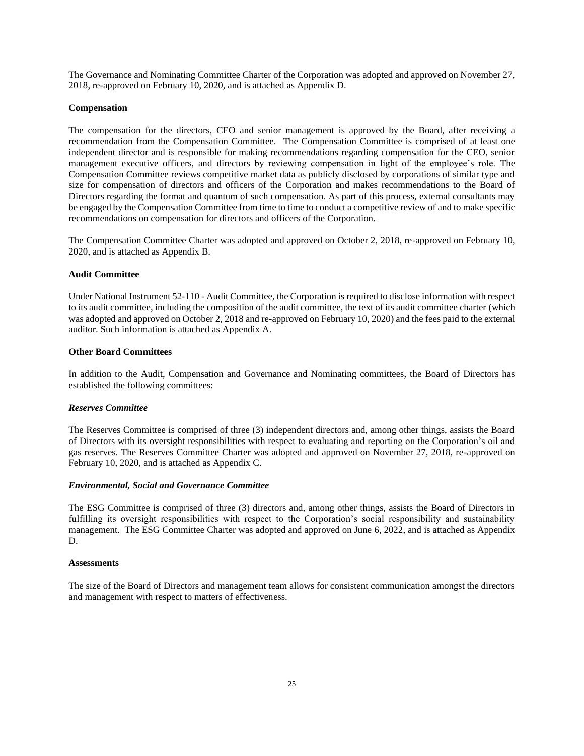The Governance and Nominating Committee Charter of the Corporation was adopted and approved on November 27, 2018, re-approved on February 10, 2020, and is attached as Appendix D.

**Compensation**

The compensation for the directors, CEO and senior management is approved by the Board, after receiving a recommendation from the Compensation Committee. The Compensation Committee is comprised of at least one independent director and is responsible for making recommendations regarding compensation for the CEO, senior management executive officers, and directors by reviewing compensation in light of the employee's role. The Compensation Committee reviews competitive market data as publicly disclosed by corporations of similar type and size for compensation of directors and officers of the Corporation and makes recommendations to the Board of Directors regarding the format and quantum of such compensation. As part of this process, external consultants may be engaged by the Compensation Committee from time to time to conduct a competitive review of and to make specific recommendations on compensation for directors and officers of the Corporation.

The Compensation Committee Charter was adopted and approved on October 2, 2018, re-approved on February 10, 2020, and is attached as Appendix B.

**Audit Committee**

Under National Instrument 52-110 - Audit Committee, the Corporation is required to disclose information with respect to its audit committee, including the composition of the audit committee, the text of its audit committee charter (which was adopted and approved on October 2, 2018 and re-approved on February 10, 2020) and the fees paid to the external auditor. Such information is attached as Appendix A.

**Other Board Committees**

In addition to the Audit, Compensation and Governance and Nominating committees, the Board of Directors has established the following committees:

***Reserves Committee***

The Reserves Committee is comprised of three (3) independent directors and, among other things, assists the Board of Directors with its oversight responsibilities with respect to evaluating and reporting on the Corporation's oil and gas reserves. The Reserves Committee Charter was adopted and approved on November 27, 2018, re-approved on February 10, 2020, and is attached as Appendix C.

***Environmental, Social and Governance Committee***

The ESG Committee is comprised of three (3) directors and, among other things, assists the Board of Directors in fulfilling its oversight responsibilities with respect to the Corporation's social responsibility and sustainability management. The ESG Committee Charter was adopted and approved on June 6, 2022, and is attached as Appendix D.

**Assessments**

The size of the Board of Directors and management team allows for consistent communication amongst the directors and management with respect to matters of effectiveness.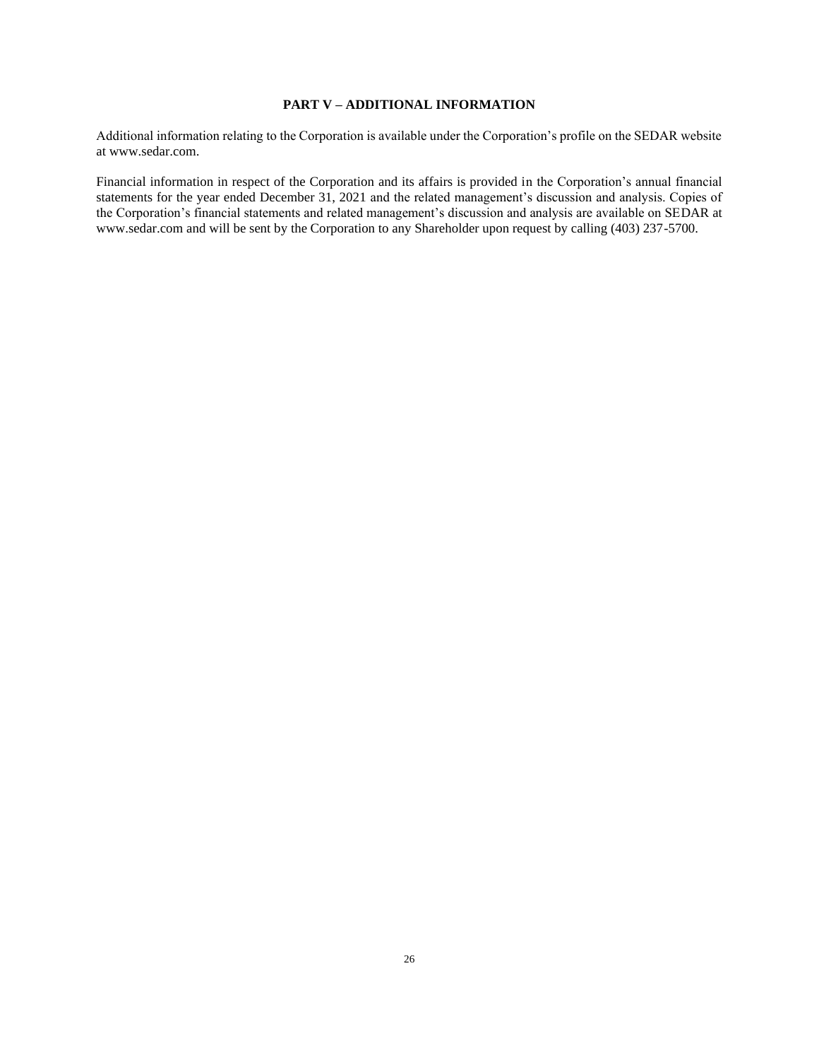## PART V – ADDITIONAL INFORMATION

Additional information relating to the Corporation is available under the Corporation's profile on the SEDAR website at www.sedar.com.

Financial information in respect of the Corporation and its affairs is provided in the Corporation's annual financial statements for the year ended December 31, 2021 and the related management's discussion and analysis. Copies of the Corporation's financial statements and related management's discussion and analysis are available on SEDAR at www.sedar.com and will be sent by the Corporation to any Shareholder upon request by calling (403) 237-5700.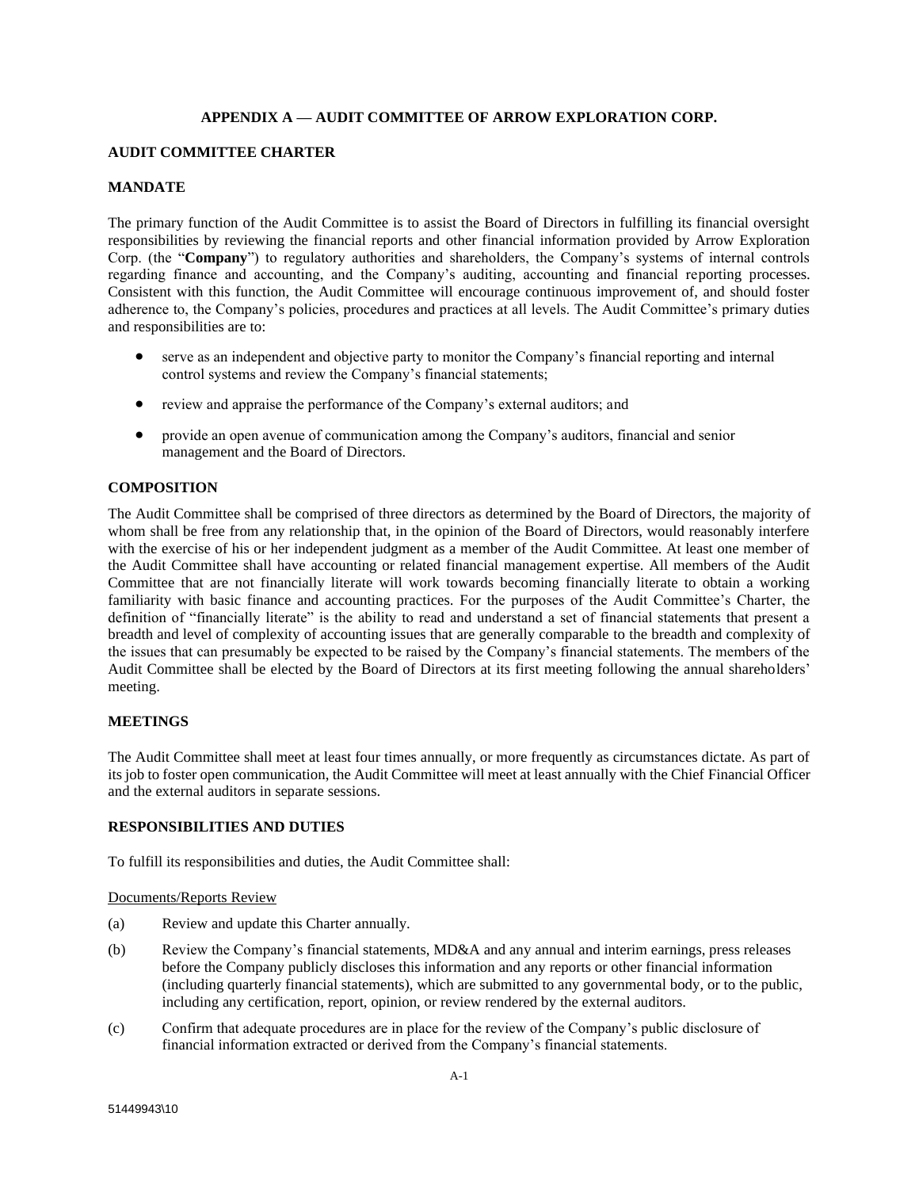## APPENDIX A — AUDIT COMMITTEE OF ARROW EXPLORATION CORP.

### AUDIT COMMITTEE CHARTER

### MANDATE

The primary function of the Audit Committee is to assist the Board of Directors in fulfilling its financial oversight responsibilities by reviewing the financial reports and other financial information provided by Arrow Exploration Corp. (the "**Company**") to regulatory authorities and shareholders, the Company's systems of internal controls regarding finance and accounting, and the Company's auditing, accounting and financial reporting processes. Consistent with this function, the Audit Committee will encourage continuous improvement of, and should foster adherence to, the Company's policies, procedures and practices at all levels. The Audit Committee's primary duties and responsibilities are to:

- serve as an independent and objective party to monitor the Company's financial reporting and internal control systems and review the Company's financial statements;
- review and appraise the performance of the Company's external auditors; and
- provide an open avenue of communication among the Company's auditors, financial and senior management and the Board of Directors.

### COMPOSITION

The Audit Committee shall be comprised of three directors as determined by the Board of Directors, the majority of whom shall be free from any relationship that, in the opinion of the Board of Directors, would reasonably interfere with the exercise of his or her independent judgment as a member of the Audit Committee. At least one member of the Audit Committee shall have accounting or related financial management expertise. All members of the Audit Committee that are not financially literate will work towards becoming financially literate to obtain a working familiarity with basic finance and accounting practices. For the purposes of the Audit Committee's Charter, the definition of "financially literate" is the ability to read and understand a set of financial statements that present a breadth and level of complexity of accounting issues that are generally comparable to the breadth and complexity of the issues that can presumably be expected to be raised by the Company's financial statements. The members of the Audit Committee shall be elected by the Board of Directors at its first meeting following the annual shareholders' meeting.

### MEETINGS

The Audit Committee shall meet at least four times annually, or more frequently as circumstances dictate. As part of its job to foster open communication, the Audit Committee will meet at least annually with the Chief Financial Officer and the external auditors in separate sessions.

### RESPONSIBILITIES AND DUTIES

To fulfill its responsibilities and duties, the Audit Committee shall:

Documents/Reports Review

(a) Review and update this Charter annually.

(b) Review the Company's financial statements, MD&A and any annual and interim earnings, press releases before the Company publicly discloses this information and any reports or other financial information (including quarterly financial statements), which are submitted to any governmental body, or to the public, including any certification, report, opinion, or review rendered by the external auditors.

(c) Confirm that adequate procedures are in place for the review of the Company's public disclosure of financial information extracted or derived from the Company's financial statements.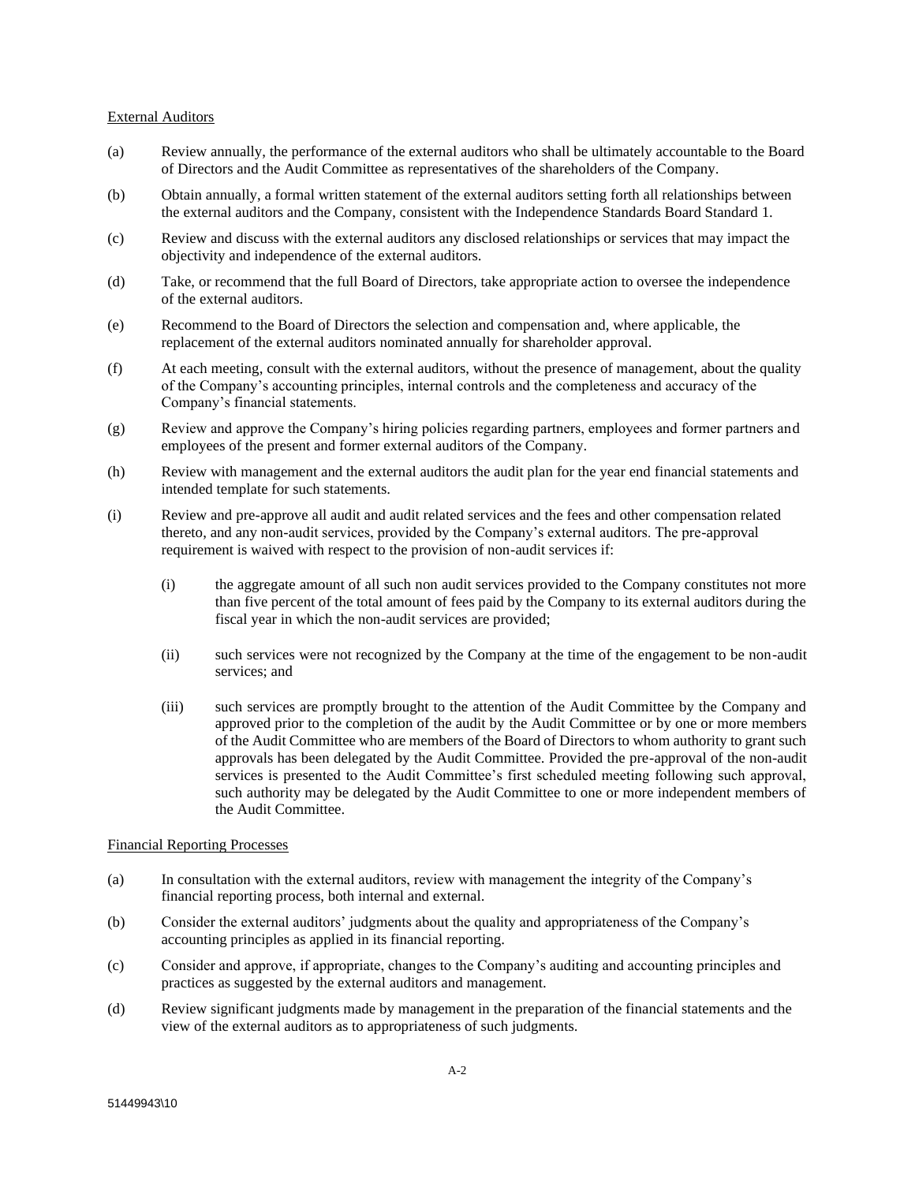External Auditors

(a) Review annually, the performance of the external auditors who shall be ultimately accountable to the Board of Directors and the Audit Committee as representatives of the shareholders of the Company.

(b) Obtain annually, a formal written statement of the external auditors setting forth all relationships between the external auditors and the Company, consistent with the Independence Standards Board Standard 1.

(c) Review and discuss with the external auditors any disclosed relationships or services that may impact the objectivity and independence of the external auditors.

(d) Take, or recommend that the full Board of Directors, take appropriate action to oversee the independence of the external auditors.

(e) Recommend to the Board of Directors the selection and compensation and, where applicable, the replacement of the external auditors nominated annually for shareholder approval.

(f) At each meeting, consult with the external auditors, without the presence of management, about the quality of the Company's accounting principles, internal controls and the completeness and accuracy of the Company's financial statements.

(g) Review and approve the Company's hiring policies regarding partners, employees and former partners and employees of the present and former external auditors of the Company.

(h) Review with management and the external auditors the audit plan for the year end financial statements and intended template for such statements.

(i) Review and pre-approve all audit and audit related services and the fees and other compensation related thereto, and any non-audit services, provided by the Company's external auditors. The pre-approval requirement is waived with respect to the provision of non-audit services if:

   (i) the aggregate amount of all such non audit services provided to the Company constitutes not more than five percent of the total amount of fees paid by the Company to its external auditors during the fiscal year in which the non-audit services are provided;

   (ii) such services were not recognized by the Company at the time of the engagement to be non-audit services; and

   (iii) such services are promptly brought to the attention of the Audit Committee by the Company and approved prior to the completion of the audit by the Audit Committee or by one or more members of the Audit Committee who are members of the Board of Directors to whom authority to grant such approvals has been delegated by the Audit Committee. Provided the pre-approval of the non-audit services is presented to the Audit Committee's first scheduled meeting following such approval, such authority may be delegated by the Audit Committee to one or more independent members of the Audit Committee.

Financial Reporting Processes

(a) In consultation with the external auditors, review with management the integrity of the Company's financial reporting process, both internal and external.

(b) Consider the external auditors' judgments about the quality and appropriateness of the Company's accounting principles as applied in its financial reporting.

(c) Consider and approve, if appropriate, changes to the Company's auditing and accounting principles and practices as suggested by the external auditors and management.

(d) Review significant judgments made by management in the preparation of the financial statements and the view of the external auditors as to appropriateness of such judgments.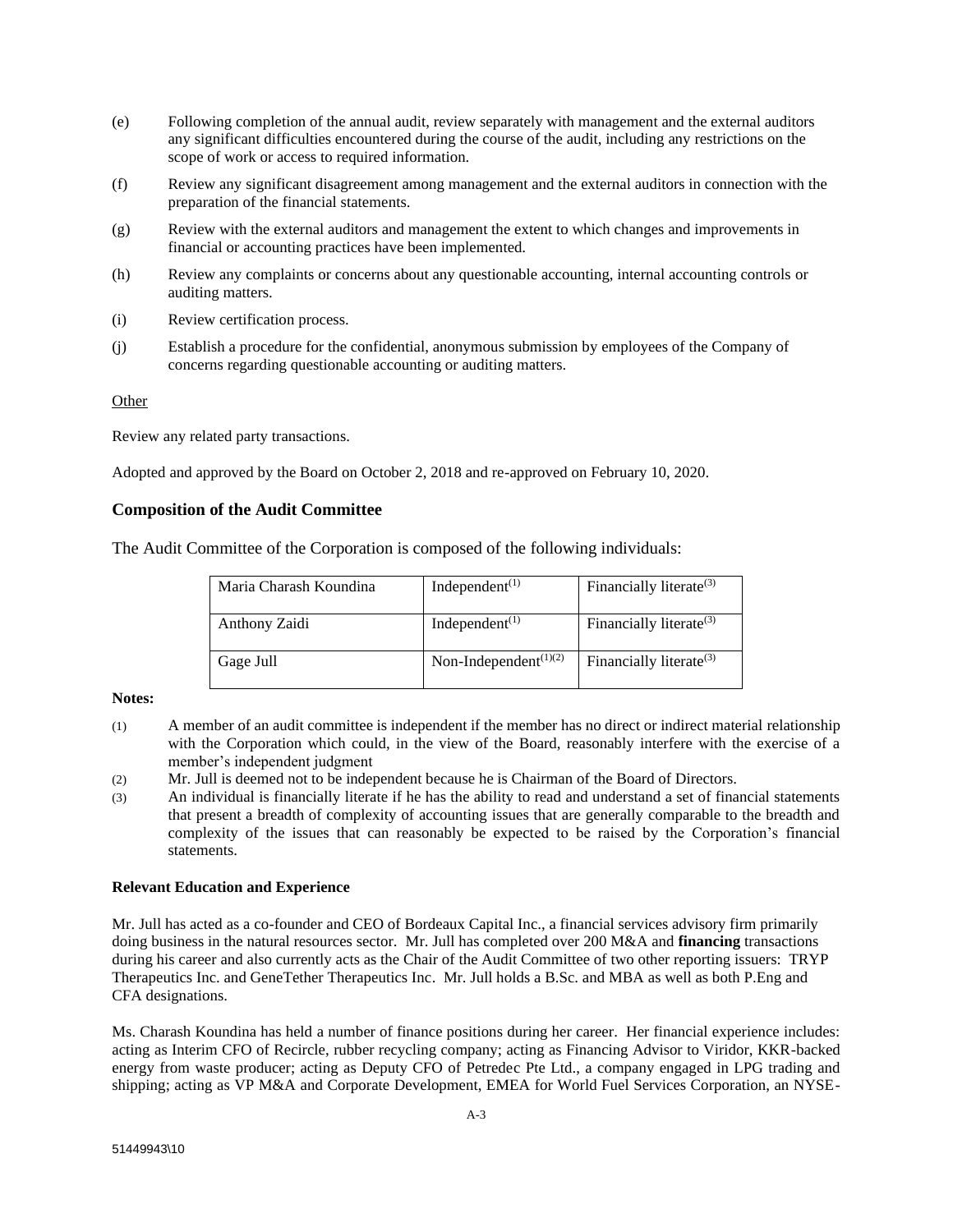(e) Following completion of the annual audit, review separately with management and the external auditors any significant difficulties encountered during the course of the audit, including any restrictions on the scope of work or access to required information.

(f) Review any significant disagreement among management and the external auditors in connection with the preparation of the financial statements.

(g) Review with the external auditors and management the extent to which changes and improvements in financial or accounting practices have been implemented.

(h) Review any complaints or concerns about any questionable accounting, internal accounting controls or auditing matters.

(i) Review certification process.

(j) Establish a procedure for the confidential, anonymous submission by employees of the Company of concerns regarding questionable accounting or auditing matters.

Other

Review any related party transactions.

Adopted and approved by the Board on October 2, 2018 and re-approved on February 10, 2020.

### Composition of the Audit Committee

The Audit Committee of the Corporation is composed of the following individuals:

| | | |
|---|---|---|
| Maria Charash Koundina | Independent(1) | Financially literate(3) |
| Anthony Zaidi | Independent(1) | Financially literate(3) |
| Gage Jull | Non-Independent(1)(2) | Financially literate(3) |

**Notes:**

(1) A member of an audit committee is independent if the member has no direct or indirect material relationship with the Corporation which could, in the view of the Board, reasonably interfere with the exercise of a member's independent judgment

(2) Mr. Jull is deemed not to be independent because he is Chairman of the Board of Directors.

(3) An individual is financially literate if he has the ability to read and understand a set of financial statements that present a breadth of complexity of accounting issues that are generally comparable to the breadth and complexity of the issues that can reasonably be expected to be raised by the Corporation's financial statements.

**Relevant Education and Experience**

Mr. Jull has acted as a co-founder and CEO of Bordeaux Capital Inc., a financial services advisory firm primarily doing business in the natural resources sector. Mr. Jull has completed over 200 M&A and **financing** transactions during his career and also currently acts as the Chair of the Audit Committee of two other reporting issuers: TRYP Therapeutics Inc. and GeneTether Therapeutics Inc. Mr. Jull holds a B.Sc. and MBA as well as both P.Eng and CFA designations.

Ms. Charash Koundina has held a number of finance positions during her career. Her financial experience includes: acting as Interim CFO of Recircle, rubber recycling company; acting as Financing Advisor to Viridor, KKR-backed energy from waste producer; acting as Deputy CFO of Petredec Pte Ltd., a company engaged in LPG trading and shipping; acting as VP M&A and Corporate Development, EMEA for World Fuel Services Corporation, an NYSE-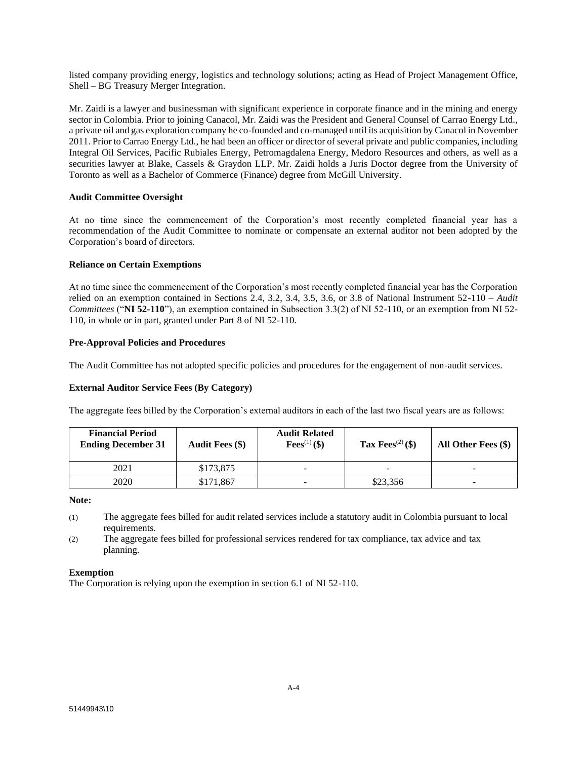listed company providing energy, logistics and technology solutions; acting as Head of Project Management Office, Shell – BG Treasury Merger Integration.

Mr. Zaidi is a lawyer and businessman with significant experience in corporate finance and in the mining and energy sector in Colombia. Prior to joining Canacol, Mr. Zaidi was the President and General Counsel of Carrao Energy Ltd., a private oil and gas exploration company he co-founded and co-managed until its acquisition by Canacol in November 2011. Prior to Carrao Energy Ltd., he had been an officer or director of several private and public companies, including Integral Oil Services, Pacific Rubiales Energy, Petromagdalena Energy, Medoro Resources and others, as well as a securities lawyer at Blake, Cassels & Graydon LLP. Mr. Zaidi holds a Juris Doctor degree from the University of Toronto as well as a Bachelor of Commerce (Finance) degree from McGill University.

**Audit Committee Oversight**

At no time since the commencement of the Corporation's most recently completed financial year has a recommendation of the Audit Committee to nominate or compensate an external auditor not been adopted by the Corporation's board of directors.

**Reliance on Certain Exemptions**

At no time since the commencement of the Corporation's most recently completed financial year has the Corporation relied on an exemption contained in Sections 2.4, 3.2, 3.4, 3.5, 3.6, or 3.8 of National Instrument 52-110 – *Audit Committees* ("**NI 52-110**"), an exemption contained in Subsection 3.3(2) of NI 52-110, or an exemption from NI 52-110, in whole or in part, granted under Part 8 of NI 52-110.

**Pre-Approval Policies and Procedures**

The Audit Committee has not adopted specific policies and procedures for the engagement of non-audit services.

**External Auditor Service Fees (By Category)**

The aggregate fees billed by the Corporation's external auditors in each of the last two fiscal years are as follows:

| Financial Period Ending December 31 | Audit Fees ($) | Audit Related Fees[(1)] ($) | Tax Fees[(2)] ($) | All Other Fees ($) |
|---|---|---|---|---|
| 2021 | $173,875 | - | - | - |
| 2020 | $171,867 | - | $23,356 | - |

**Note:**

(1) The aggregate fees billed for audit related services include a statutory audit in Colombia pursuant to local requirements.

(2) The aggregate fees billed for professional services rendered for tax compliance, tax advice and tax planning.

**Exemption**

The Corporation is relying upon the exemption in section 6.1 of NI 52-110.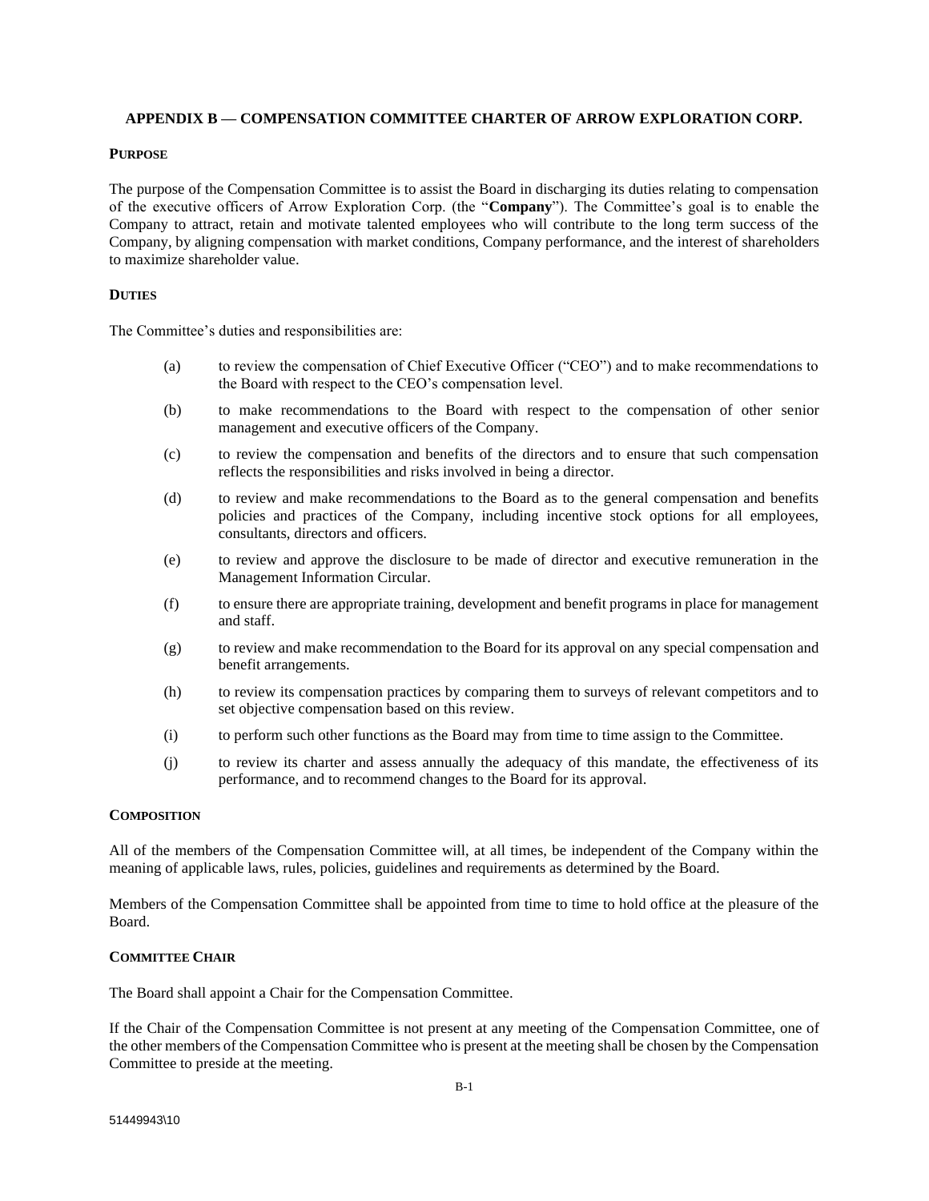## APPENDIX B — COMPENSATION COMMITTEE CHARTER OF ARROW EXPLORATION CORP.

### PURPOSE

The purpose of the Compensation Committee is to assist the Board in discharging its duties relating to compensation of the executive officers of Arrow Exploration Corp. (the "**Company**"). The Committee's goal is to enable the Company to attract, retain and motivate talented employees who will contribute to the long term success of the Company, by aligning compensation with market conditions, Company performance, and the interest of shareholders to maximize shareholder value.

### DUTIES

The Committee's duties and responsibilities are:

(a) to review the compensation of Chief Executive Officer ("CEO") and to make recommendations to the Board with respect to the CEO's compensation level.

(b) to make recommendations to the Board with respect to the compensation of other senior management and executive officers of the Company.

(c) to review the compensation and benefits of the directors and to ensure that such compensation reflects the responsibilities and risks involved in being a director.

(d) to review and make recommendations to the Board as to the general compensation and benefits policies and practices of the Company, including incentive stock options for all employees, consultants, directors and officers.

(e) to review and approve the disclosure to be made of director and executive remuneration in the Management Information Circular.

(f) to ensure there are appropriate training, development and benefit programs in place for management and staff.

(g) to review and make recommendation to the Board for its approval on any special compensation and benefit arrangements.

(h) to review its compensation practices by comparing them to surveys of relevant competitors and to set objective compensation based on this review.

(i) to perform such other functions as the Board may from time to time assign to the Committee.

(j) to review its charter and assess annually the adequacy of this mandate, the effectiveness of its performance, and to recommend changes to the Board for its approval.

### COMPOSITION

All of the members of the Compensation Committee will, at all times, be independent of the Company within the meaning of applicable laws, rules, policies, guidelines and requirements as determined by the Board.

Members of the Compensation Committee shall be appointed from time to time to hold office at the pleasure of the Board.

### COMMITTEE CHAIR

The Board shall appoint a Chair for the Compensation Committee.

If the Chair of the Compensation Committee is not present at any meeting of the Compensation Committee, one of the other members of the Compensation Committee who is present at the meeting shall be chosen by the Compensation Committee to preside at the meeting.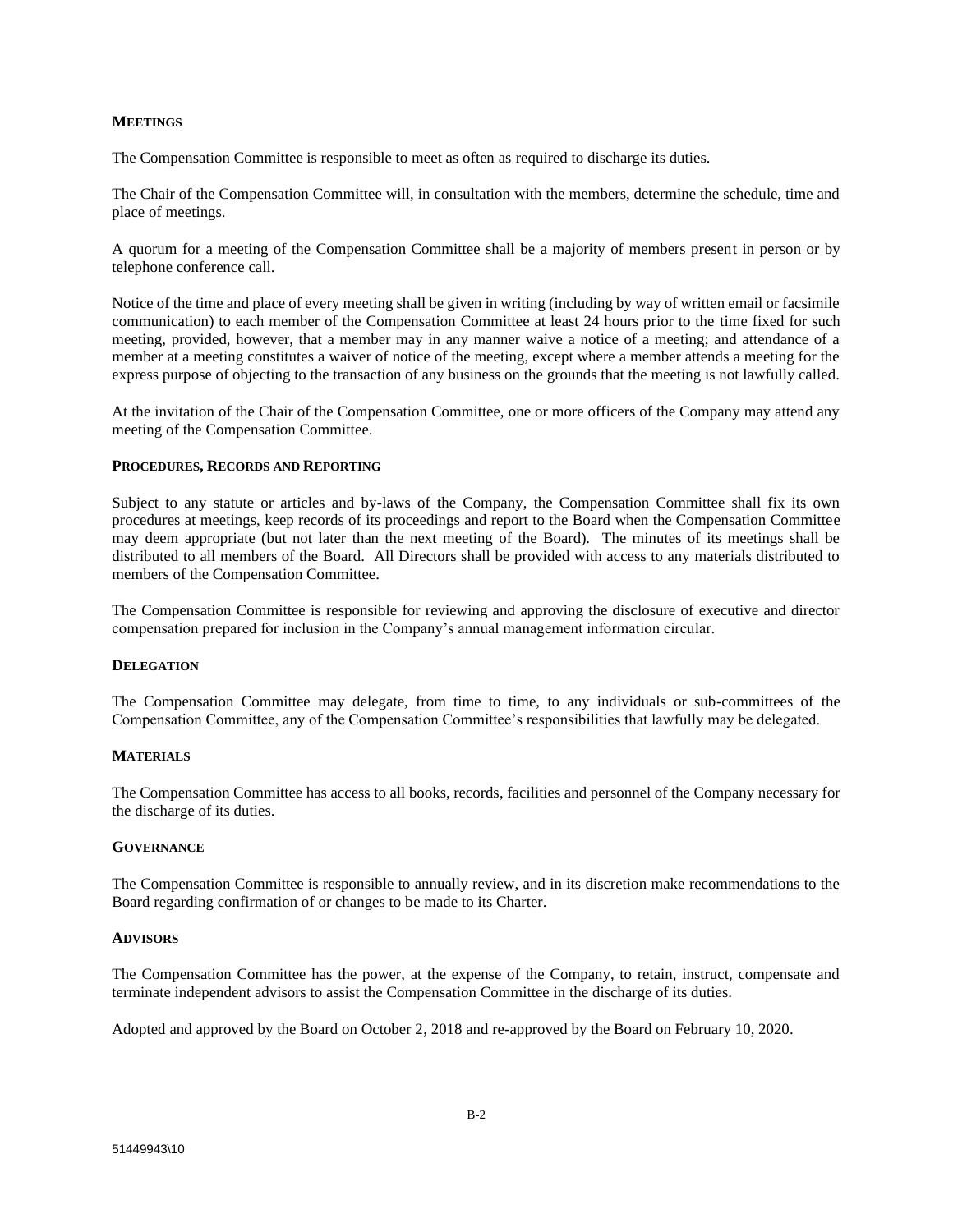### MEETINGS

The Compensation Committee is responsible to meet as often as required to discharge its duties.

The Chair of the Compensation Committee will, in consultation with the members, determine the schedule, time and place of meetings.

A quorum for a meeting of the Compensation Committee shall be a majority of members present in person or by telephone conference call.

Notice of the time and place of every meeting shall be given in writing (including by way of written email or facsimile communication) to each member of the Compensation Committee at least 24 hours prior to the time fixed for such meeting, provided, however, that a member may in any manner waive a notice of a meeting; and attendance of a member at a meeting constitutes a waiver of notice of the meeting, except where a member attends a meeting for the express purpose of objecting to the transaction of any business on the grounds that the meeting is not lawfully called.

At the invitation of the Chair of the Compensation Committee, one or more officers of the Company may attend any meeting of the Compensation Committee.

### PROCEDURES, RECORDS AND REPORTING

Subject to any statute or articles and by-laws of the Company, the Compensation Committee shall fix its own procedures at meetings, keep records of its proceedings and report to the Board when the Compensation Committee may deem appropriate (but not later than the next meeting of the Board). The minutes of its meetings shall be distributed to all members of the Board. All Directors shall be provided with access to any materials distributed to members of the Compensation Committee.

The Compensation Committee is responsible for reviewing and approving the disclosure of executive and director compensation prepared for inclusion in the Company's annual management information circular.

### DELEGATION

The Compensation Committee may delegate, from time to time, to any individuals or sub-committees of the Compensation Committee, any of the Compensation Committee's responsibilities that lawfully may be delegated.

### MATERIALS

The Compensation Committee has access to all books, records, facilities and personnel of the Company necessary for the discharge of its duties.

### GOVERNANCE

The Compensation Committee is responsible to annually review, and in its discretion make recommendations to the Board regarding confirmation of or changes to be made to its Charter.

### ADVISORS

The Compensation Committee has the power, at the expense of the Company, to retain, instruct, compensate and terminate independent advisors to assist the Compensation Committee in the discharge of its duties.

Adopted and approved by the Board on October 2, 2018 and re-approved by the Board on February 10, 2020.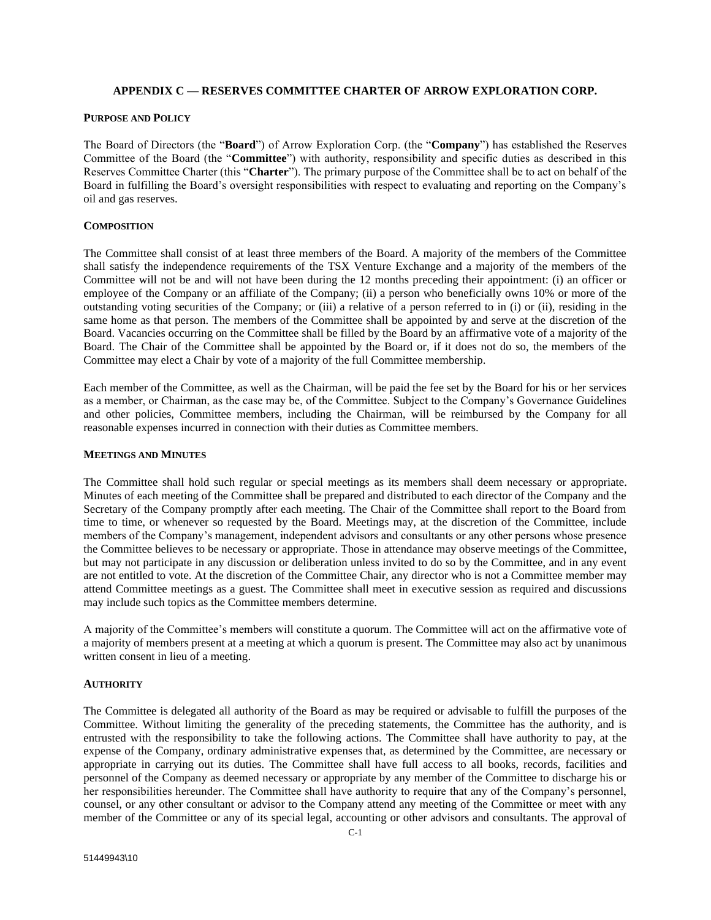## APPENDIX C — RESERVES COMMITTEE CHARTER OF ARROW EXPLORATION CORP.

### PURPOSE AND POLICY

The Board of Directors (the "**Board**") of Arrow Exploration Corp. (the "**Company**") has established the Reserves Committee of the Board (the "**Committee**") with authority, responsibility and specific duties as described in this Reserves Committee Charter (this "**Charter**"). The primary purpose of the Committee shall be to act on behalf of the Board in fulfilling the Board's oversight responsibilities with respect to evaluating and reporting on the Company's oil and gas reserves.

### COMPOSITION

The Committee shall consist of at least three members of the Board. A majority of the members of the Committee shall satisfy the independence requirements of the TSX Venture Exchange and a majority of the members of the Committee will not be and will not have been during the 12 months preceding their appointment: (i) an officer or employee of the Company or an affiliate of the Company; (ii) a person who beneficially owns 10% or more of the outstanding voting securities of the Company; or (iii) a relative of a person referred to in (i) or (ii), residing in the same home as that person. The members of the Committee shall be appointed by and serve at the discretion of the Board. Vacancies occurring on the Committee shall be filled by the Board by an affirmative vote of a majority of the Board. The Chair of the Committee shall be appointed by the Board or, if it does not do so, the members of the Committee may elect a Chair by vote of a majority of the full Committee membership.

Each member of the Committee, as well as the Chairman, will be paid the fee set by the Board for his or her services as a member, or Chairman, as the case may be, of the Committee. Subject to the Company's Governance Guidelines and other policies, Committee members, including the Chairman, will be reimbursed by the Company for all reasonable expenses incurred in connection with their duties as Committee members.

### MEETINGS AND MINUTES

The Committee shall hold such regular or special meetings as its members shall deem necessary or appropriate. Minutes of each meeting of the Committee shall be prepared and distributed to each director of the Company and the Secretary of the Company promptly after each meeting. The Chair of the Committee shall report to the Board from time to time, or whenever so requested by the Board. Meetings may, at the discretion of the Committee, include members of the Company's management, independent advisors and consultants or any other persons whose presence the Committee believes to be necessary or appropriate. Those in attendance may observe meetings of the Committee, but may not participate in any discussion or deliberation unless invited to do so by the Committee, and in any event are not entitled to vote. At the discretion of the Committee Chair, any director who is not a Committee member may attend Committee meetings as a guest. The Committee shall meet in executive session as required and discussions may include such topics as the Committee members determine.

A majority of the Committee's members will constitute a quorum. The Committee will act on the affirmative vote of a majority of members present at a meeting at which a quorum is present. The Committee may also act by unanimous written consent in lieu of a meeting.

### AUTHORITY

The Committee is delegated all authority of the Board as may be required or advisable to fulfill the purposes of the Committee. Without limiting the generality of the preceding statements, the Committee has the authority, and is entrusted with the responsibility to take the following actions. The Committee shall have authority to pay, at the expense of the Company, ordinary administrative expenses that, as determined by the Committee, are necessary or appropriate in carrying out its duties. The Committee shall have full access to all books, records, facilities and personnel of the Company as deemed necessary or appropriate by any member of the Committee to discharge his or her responsibilities hereunder. The Committee shall have authority to require that any of the Company's personnel, counsel, or any other consultant or advisor to the Company attend any meeting of the Committee or meet with any member of the Committee or any of its special legal, accounting or other advisors and consultants. The approval of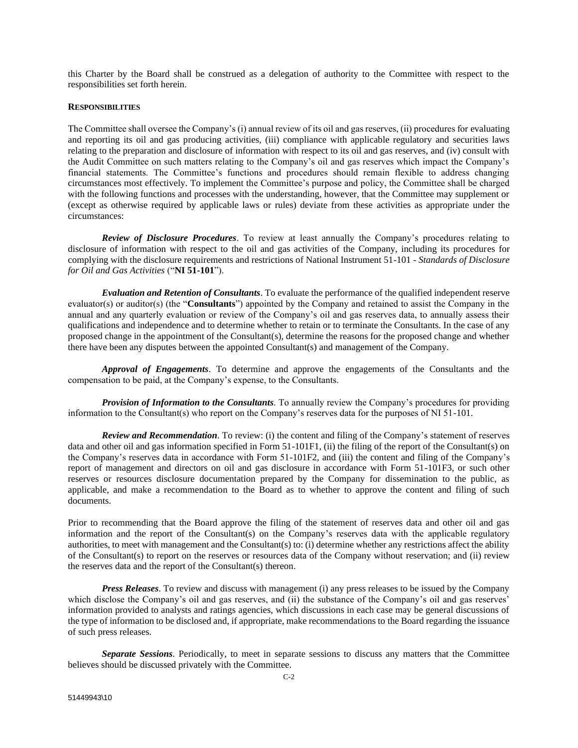this Charter by the Board shall be construed as a delegation of authority to the Committee with respect to the responsibilities set forth herein.

**RESPONSIBILITIES**

The Committee shall oversee the Company's (i) annual review of its oil and gas reserves, (ii) procedures for evaluating and reporting its oil and gas producing activities, (iii) compliance with applicable regulatory and securities laws relating to the preparation and disclosure of information with respect to its oil and gas reserves, and (iv) consult with the Audit Committee on such matters relating to the Company's oil and gas reserves which impact the Company's financial statements. The Committee's functions and procedures should remain flexible to address changing circumstances most effectively. To implement the Committee's purpose and policy, the Committee shall be charged with the following functions and processes with the understanding, however, that the Committee may supplement or (except as otherwise required by applicable laws or rules) deviate from these activities as appropriate under the circumstances:

***Review of Disclosure Procedures***. To review at least annually the Company's procedures relating to disclosure of information with respect to the oil and gas activities of the Company, including its procedures for complying with the disclosure requirements and restrictions of National Instrument 51-101 - *Standards of Disclosure for Oil and Gas Activities* ("**NI 51-101**").

***Evaluation and Retention of Consultants***. To evaluate the performance of the qualified independent reserve evaluator(s) or auditor(s) (the "**Consultants**") appointed by the Company and retained to assist the Company in the annual and any quarterly evaluation or review of the Company's oil and gas reserves data, to annually assess their qualifications and independence and to determine whether to retain or to terminate the Consultants. In the case of any proposed change in the appointment of the Consultant(s), determine the reasons for the proposed change and whether there have been any disputes between the appointed Consultant(s) and management of the Company.

***Approval of Engagements***. To determine and approve the engagements of the Consultants and the compensation to be paid, at the Company's expense, to the Consultants.

***Provision of Information to the Consultants***. To annually review the Company's procedures for providing information to the Consultant(s) who report on the Company's reserves data for the purposes of NI 51-101.

***Review and Recommendation***. To review: (i) the content and filing of the Company's statement of reserves data and other oil and gas information specified in Form 51-101F1, (ii) the filing of the report of the Consultant(s) on the Company's reserves data in accordance with Form 51-101F2, and (iii) the content and filing of the Company's report of management and directors on oil and gas disclosure in accordance with Form 51-101F3, or such other reserves or resources disclosure documentation prepared by the Company for dissemination to the public, as applicable, and make a recommendation to the Board as to whether to approve the content and filing of such documents.

Prior to recommending that the Board approve the filing of the statement of reserves data and other oil and gas information and the report of the Consultant(s) on the Company's reserves data with the applicable regulatory authorities, to meet with management and the Consultant(s) to: (i) determine whether any restrictions affect the ability of the Consultant(s) to report on the reserves or resources data of the Company without reservation; and (ii) review the reserves data and the report of the Consultant(s) thereon.

***Press Releases***. To review and discuss with management (i) any press releases to be issued by the Company which disclose the Company's oil and gas reserves, and (ii) the substance of the Company's oil and gas reserves' information provided to analysts and ratings agencies, which discussions in each case may be general discussions of the type of information to be disclosed and, if appropriate, make recommendations to the Board regarding the issuance of such press releases.

***Separate Sessions***. Periodically, to meet in separate sessions to discuss any matters that the Committee believes should be discussed privately with the Committee.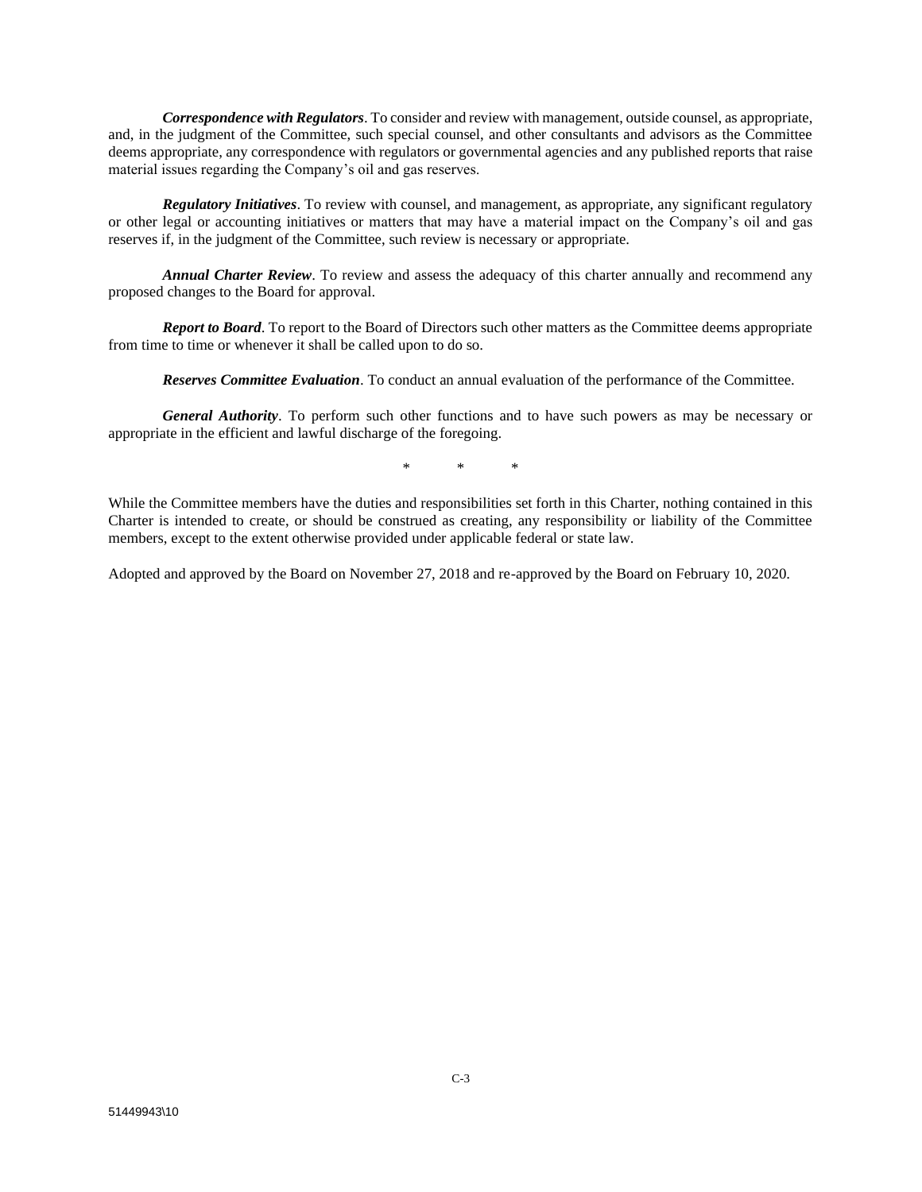***Correspondence with Regulators***. To consider and review with management, outside counsel, as appropriate, and, in the judgment of the Committee, such special counsel, and other consultants and advisors as the Committee deems appropriate, any correspondence with regulators or governmental agencies and any published reports that raise material issues regarding the Company's oil and gas reserves.

***Regulatory Initiatives***. To review with counsel, and management, as appropriate, any significant regulatory or other legal or accounting initiatives or matters that may have a material impact on the Company's oil and gas reserves if, in the judgment of the Committee, such review is necessary or appropriate.

***Annual Charter Review***. To review and assess the adequacy of this charter annually and recommend any proposed changes to the Board for approval.

***Report to Board***. To report to the Board of Directors such other matters as the Committee deems appropriate from time to time or whenever it shall be called upon to do so.

***Reserves Committee Evaluation***. To conduct an annual evaluation of the performance of the Committee.

***General Authority***. To perform such other functions and to have such powers as may be necessary or appropriate in the efficient and lawful discharge of the foregoing.

\* \* \*

While the Committee members have the duties and responsibilities set forth in this Charter, nothing contained in this Charter is intended to create, or should be construed as creating, any responsibility or liability of the Committee members, except to the extent otherwise provided under applicable federal or state law.

Adopted and approved by the Board on November 27, 2018 and re-approved by the Board on February 10, 2020.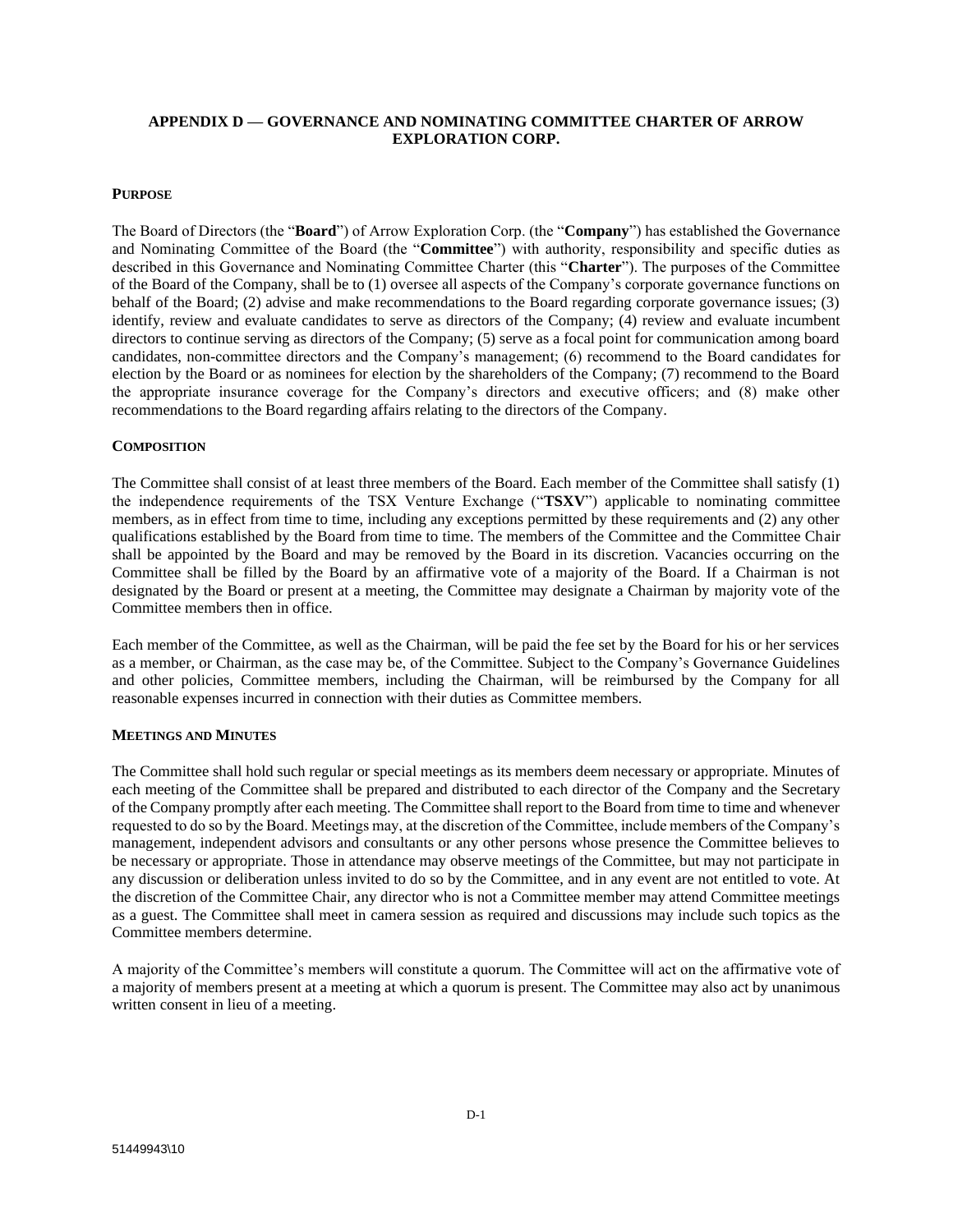## APPENDIX D — GOVERNANCE AND NOMINATING COMMITTEE CHARTER OF ARROW EXPLORATION CORP.

### PURPOSE

The Board of Directors (the "**Board**") of Arrow Exploration Corp. (the "**Company**") has established the Governance and Nominating Committee of the Board (the "**Committee**") with authority, responsibility and specific duties as described in this Governance and Nominating Committee Charter (this "**Charter**"). The purposes of the Committee of the Board of the Company, shall be to (1) oversee all aspects of the Company's corporate governance functions on behalf of the Board; (2) advise and make recommendations to the Board regarding corporate governance issues; (3) identify, review and evaluate candidates to serve as directors of the Company; (4) review and evaluate incumbent directors to continue serving as directors of the Company; (5) serve as a focal point for communication among board candidates, non-committee directors and the Company's management; (6) recommend to the Board candidates for election by the Board or as nominees for election by the shareholders of the Company; (7) recommend to the Board the appropriate insurance coverage for the Company's directors and executive officers; and (8) make other recommendations to the Board regarding affairs relating to the directors of the Company.

### COMPOSITION

The Committee shall consist of at least three members of the Board. Each member of the Committee shall satisfy (1) the independence requirements of the TSX Venture Exchange ("**TSXV**") applicable to nominating committee members, as in effect from time to time, including any exceptions permitted by these requirements and (2) any other qualifications established by the Board from time to time. The members of the Committee and the Committee Chair shall be appointed by the Board and may be removed by the Board in its discretion. Vacancies occurring on the Committee shall be filled by the Board by an affirmative vote of a majority of the Board. If a Chairman is not designated by the Board or present at a meeting, the Committee may designate a Chairman by majority vote of the Committee members then in office.

Each member of the Committee, as well as the Chairman, will be paid the fee set by the Board for his or her services as a member, or Chairman, as the case may be, of the Committee. Subject to the Company's Governance Guidelines and other policies, Committee members, including the Chairman, will be reimbursed by the Company for all reasonable expenses incurred in connection with their duties as Committee members.

### MEETINGS AND MINUTES

The Committee shall hold such regular or special meetings as its members deem necessary or appropriate. Minutes of each meeting of the Committee shall be prepared and distributed to each director of the Company and the Secretary of the Company promptly after each meeting. The Committee shall report to the Board from time to time and whenever requested to do so by the Board. Meetings may, at the discretion of the Committee, include members of the Company's management, independent advisors and consultants or any other persons whose presence the Committee believes to be necessary or appropriate. Those in attendance may observe meetings of the Committee, but may not participate in any discussion or deliberation unless invited to do so by the Committee, and in any event are not entitled to vote. At the discretion of the Committee Chair, any director who is not a Committee member may attend Committee meetings as a guest. The Committee shall meet in camera session as required and discussions may include such topics as the Committee members determine.

A majority of the Committee's members will constitute a quorum. The Committee will act on the affirmative vote of a majority of members present at a meeting at which a quorum is present. The Committee may also act by unanimous written consent in lieu of a meeting.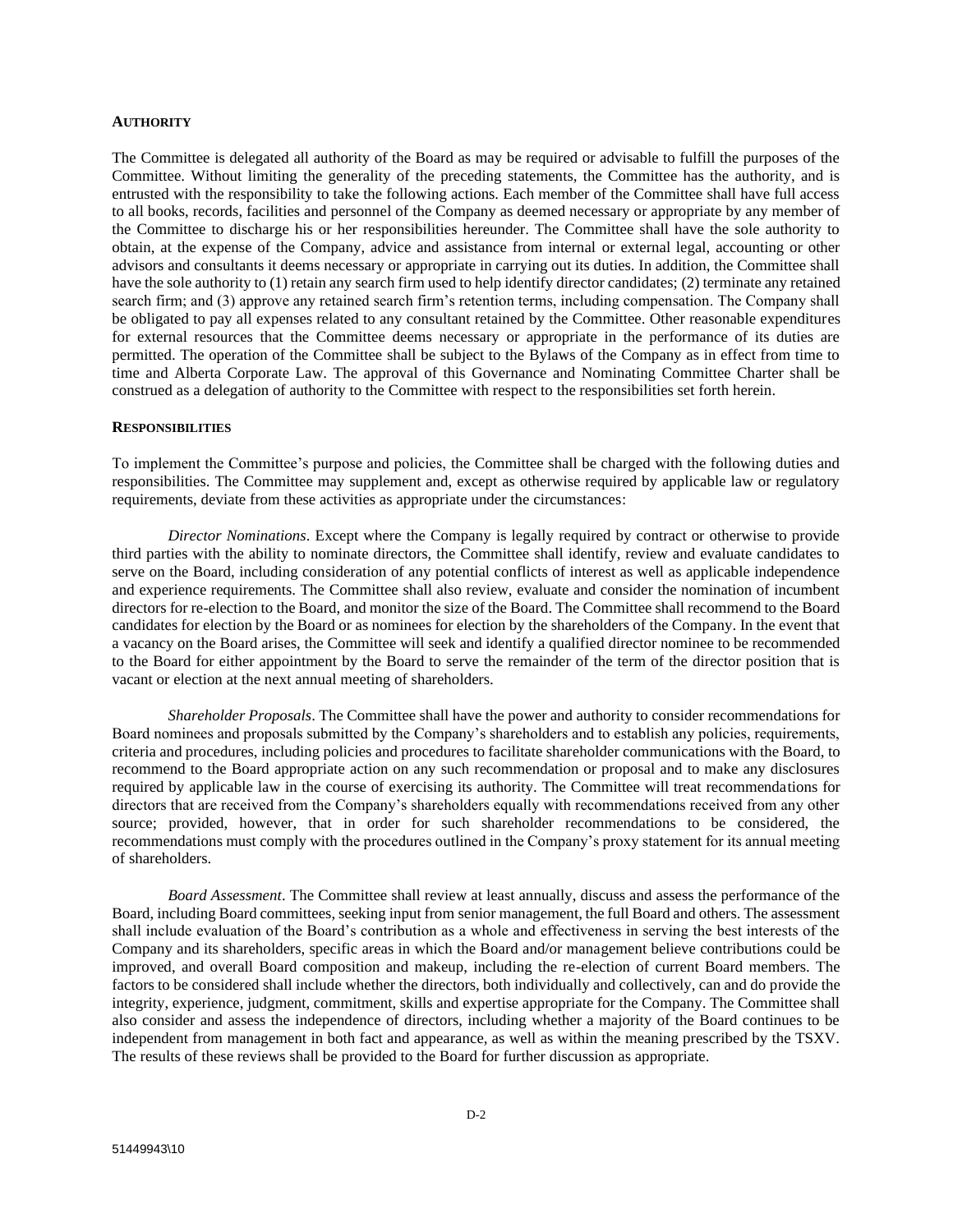## **AUTHORITY**

The Committee is delegated all authority of the Board as may be required or advisable to fulfill the purposes of the Committee. Without limiting the generality of the preceding statements, the Committee has the authority, and is entrusted with the responsibility to take the following actions. Each member of the Committee shall have full access to all books, records, facilities and personnel of the Company as deemed necessary or appropriate by any member of the Committee to discharge his or her responsibilities hereunder. The Committee shall have the sole authority to obtain, at the expense of the Company, advice and assistance from internal or external legal, accounting or other advisors and consultants it deems necessary or appropriate in carrying out its duties. In addition, the Committee shall have the sole authority to (1) retain any search firm used to help identify director candidates; (2) terminate any retained search firm; and (3) approve any retained search firm's retention terms, including compensation. The Company shall be obligated to pay all expenses related to any consultant retained by the Committee. Other reasonable expenditures for external resources that the Committee deems necessary or appropriate in the performance of its duties are permitted. The operation of the Committee shall be subject to the Bylaws of the Company as in effect from time to time and Alberta Corporate Law. The approval of this Governance and Nominating Committee Charter shall be construed as a delegation of authority to the Committee with respect to the responsibilities set forth herein.

## **RESPONSIBILITIES**

To implement the Committee's purpose and policies, the Committee shall be charged with the following duties and responsibilities. The Committee may supplement and, except as otherwise required by applicable law or regulatory requirements, deviate from these activities as appropriate under the circumstances:

*Director Nominations*. Except where the Company is legally required by contract or otherwise to provide third parties with the ability to nominate directors, the Committee shall identify, review and evaluate candidates to serve on the Board, including consideration of any potential conflicts of interest as well as applicable independence and experience requirements. The Committee shall also review, evaluate and consider the nomination of incumbent directors for re-election to the Board, and monitor the size of the Board. The Committee shall recommend to the Board candidates for election by the Board or as nominees for election by the shareholders of the Company. In the event that a vacancy on the Board arises, the Committee will seek and identify a qualified director nominee to be recommended to the Board for either appointment by the Board to serve the remainder of the term of the director position that is vacant or election at the next annual meeting of shareholders.

*Shareholder Proposals*. The Committee shall have the power and authority to consider recommendations for Board nominees and proposals submitted by the Company's shareholders and to establish any policies, requirements, criteria and procedures, including policies and procedures to facilitate shareholder communications with the Board, to recommend to the Board appropriate action on any such recommendation or proposal and to make any disclosures required by applicable law in the course of exercising its authority. The Committee will treat recommendations for directors that are received from the Company's shareholders equally with recommendations received from any other source; provided, however, that in order for such shareholder recommendations to be considered, the recommendations must comply with the procedures outlined in the Company's proxy statement for its annual meeting of shareholders.

*Board Assessment*. The Committee shall review at least annually, discuss and assess the performance of the Board, including Board committees, seeking input from senior management, the full Board and others. The assessment shall include evaluation of the Board's contribution as a whole and effectiveness in serving the best interests of the Company and its shareholders, specific areas in which the Board and/or management believe contributions could be improved, and overall Board composition and makeup, including the re-election of current Board members. The factors to be considered shall include whether the directors, both individually and collectively, can and do provide the integrity, experience, judgment, commitment, skills and expertise appropriate for the Company. The Committee shall also consider and assess the independence of directors, including whether a majority of the Board continues to be independent from management in both fact and appearance, as well as within the meaning prescribed by the TSXV. The results of these reviews shall be provided to the Board for further discussion as appropriate.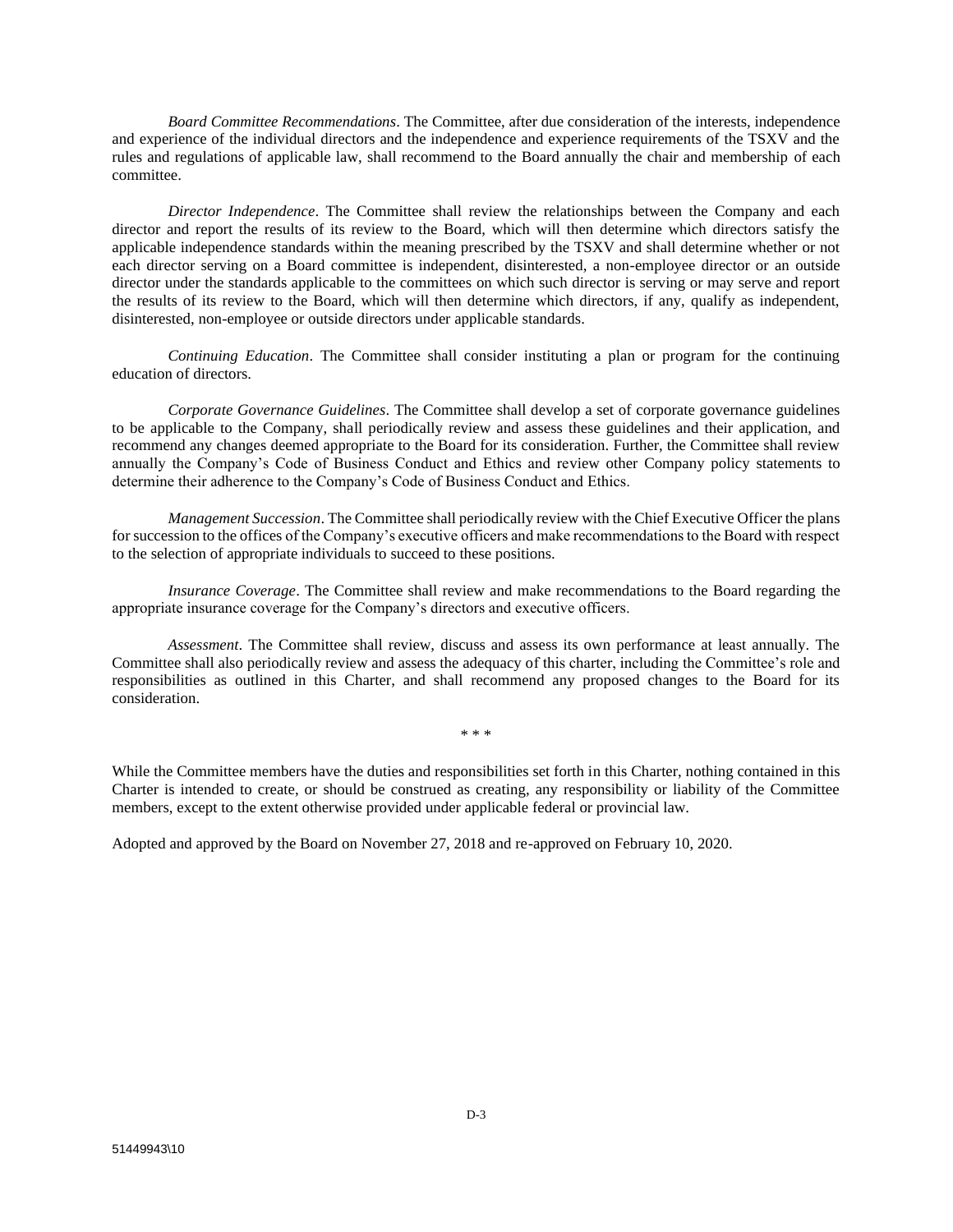*Board Committee Recommendations*. The Committee, after due consideration of the interests, independence and experience of the individual directors and the independence and experience requirements of the TSXV and the rules and regulations of applicable law, shall recommend to the Board annually the chair and membership of each committee.

*Director Independence*. The Committee shall review the relationships between the Company and each director and report the results of its review to the Board, which will then determine which directors satisfy the applicable independence standards within the meaning prescribed by the TSXV and shall determine whether or not each director serving on a Board committee is independent, disinterested, a non-employee director or an outside director under the standards applicable to the committees on which such director is serving or may serve and report the results of its review to the Board, which will then determine which directors, if any, qualify as independent, disinterested, non-employee or outside directors under applicable standards.

*Continuing Education*. The Committee shall consider instituting a plan or program for the continuing education of directors.

*Corporate Governance Guidelines*. The Committee shall develop a set of corporate governance guidelines to be applicable to the Company, shall periodically review and assess these guidelines and their application, and recommend any changes deemed appropriate to the Board for its consideration. Further, the Committee shall review annually the Company's Code of Business Conduct and Ethics and review other Company policy statements to determine their adherence to the Company's Code of Business Conduct and Ethics.

*Management Succession*. The Committee shall periodically review with the Chief Executive Officer the plans for succession to the offices of the Company's executive officers and make recommendations to the Board with respect to the selection of appropriate individuals to succeed to these positions.

*Insurance Coverage*. The Committee shall review and make recommendations to the Board regarding the appropriate insurance coverage for the Company's directors and executive officers.

*Assessment*. The Committee shall review, discuss and assess its own performance at least annually. The Committee shall also periodically review and assess the adequacy of this charter, including the Committee's role and responsibilities as outlined in this Charter, and shall recommend any proposed changes to the Board for its consideration.

\* \* \*

While the Committee members have the duties and responsibilities set forth in this Charter, nothing contained in this Charter is intended to create, or should be construed as creating, any responsibility or liability of the Committee members, except to the extent otherwise provided under applicable federal or provincial law.

Adopted and approved by the Board on November 27, 2018 and re-approved on February 10, 2020.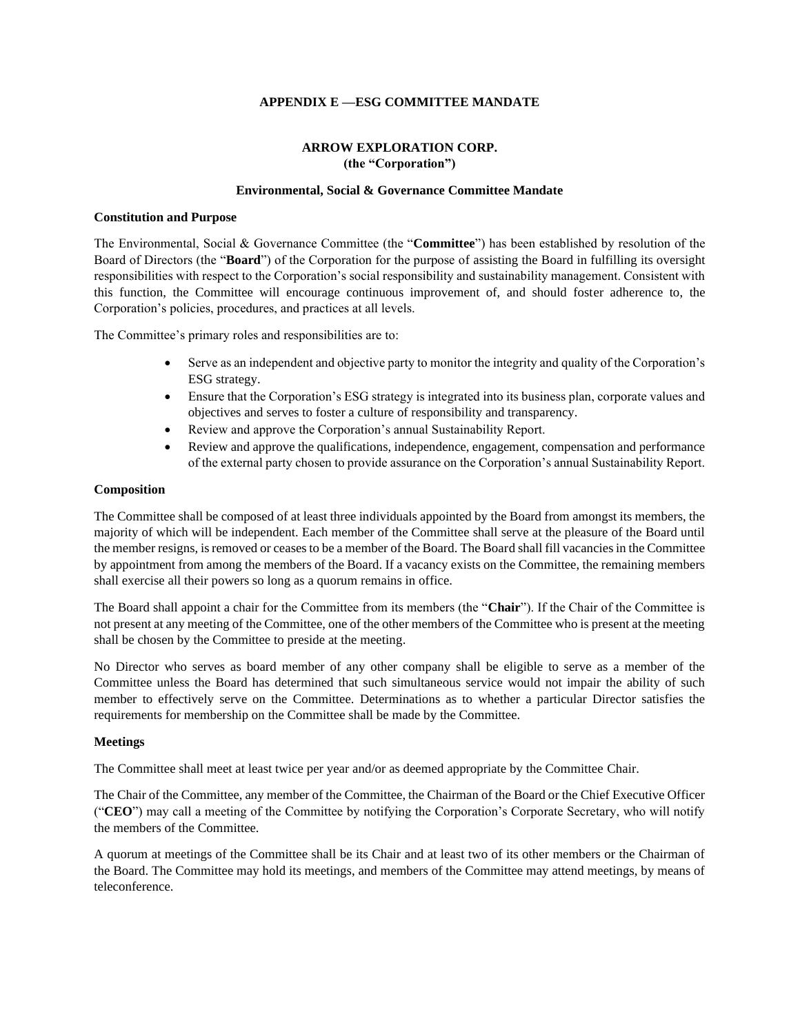## APPENDIX E —ESG COMMITTEE MANDATE

### ARROW EXPLORATION CORP.
### (the "Corporation")

#### Environmental, Social & Governance Committee Mandate

**Constitution and Purpose**

The Environmental, Social & Governance Committee (the "**Committee**") has been established by resolution of the Board of Directors (the "**Board**") of the Corporation for the purpose of assisting the Board in fulfilling its oversight responsibilities with respect to the Corporation's social responsibility and sustainability management. Consistent with this function, the Committee will encourage continuous improvement of, and should foster adherence to, the Corporation's policies, procedures, and practices at all levels.

The Committee's primary roles and responsibilities are to:

- Serve as an independent and objective party to monitor the integrity and quality of the Corporation's ESG strategy.
- Ensure that the Corporation's ESG strategy is integrated into its business plan, corporate values and objectives and serves to foster a culture of responsibility and transparency.
- Review and approve the Corporation's annual Sustainability Report.
- Review and approve the qualifications, independence, engagement, compensation and performance of the external party chosen to provide assurance on the Corporation's annual Sustainability Report.

**Composition**

The Committee shall be composed of at least three individuals appointed by the Board from amongst its members, the majority of which will be independent. Each member of the Committee shall serve at the pleasure of the Board until the member resigns, is removed or ceases to be a member of the Board. The Board shall fill vacancies in the Committee by appointment from among the members of the Board. If a vacancy exists on the Committee, the remaining members shall exercise all their powers so long as a quorum remains in office.

The Board shall appoint a chair for the Committee from its members (the "**Chair**"). If the Chair of the Committee is not present at any meeting of the Committee, one of the other members of the Committee who is present at the meeting shall be chosen by the Committee to preside at the meeting.

No Director who serves as board member of any other company shall be eligible to serve as a member of the Committee unless the Board has determined that such simultaneous service would not impair the ability of such member to effectively serve on the Committee. Determinations as to whether a particular Director satisfies the requirements for membership on the Committee shall be made by the Committee.

**Meetings**

The Committee shall meet at least twice per year and/or as deemed appropriate by the Committee Chair.

The Chair of the Committee, any member of the Committee, the Chairman of the Board or the Chief Executive Officer ("**CEO**") may call a meeting of the Committee by notifying the Corporation's Corporate Secretary, who will notify the members of the Committee.

A quorum at meetings of the Committee shall be its Chair and at least two of its other members or the Chairman of the Board. The Committee may hold its meetings, and members of the Committee may attend meetings, by means of teleconference.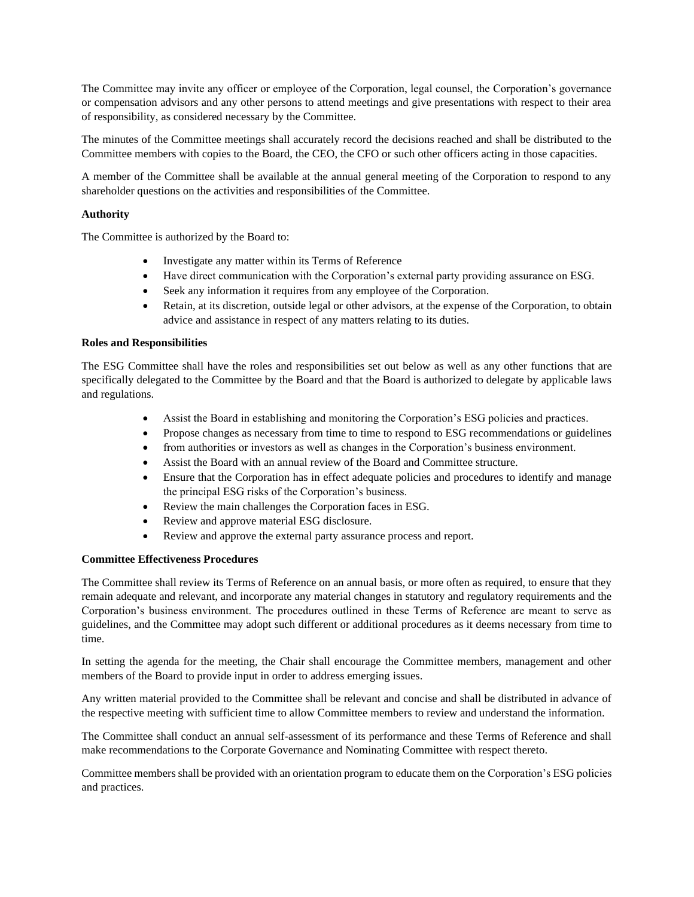The Committee may invite any officer or employee of the Corporation, legal counsel, the Corporation's governance or compensation advisors and any other persons to attend meetings and give presentations with respect to their area of responsibility, as considered necessary by the Committee.

The minutes of the Committee meetings shall accurately record the decisions reached and shall be distributed to the Committee members with copies to the Board, the CEO, the CFO or such other officers acting in those capacities.

A member of the Committee shall be available at the annual general meeting of the Corporation to respond to any shareholder questions on the activities and responsibilities of the Committee.

**Authority**

The Committee is authorized by the Board to:

- Investigate any matter within its Terms of Reference
- Have direct communication with the Corporation's external party providing assurance on ESG.
- Seek any information it requires from any employee of the Corporation.
- Retain, at its discretion, outside legal or other advisors, at the expense of the Corporation, to obtain advice and assistance in respect of any matters relating to its duties.

**Roles and Responsibilities**

The ESG Committee shall have the roles and responsibilities set out below as well as any other functions that are specifically delegated to the Committee by the Board and that the Board is authorized to delegate by applicable laws and regulations.

- Assist the Board in establishing and monitoring the Corporation's ESG policies and practices.
- Propose changes as necessary from time to time to respond to ESG recommendations or guidelines
- from authorities or investors as well as changes in the Corporation's business environment.
- Assist the Board with an annual review of the Board and Committee structure.
- Ensure that the Corporation has in effect adequate policies and procedures to identify and manage the principal ESG risks of the Corporation's business.
- Review the main challenges the Corporation faces in ESG.
- Review and approve material ESG disclosure.
- Review and approve the external party assurance process and report.

**Committee Effectiveness Procedures**

The Committee shall review its Terms of Reference on an annual basis, or more often as required, to ensure that they remain adequate and relevant, and incorporate any material changes in statutory and regulatory requirements and the Corporation's business environment. The procedures outlined in these Terms of Reference are meant to serve as guidelines, and the Committee may adopt such different or additional procedures as it deems necessary from time to time.

In setting the agenda for the meeting, the Chair shall encourage the Committee members, management and other members of the Board to provide input in order to address emerging issues.

Any written material provided to the Committee shall be relevant and concise and shall be distributed in advance of the respective meeting with sufficient time to allow Committee members to review and understand the information.

The Committee shall conduct an annual self-assessment of its performance and these Terms of Reference and shall make recommendations to the Corporate Governance and Nominating Committee with respect thereto.

Committee members shall be provided with an orientation program to educate them on the Corporation's ESG policies and practices.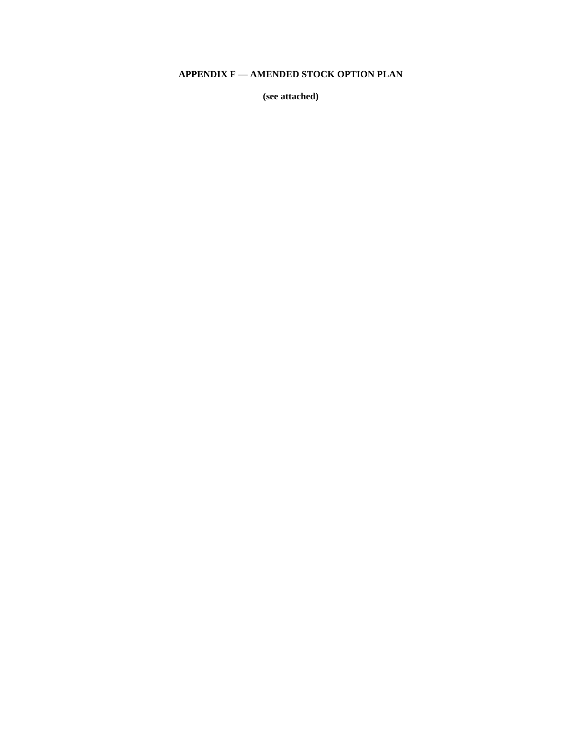# APPENDIX F — AMENDED STOCK OPTION PLAN

**(see attached)**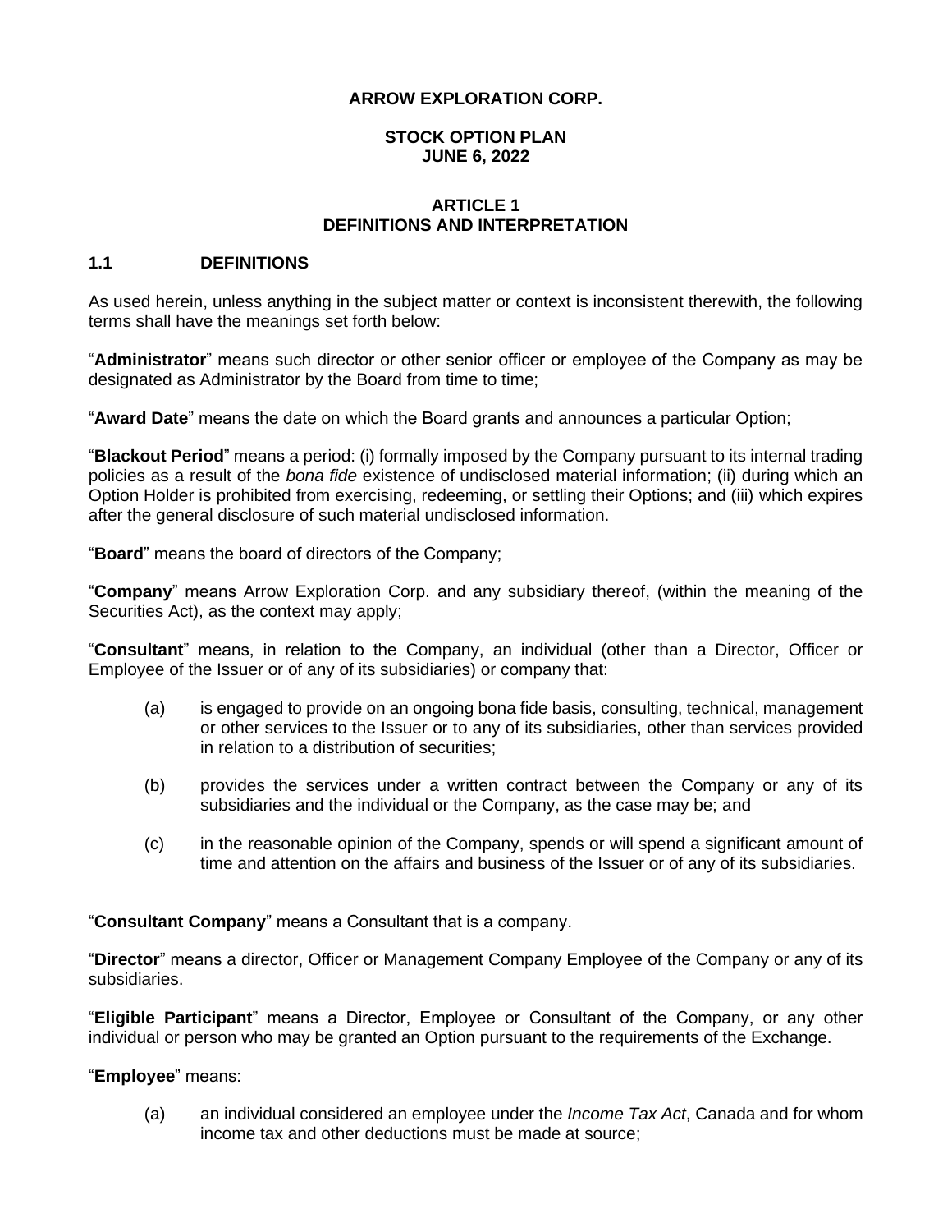**ARROW EXPLORATION CORP.**

**STOCK OPTION PLAN**
**JUNE 6, 2022**

## ARTICLE 1
## DEFINITIONS AND INTERPRETATION

### 1.1 DEFINITIONS

As used herein, unless anything in the subject matter or context is inconsistent therewith, the following terms shall have the meanings set forth below:

"**Administrator**" means such director or other senior officer or employee of the Company as may be designated as Administrator by the Board from time to time;

"**Award Date**" means the date on which the Board grants and announces a particular Option;

"**Blackout Period**" means a period: (i) formally imposed by the Company pursuant to its internal trading policies as a result of the *bona fide* existence of undisclosed material information; (ii) during which an Option Holder is prohibited from exercising, redeeming, or settling their Options; and (iii) which expires after the general disclosure of such material undisclosed information.

"**Board**" means the board of directors of the Company;

"**Company**" means Arrow Exploration Corp. and any subsidiary thereof, (within the meaning of the Securities Act), as the context may apply;

"**Consultant**" means, in relation to the Company, an individual (other than a Director, Officer or Employee of the Issuer or of any of its subsidiaries) or company that:

(a) is engaged to provide on an ongoing bona fide basis, consulting, technical, management or other services to the Issuer or to any of its subsidiaries, other than services provided in relation to a distribution of securities;

(b) provides the services under a written contract between the Company or any of its subsidiaries and the individual or the Company, as the case may be; and

(c) in the reasonable opinion of the Company, spends or will spend a significant amount of time and attention on the affairs and business of the Issuer or of any of its subsidiaries.

"**Consultant Company**" means a Consultant that is a company.

"**Director**" means a director, Officer or Management Company Employee of the Company or any of its subsidiaries.

"**Eligible Participant**" means a Director, Employee or Consultant of the Company, or any other individual or person who may be granted an Option pursuant to the requirements of the Exchange.

"**Employee**" means:

(a) an individual considered an employee under the *Income Tax Act*, Canada and for whom income tax and other deductions must be made at source;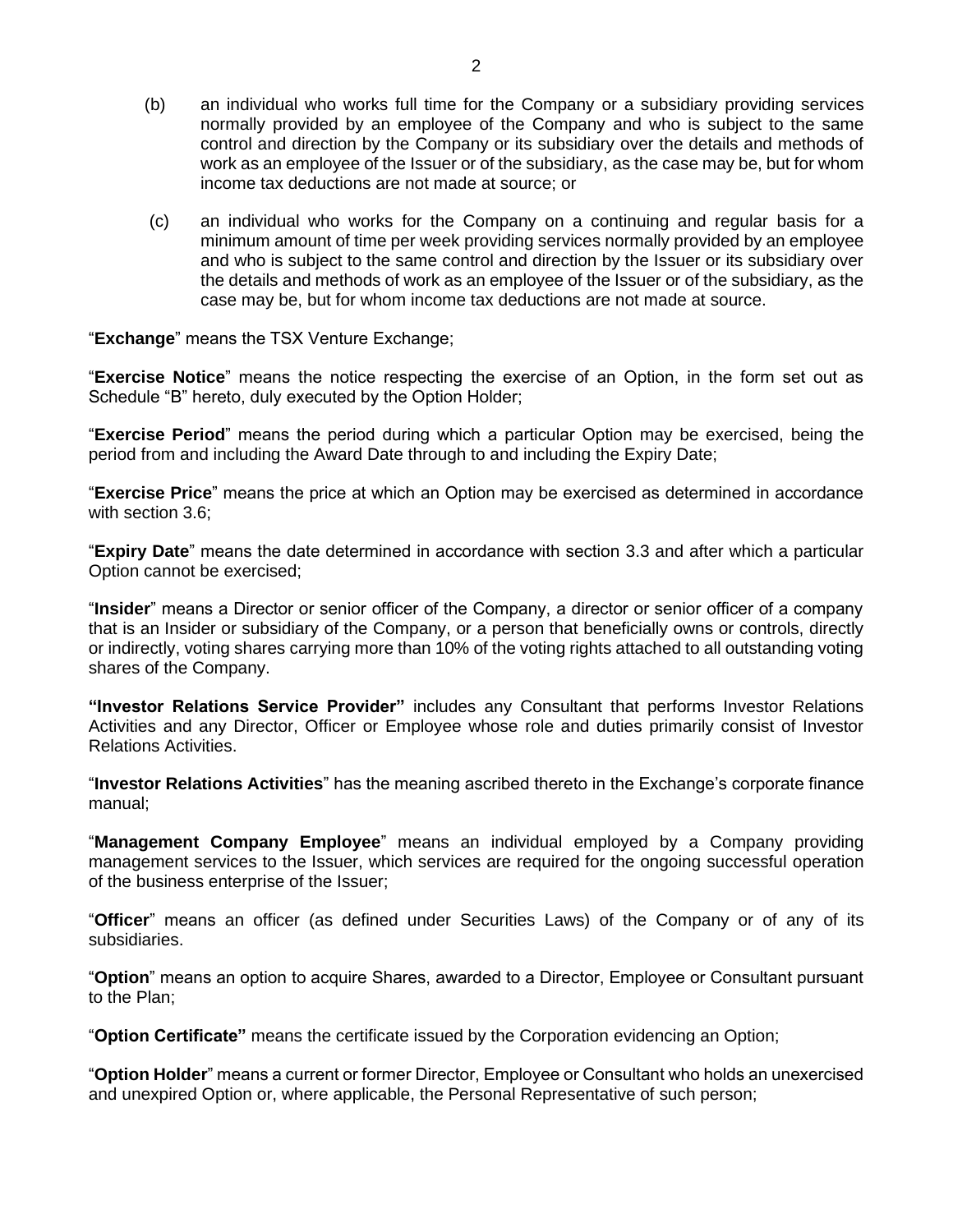(b) an individual who works full time for the Company or a subsidiary providing services normally provided by an employee of the Company and who is subject to the same control and direction by the Company or its subsidiary over the details and methods of work as an employee of the Issuer or of the subsidiary, as the case may be, but for whom income tax deductions are not made at source; or

(c) an individual who works for the Company on a continuing and regular basis for a minimum amount of time per week providing services normally provided by an employee and who is subject to the same control and direction by the Issuer or its subsidiary over the details and methods of work as an employee of the Issuer or of the subsidiary, as the case may be, but for whom income tax deductions are not made at source.

"**Exchange**" means the TSX Venture Exchange;

"**Exercise Notice**" means the notice respecting the exercise of an Option, in the form set out as Schedule "B" hereto, duly executed by the Option Holder;

"**Exercise Period**" means the period during which a particular Option may be exercised, being the period from and including the Award Date through to and including the Expiry Date;

"**Exercise Price**" means the price at which an Option may be exercised as determined in accordance with section 3.6;

"**Expiry Date**" means the date determined in accordance with section 3.3 and after which a particular Option cannot be exercised;

"**Insider**" means a Director or senior officer of the Company, a director or senior officer of a company that is an Insider or subsidiary of the Company, or a person that beneficially owns or controls, directly or indirectly, voting shares carrying more than 10% of the voting rights attached to all outstanding voting shares of the Company.

**"Investor Relations Service Provider"** includes any Consultant that performs Investor Relations Activities and any Director, Officer or Employee whose role and duties primarily consist of Investor Relations Activities.

"**Investor Relations Activities**" has the meaning ascribed thereto in the Exchange's corporate finance manual;

"**Management Company Employee**" means an individual employed by a Company providing management services to the Issuer, which services are required for the ongoing successful operation of the business enterprise of the Issuer;

"**Officer**" means an officer (as defined under Securities Laws) of the Company or of any of its subsidiaries.

"**Option**" means an option to acquire Shares, awarded to a Director, Employee or Consultant pursuant to the Plan;

"**Option Certificate"** means the certificate issued by the Corporation evidencing an Option;

"**Option Holder**" means a current or former Director, Employee or Consultant who holds an unexercised and unexpired Option or, where applicable, the Personal Representative of such person;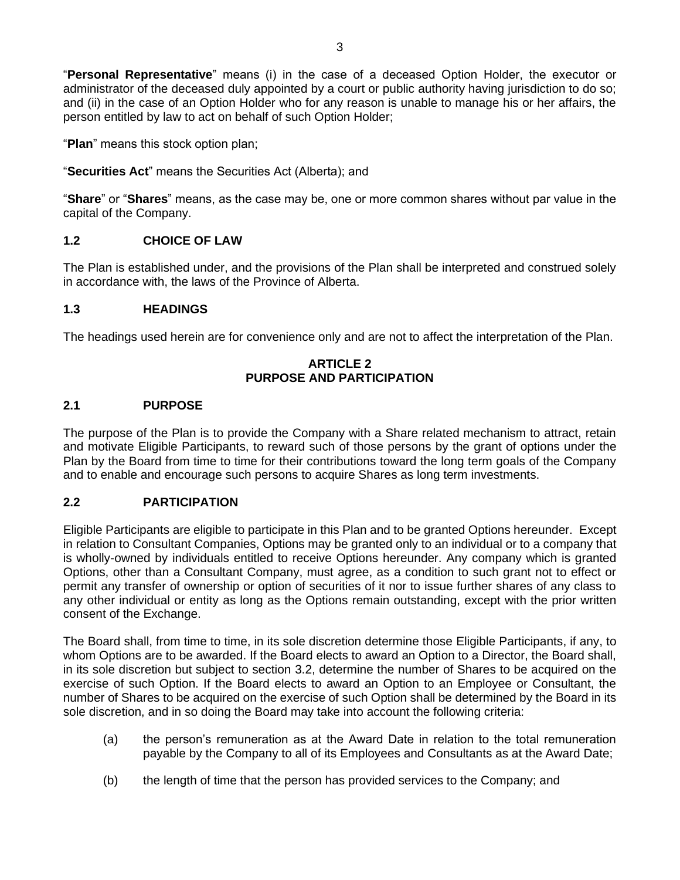"**Personal Representative**" means (i) in the case of a deceased Option Holder, the executor or administrator of the deceased duly appointed by a court or public authority having jurisdiction to do so; and (ii) in the case of an Option Holder who for any reason is unable to manage his or her affairs, the person entitled by law to act on behalf of such Option Holder;

"**Plan**" means this stock option plan;

"**Securities Act**" means the Securities Act (Alberta); and

"**Share**" or "**Shares**" means, as the case may be, one or more common shares without par value in the capital of the Company.

### 1.2 CHOICE OF LAW

The Plan is established under, and the provisions of the Plan shall be interpreted and construed solely in accordance with, the laws of the Province of Alberta.

### 1.3 HEADINGS

The headings used herein are for convenience only and are not to affect the interpretation of the Plan.

## ARTICLE 2
## PURPOSE AND PARTICIPATION

### 2.1 PURPOSE

The purpose of the Plan is to provide the Company with a Share related mechanism to attract, retain and motivate Eligible Participants, to reward such of those persons by the grant of options under the Plan by the Board from time to time for their contributions toward the long term goals of the Company and to enable and encourage such persons to acquire Shares as long term investments.

### 2.2 PARTICIPATION

Eligible Participants are eligible to participate in this Plan and to be granted Options hereunder. Except in relation to Consultant Companies, Options may be granted only to an individual or to a company that is wholly-owned by individuals entitled to receive Options hereunder. Any company which is granted Options, other than a Consultant Company, must agree, as a condition to such grant not to effect or permit any transfer of ownership or option of securities of it nor to issue further shares of any class to any other individual or entity as long as the Options remain outstanding, except with the prior written consent of the Exchange.

The Board shall, from time to time, in its sole discretion determine those Eligible Participants, if any, to whom Options are to be awarded. If the Board elects to award an Option to a Director, the Board shall, in its sole discretion but subject to section 3.2, determine the number of Shares to be acquired on the exercise of such Option. If the Board elects to award an Option to an Employee or Consultant, the number of Shares to be acquired on the exercise of such Option shall be determined by the Board in its sole discretion, and in so doing the Board may take into account the following criteria:

(a) the person's remuneration as at the Award Date in relation to the total remuneration payable by the Company to all of its Employees and Consultants as at the Award Date;

(b) the length of time that the person has provided services to the Company; and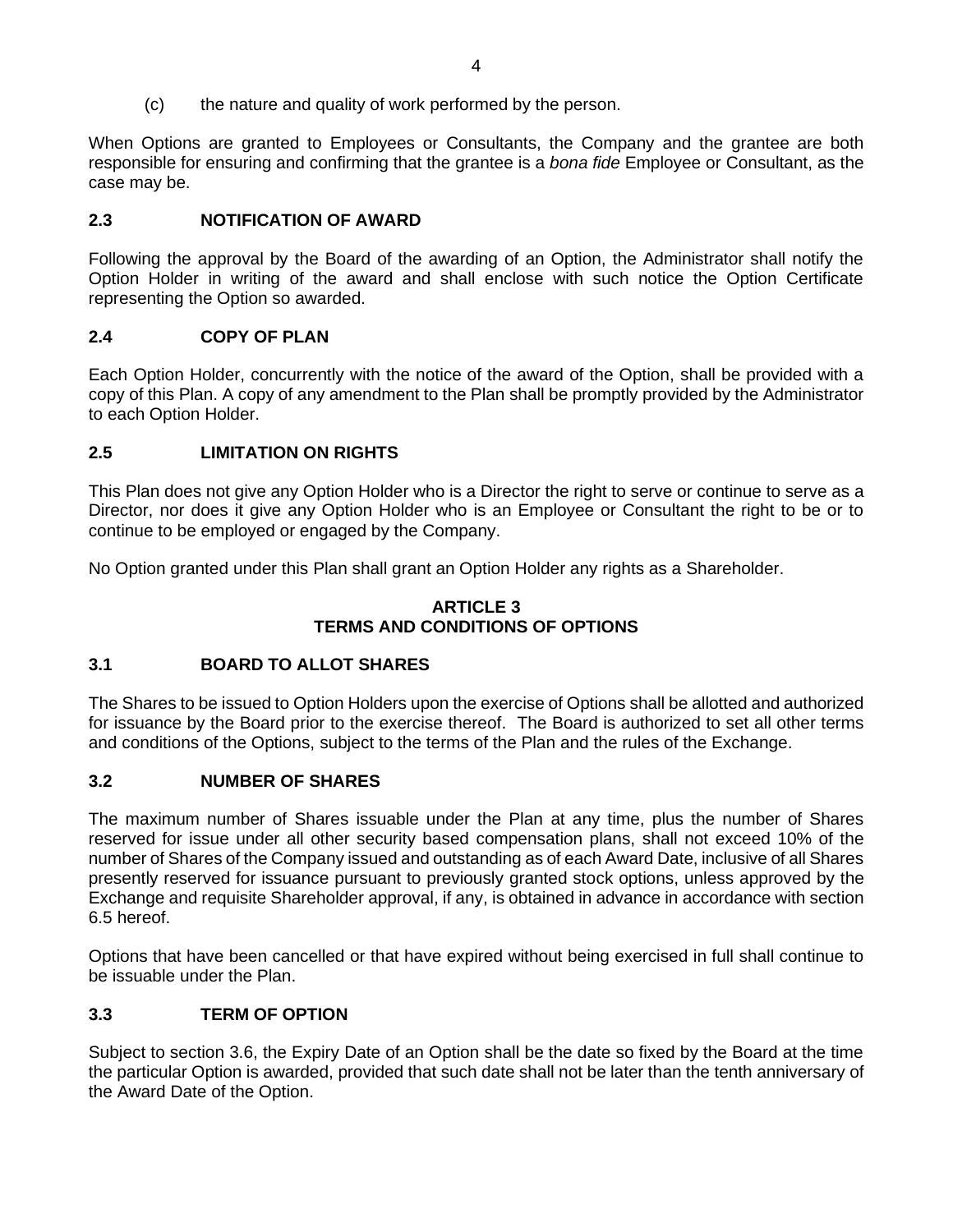(c) the nature and quality of work performed by the person.

When Options are granted to Employees or Consultants, the Company and the grantee are both responsible for ensuring and confirming that the grantee is a *bona fide* Employee or Consultant, as the case may be.

### 2.3 NOTIFICATION OF AWARD

Following the approval by the Board of the awarding of an Option, the Administrator shall notify the Option Holder in writing of the award and shall enclose with such notice the Option Certificate representing the Option so awarded.

### 2.4 COPY OF PLAN

Each Option Holder, concurrently with the notice of the award of the Option, shall be provided with a copy of this Plan. A copy of any amendment to the Plan shall be promptly provided by the Administrator to each Option Holder.

### 2.5 LIMITATION ON RIGHTS

This Plan does not give any Option Holder who is a Director the right to serve or continue to serve as a Director, nor does it give any Option Holder who is an Employee or Consultant the right to be or to continue to be employed or engaged by the Company.

No Option granted under this Plan shall grant an Option Holder any rights as a Shareholder.

## ARTICLE 3
## TERMS AND CONDITIONS OF OPTIONS

### 3.1 BOARD TO ALLOT SHARES

The Shares to be issued to Option Holders upon the exercise of Options shall be allotted and authorized for issuance by the Board prior to the exercise thereof. The Board is authorized to set all other terms and conditions of the Options, subject to the terms of the Plan and the rules of the Exchange.

### 3.2 NUMBER OF SHARES

The maximum number of Shares issuable under the Plan at any time, plus the number of Shares reserved for issue under all other security based compensation plans, shall not exceed 10% of the number of Shares of the Company issued and outstanding as of each Award Date, inclusive of all Shares presently reserved for issuance pursuant to previously granted stock options, unless approved by the Exchange and requisite Shareholder approval, if any, is obtained in advance in accordance with section 6.5 hereof.

Options that have been cancelled or that have expired without being exercised in full shall continue to be issuable under the Plan.

### 3.3 TERM OF OPTION

Subject to section 3.6, the Expiry Date of an Option shall be the date so fixed by the Board at the time the particular Option is awarded, provided that such date shall not be later than the tenth anniversary of the Award Date of the Option.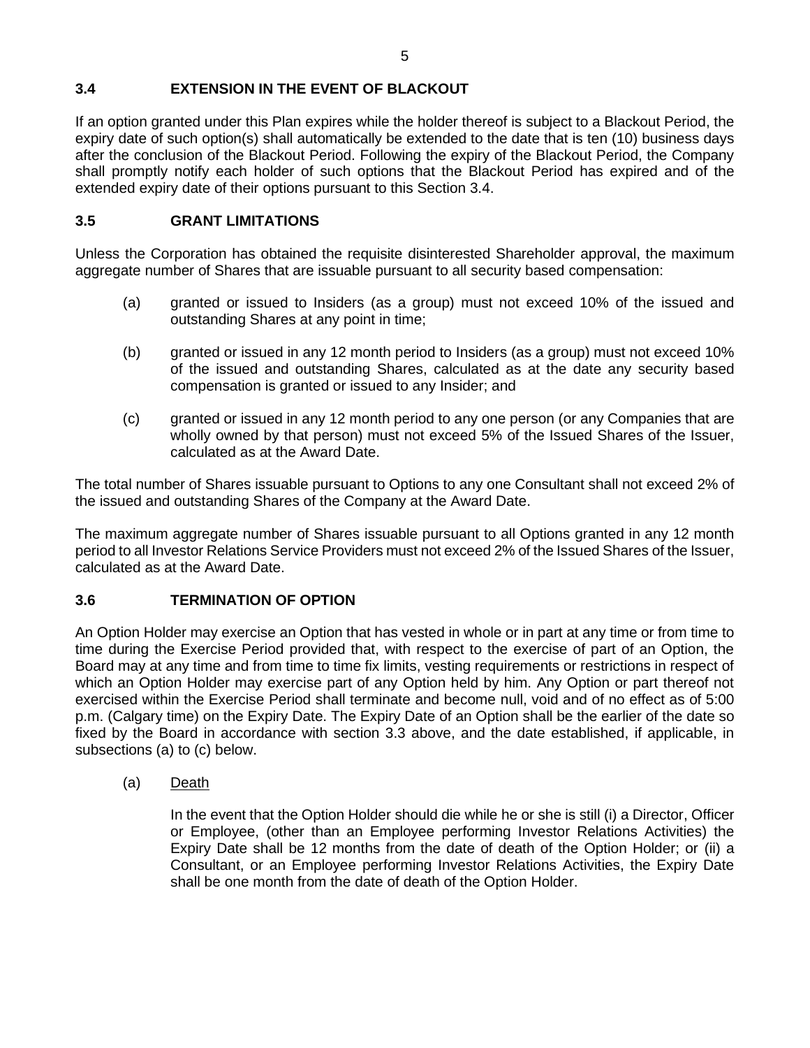### 3.4 EXTENSION IN THE EVENT OF BLACKOUT

If an option granted under this Plan expires while the holder thereof is subject to a Blackout Period, the expiry date of such option(s) shall automatically be extended to the date that is ten (10) business days after the conclusion of the Blackout Period. Following the expiry of the Blackout Period, the Company shall promptly notify each holder of such options that the Blackout Period has expired and of the extended expiry date of their options pursuant to this Section 3.4.

### 3.5 GRANT LIMITATIONS

Unless the Corporation has obtained the requisite disinterested Shareholder approval, the maximum aggregate number of Shares that are issuable pursuant to all security based compensation:

(a) granted or issued to Insiders (as a group) must not exceed 10% of the issued and outstanding Shares at any point in time;

(b) granted or issued in any 12 month period to Insiders (as a group) must not exceed 10% of the issued and outstanding Shares, calculated as at the date any security based compensation is granted or issued to any Insider; and

(c) granted or issued in any 12 month period to any one person (or any Companies that are wholly owned by that person) must not exceed 5% of the Issued Shares of the Issuer, calculated as at the Award Date.

The total number of Shares issuable pursuant to Options to any one Consultant shall not exceed 2% of the issued and outstanding Shares of the Company at the Award Date.

The maximum aggregate number of Shares issuable pursuant to all Options granted in any 12 month period to all Investor Relations Service Providers must not exceed 2% of the Issued Shares of the Issuer, calculated as at the Award Date.

### 3.6 TERMINATION OF OPTION

An Option Holder may exercise an Option that has vested in whole or in part at any time or from time to time during the Exercise Period provided that, with respect to the exercise of part of an Option, the Board may at any time and from time to time fix limits, vesting requirements or restrictions in respect of which an Option Holder may exercise part of any Option held by him. Any Option or part thereof not exercised within the Exercise Period shall terminate and become null, void and of no effect as of 5:00 p.m. (Calgary time) on the Expiry Date. The Expiry Date of an Option shall be the earlier of the date so fixed by the Board in accordance with section 3.3 above, and the date established, if applicable, in subsections (a) to (c) below.

(a) Death

In the event that the Option Holder should die while he or she is still (i) a Director, Officer or Employee, (other than an Employee performing Investor Relations Activities) the Expiry Date shall be 12 months from the date of death of the Option Holder; or (ii) a Consultant, or an Employee performing Investor Relations Activities, the Expiry Date shall be one month from the date of death of the Option Holder.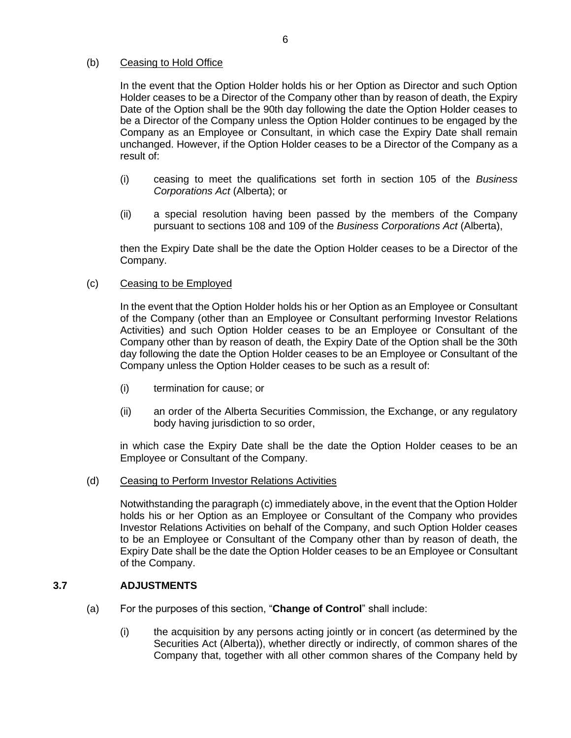(b) <u>Ceasing to Hold Office</u>

In the event that the Option Holder holds his or her Option as Director and such Option Holder ceases to be a Director of the Company other than by reason of death, the Expiry Date of the Option shall be the 90th day following the date the Option Holder ceases to be a Director of the Company unless the Option Holder continues to be engaged by the Company as an Employee or Consultant, in which case the Expiry Date shall remain unchanged. However, if the Option Holder ceases to be a Director of the Company as a result of:

(i) ceasing to meet the qualifications set forth in section 105 of the *Business Corporations Act* (Alberta); or

(ii) a special resolution having been passed by the members of the Company pursuant to sections 108 and 109 of the *Business Corporations Act* (Alberta),

then the Expiry Date shall be the date the Option Holder ceases to be a Director of the Company.

(c) <u>Ceasing to be Employed</u>

In the event that the Option Holder holds his or her Option as an Employee or Consultant of the Company (other than an Employee or Consultant performing Investor Relations Activities) and such Option Holder ceases to be an Employee or Consultant of the Company other than by reason of death, the Expiry Date of the Option shall be the 30th day following the date the Option Holder ceases to be an Employee or Consultant of the Company unless the Option Holder ceases to be such as a result of:

(i) termination for cause; or

(ii) an order of the Alberta Securities Commission, the Exchange, or any regulatory body having jurisdiction to so order,

in which case the Expiry Date shall be the date the Option Holder ceases to be an Employee or Consultant of the Company.

(d) <u>Ceasing to Perform Investor Relations Activities</u>

Notwithstanding the paragraph (c) immediately above, in the event that the Option Holder holds his or her Option as an Employee or Consultant of the Company who provides Investor Relations Activities on behalf of the Company, and such Option Holder ceases to be an Employee or Consultant of the Company other than by reason of death, the Expiry Date shall be the date the Option Holder ceases to be an Employee or Consultant of the Company.

### 3.7 ADJUSTMENTS

(a) For the purposes of this section, "**Change of Control**" shall include:

(i) the acquisition by any persons acting jointly or in concert (as determined by the Securities Act (Alberta)), whether directly or indirectly, of common shares of the Company that, together with all other common shares of the Company held by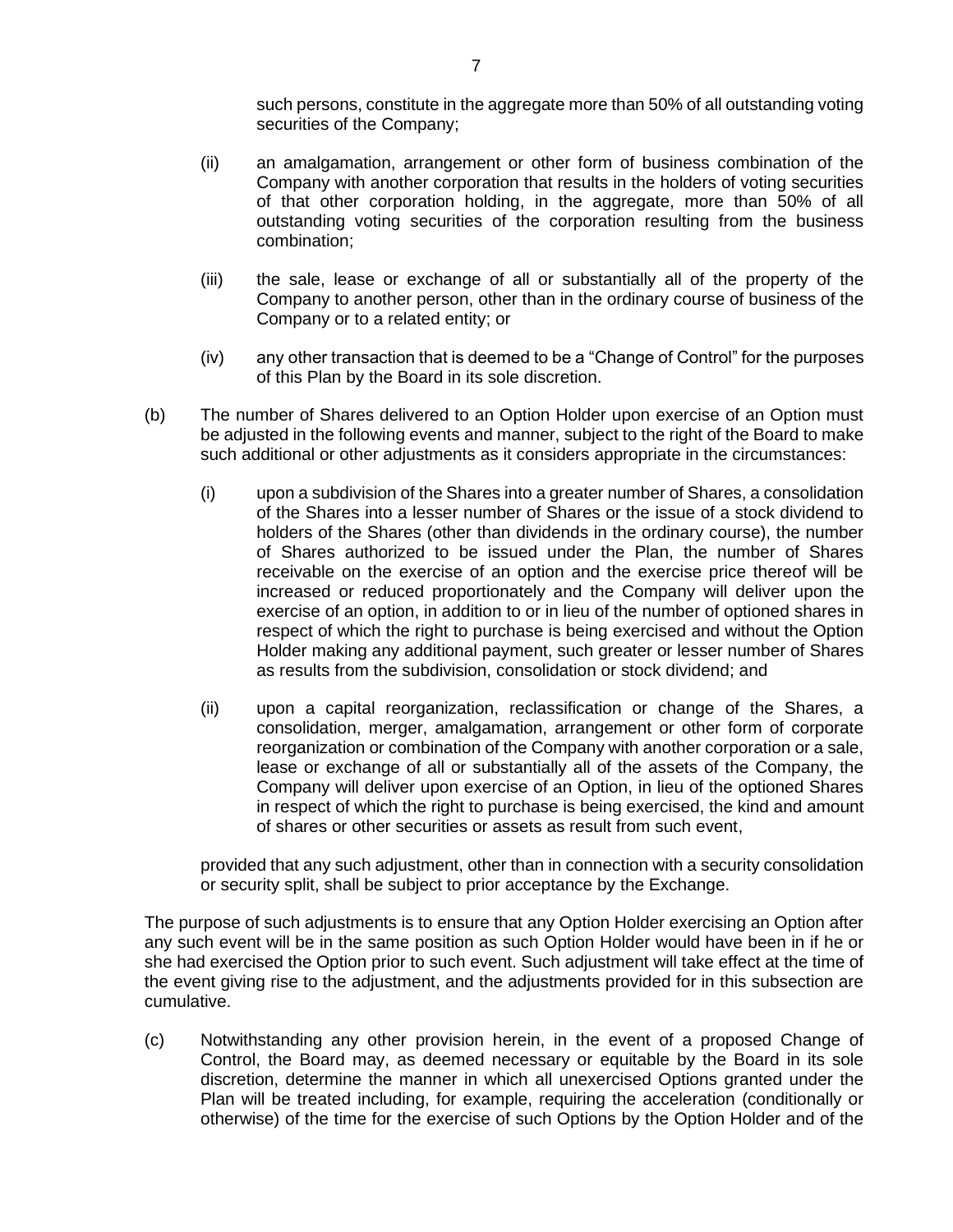such persons, constitute in the aggregate more than 50% of all outstanding voting securities of the Company;

(ii) an amalgamation, arrangement or other form of business combination of the Company with another corporation that results in the holders of voting securities of that other corporation holding, in the aggregate, more than 50% of all outstanding voting securities of the corporation resulting from the business combination;

(iii) the sale, lease or exchange of all or substantially all of the property of the Company to another person, other than in the ordinary course of business of the Company or to a related entity; or

(iv) any other transaction that is deemed to be a "Change of Control" for the purposes of this Plan by the Board in its sole discretion.

(b) The number of Shares delivered to an Option Holder upon exercise of an Option must be adjusted in the following events and manner, subject to the right of the Board to make such additional or other adjustments as it considers appropriate in the circumstances:

(i) upon a subdivision of the Shares into a greater number of Shares, a consolidation of the Shares into a lesser number of Shares or the issue of a stock dividend to holders of the Shares (other than dividends in the ordinary course), the number of Shares authorized to be issued under the Plan, the number of Shares receivable on the exercise of an option and the exercise price thereof will be increased or reduced proportionately and the Company will deliver upon the exercise of an option, in addition to or in lieu of the number of optioned shares in respect of which the right to purchase is being exercised and without the Option Holder making any additional payment, such greater or lesser number of Shares as results from the subdivision, consolidation or stock dividend; and

(ii) upon a capital reorganization, reclassification or change of the Shares, a consolidation, merger, amalgamation, arrangement or other form of corporate reorganization or combination of the Company with another corporation or a sale, lease or exchange of all or substantially all of the assets of the Company, the Company will deliver upon exercise of an Option, in lieu of the optioned Shares in respect of which the right to purchase is being exercised, the kind and amount of shares or other securities or assets as result from such event,

provided that any such adjustment, other than in connection with a security consolidation or security split, shall be subject to prior acceptance by the Exchange.

The purpose of such adjustments is to ensure that any Option Holder exercising an Option after any such event will be in the same position as such Option Holder would have been in if he or she had exercised the Option prior to such event. Such adjustment will take effect at the time of the event giving rise to the adjustment, and the adjustments provided for in this subsection are cumulative.

(c) Notwithstanding any other provision herein, in the event of a proposed Change of Control, the Board may, as deemed necessary or equitable by the Board in its sole discretion, determine the manner in which all unexercised Options granted under the Plan will be treated including, for example, requiring the acceleration (conditionally or otherwise) of the time for the exercise of such Options by the Option Holder and of the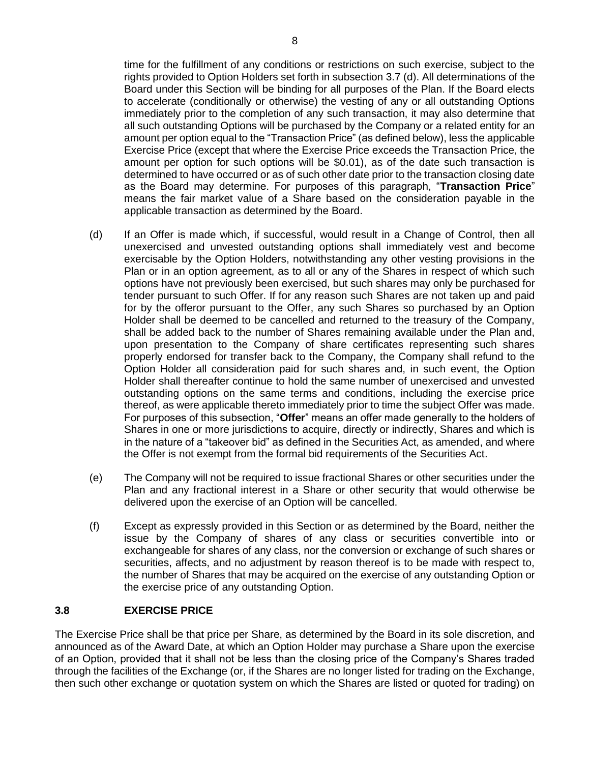time for the fulfillment of any conditions or restrictions on such exercise, subject to the rights provided to Option Holders set forth in subsection 3.7 (d). All determinations of the Board under this Section will be binding for all purposes of the Plan. If the Board elects to accelerate (conditionally or otherwise) the vesting of any or all outstanding Options immediately prior to the completion of any such transaction, it may also determine that all such outstanding Options will be purchased by the Company or a related entity for an amount per option equal to the "Transaction Price" (as defined below), less the applicable Exercise Price (except that where the Exercise Price exceeds the Transaction Price, the amount per option for such options will be $0.01), as of the date such transaction is determined to have occurred or as of such other date prior to the transaction closing date as the Board may determine. For purposes of this paragraph, "**Transaction Price**" means the fair market value of a Share based on the consideration payable in the applicable transaction as determined by the Board.

(d) If an Offer is made which, if successful, would result in a Change of Control, then all unexercised and unvested outstanding options shall immediately vest and become exercisable by the Option Holders, notwithstanding any other vesting provisions in the Plan or in an option agreement, as to all or any of the Shares in respect of which such options have not previously been exercised, but such shares may only be purchased for tender pursuant to such Offer. If for any reason such Shares are not taken up and paid for by the offeror pursuant to the Offer, any such Shares so purchased by an Option Holder shall be deemed to be cancelled and returned to the treasury of the Company, shall be added back to the number of Shares remaining available under the Plan and, upon presentation to the Company of share certificates representing such shares properly endorsed for transfer back to the Company, the Company shall refund to the Option Holder all consideration paid for such shares and, in such event, the Option Holder shall thereafter continue to hold the same number of unexercised and unvested outstanding options on the same terms and conditions, including the exercise price thereof, as were applicable thereto immediately prior to time the subject Offer was made. For purposes of this subsection, "**Offer**" means an offer made generally to the holders of Shares in one or more jurisdictions to acquire, directly or indirectly, Shares and which is in the nature of a "takeover bid" as defined in the Securities Act, as amended, and where the Offer is not exempt from the formal bid requirements of the Securities Act.

(e) The Company will not be required to issue fractional Shares or other securities under the Plan and any fractional interest in a Share or other security that would otherwise be delivered upon the exercise of an Option will be cancelled.

(f) Except as expressly provided in this Section or as determined by the Board, neither the issue by the Company of shares of any class or securities convertible into or exchangeable for shares of any class, nor the conversion or exchange of such shares or securities, affects, and no adjustment by reason thereof is to be made with respect to, the number of Shares that may be acquired on the exercise of any outstanding Option or the exercise price of any outstanding Option.

### 3.8 EXERCISE PRICE

The Exercise Price shall be that price per Share, as determined by the Board in its sole discretion, and announced as of the Award Date, at which an Option Holder may purchase a Share upon the exercise of an Option, provided that it shall not be less than the closing price of the Company's Shares traded through the facilities of the Exchange (or, if the Shares are no longer listed for trading on the Exchange, then such other exchange or quotation system on which the Shares are listed or quoted for trading) on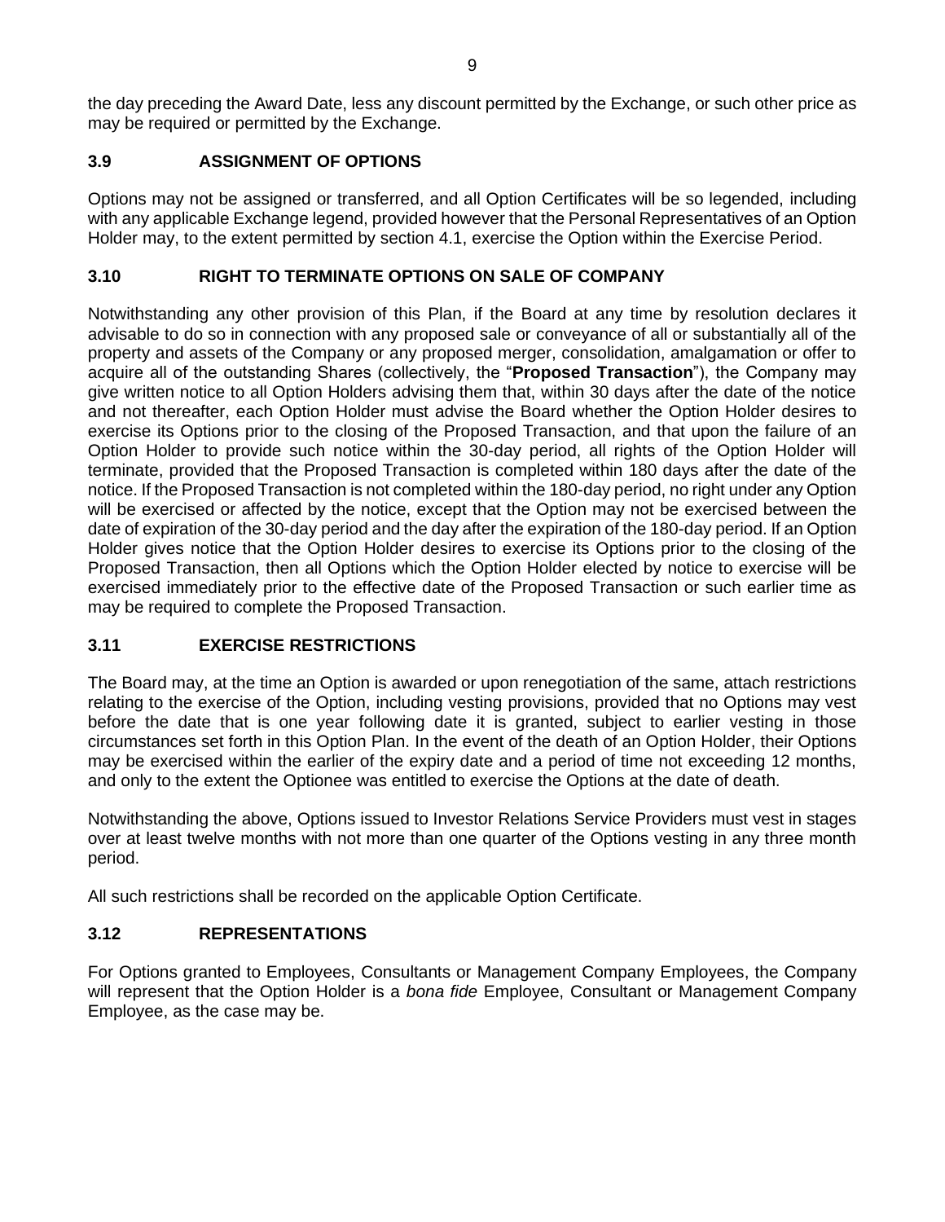the day preceding the Award Date, less any discount permitted by the Exchange, or such other price as may be required or permitted by the Exchange.

### 3.9 ASSIGNMENT OF OPTIONS

Options may not be assigned or transferred, and all Option Certificates will be so legended, including with any applicable Exchange legend, provided however that the Personal Representatives of an Option Holder may, to the extent permitted by section 4.1, exercise the Option within the Exercise Period.

### 3.10 RIGHT TO TERMINATE OPTIONS ON SALE OF COMPANY

Notwithstanding any other provision of this Plan, if the Board at any time by resolution declares it advisable to do so in connection with any proposed sale or conveyance of all or substantially all of the property and assets of the Company or any proposed merger, consolidation, amalgamation or offer to acquire all of the outstanding Shares (collectively, the "**Proposed Transaction**"), the Company may give written notice to all Option Holders advising them that, within 30 days after the date of the notice and not thereafter, each Option Holder must advise the Board whether the Option Holder desires to exercise its Options prior to the closing of the Proposed Transaction, and that upon the failure of an Option Holder to provide such notice within the 30-day period, all rights of the Option Holder will terminate, provided that the Proposed Transaction is completed within 180 days after the date of the notice. If the Proposed Transaction is not completed within the 180-day period, no right under any Option will be exercised or affected by the notice, except that the Option may not be exercised between the date of expiration of the 30-day period and the day after the expiration of the 180-day period. If an Option Holder gives notice that the Option Holder desires to exercise its Options prior to the closing of the Proposed Transaction, then all Options which the Option Holder elected by notice to exercise will be exercised immediately prior to the effective date of the Proposed Transaction or such earlier time as may be required to complete the Proposed Transaction.

### 3.11 EXERCISE RESTRICTIONS

The Board may, at the time an Option is awarded or upon renegotiation of the same, attach restrictions relating to the exercise of the Option, including vesting provisions, provided that no Options may vest before the date that is one year following date it is granted, subject to earlier vesting in those circumstances set forth in this Option Plan. In the event of the death of an Option Holder, their Options may be exercised within the earlier of the expiry date and a period of time not exceeding 12 months, and only to the extent the Optionee was entitled to exercise the Options at the date of death.

Notwithstanding the above, Options issued to Investor Relations Service Providers must vest in stages over at least twelve months with not more than one quarter of the Options vesting in any three month period.

All such restrictions shall be recorded on the applicable Option Certificate.

### 3.12 REPRESENTATIONS

For Options granted to Employees, Consultants or Management Company Employees, the Company will represent that the Option Holder is a *bona fide* Employee, Consultant or Management Company Employee, as the case may be.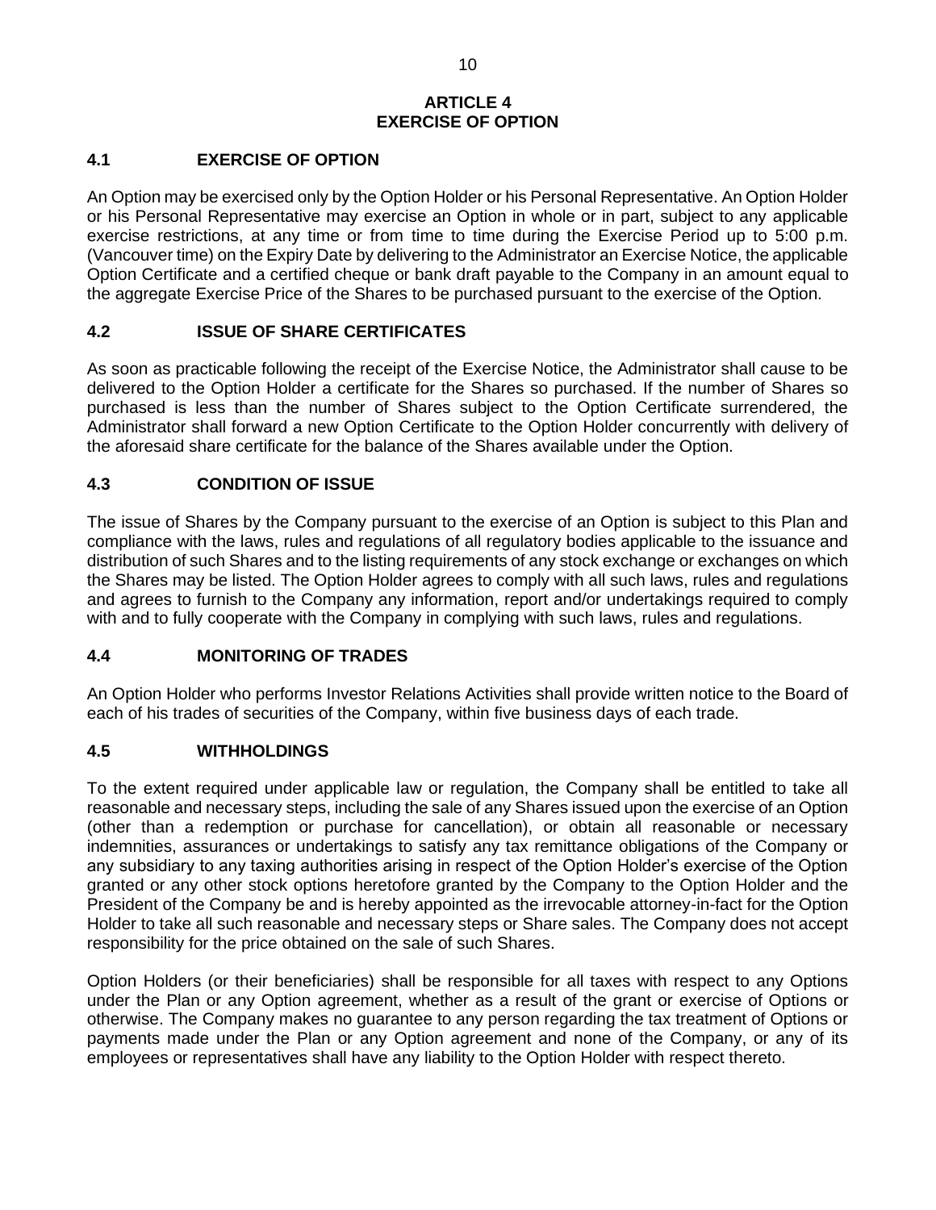## ARTICLE 4
## EXERCISE OF OPTION

### 4.1 EXERCISE OF OPTION

An Option may be exercised only by the Option Holder or his Personal Representative. An Option Holder or his Personal Representative may exercise an Option in whole or in part, subject to any applicable exercise restrictions, at any time or from time to time during the Exercise Period up to 5:00 p.m. (Vancouver time) on the Expiry Date by delivering to the Administrator an Exercise Notice, the applicable Option Certificate and a certified cheque or bank draft payable to the Company in an amount equal to the aggregate Exercise Price of the Shares to be purchased pursuant to the exercise of the Option.

### 4.2 ISSUE OF SHARE CERTIFICATES

As soon as practicable following the receipt of the Exercise Notice, the Administrator shall cause to be delivered to the Option Holder a certificate for the Shares so purchased. If the number of Shares so purchased is less than the number of Shares subject to the Option Certificate surrendered, the Administrator shall forward a new Option Certificate to the Option Holder concurrently with delivery of the aforesaid share certificate for the balance of the Shares available under the Option.

### 4.3 CONDITION OF ISSUE

The issue of Shares by the Company pursuant to the exercise of an Option is subject to this Plan and compliance with the laws, rules and regulations of all regulatory bodies applicable to the issuance and distribution of such Shares and to the listing requirements of any stock exchange or exchanges on which the Shares may be listed. The Option Holder agrees to comply with all such laws, rules and regulations and agrees to furnish to the Company any information, report and/or undertakings required to comply with and to fully cooperate with the Company in complying with such laws, rules and regulations.

### 4.4 MONITORING OF TRADES

An Option Holder who performs Investor Relations Activities shall provide written notice to the Board of each of his trades of securities of the Company, within five business days of each trade.

### 4.5 WITHHOLDINGS

To the extent required under applicable law or regulation, the Company shall be entitled to take all reasonable and necessary steps, including the sale of any Shares issued upon the exercise of an Option (other than a redemption or purchase for cancellation), or obtain all reasonable or necessary indemnities, assurances or undertakings to satisfy any tax remittance obligations of the Company or any subsidiary to any taxing authorities arising in respect of the Option Holder's exercise of the Option granted or any other stock options heretofore granted by the Company to the Option Holder and the President of the Company be and is hereby appointed as the irrevocable attorney-in-fact for the Option Holder to take all such reasonable and necessary steps or Share sales. The Company does not accept responsibility for the price obtained on the sale of such Shares.

Option Holders (or their beneficiaries) shall be responsible for all taxes with respect to any Options under the Plan or any Option agreement, whether as a result of the grant or exercise of Options or otherwise. The Company makes no guarantee to any person regarding the tax treatment of Options or payments made under the Plan or any Option agreement and none of the Company, or any of its employees or representatives shall have any liability to the Option Holder with respect thereto.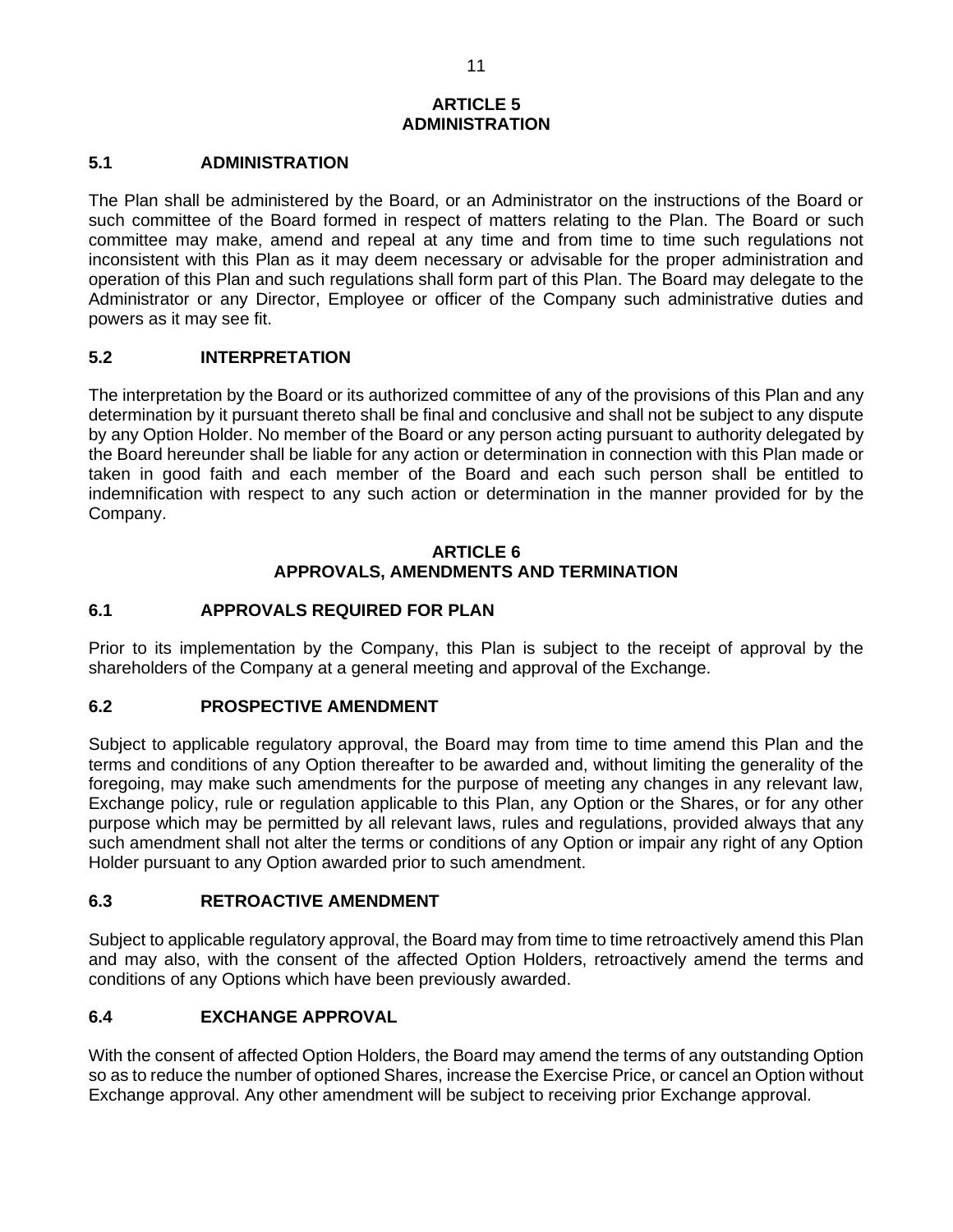# ARTICLE 5
# ADMINISTRATION

## 5.1 ADMINISTRATION

The Plan shall be administered by the Board, or an Administrator on the instructions of the Board or such committee of the Board formed in respect of matters relating to the Plan. The Board or such committee may make, amend and repeal at any time and from time to time such regulations not inconsistent with this Plan as it may deem necessary or advisable for the proper administration and operation of this Plan and such regulations shall form part of this Plan. The Board may delegate to the Administrator or any Director, Employee or officer of the Company such administrative duties and powers as it may see fit.

## 5.2 INTERPRETATION

The interpretation by the Board or its authorized committee of any of the provisions of this Plan and any determination by it pursuant thereto shall be final and conclusive and shall not be subject to any dispute by any Option Holder. No member of the Board or any person acting pursuant to authority delegated by the Board hereunder shall be liable for any action or determination in connection with this Plan made or taken in good faith and each member of the Board and each such person shall be entitled to indemnification with respect to any such action or determination in the manner provided for by the Company.

# ARTICLE 6
# APPROVALS, AMENDMENTS AND TERMINATION

## 6.1 APPROVALS REQUIRED FOR PLAN

Prior to its implementation by the Company, this Plan is subject to the receipt of approval by the shareholders of the Company at a general meeting and approval of the Exchange.

## 6.2 PROSPECTIVE AMENDMENT

Subject to applicable regulatory approval, the Board may from time to time amend this Plan and the terms and conditions of any Option thereafter to be awarded and, without limiting the generality of the foregoing, may make such amendments for the purpose of meeting any changes in any relevant law, Exchange policy, rule or regulation applicable to this Plan, any Option or the Shares, or for any other purpose which may be permitted by all relevant laws, rules and regulations, provided always that any such amendment shall not alter the terms or conditions of any Option or impair any right of any Option Holder pursuant to any Option awarded prior to such amendment.

## 6.3 RETROACTIVE AMENDMENT

Subject to applicable regulatory approval, the Board may from time to time retroactively amend this Plan and may also, with the consent of the affected Option Holders, retroactively amend the terms and conditions of any Options which have been previously awarded.

## 6.4 EXCHANGE APPROVAL

With the consent of affected Option Holders, the Board may amend the terms of any outstanding Option so as to reduce the number of optioned Shares, increase the Exercise Price, or cancel an Option without Exchange approval. Any other amendment will be subject to receiving prior Exchange approval.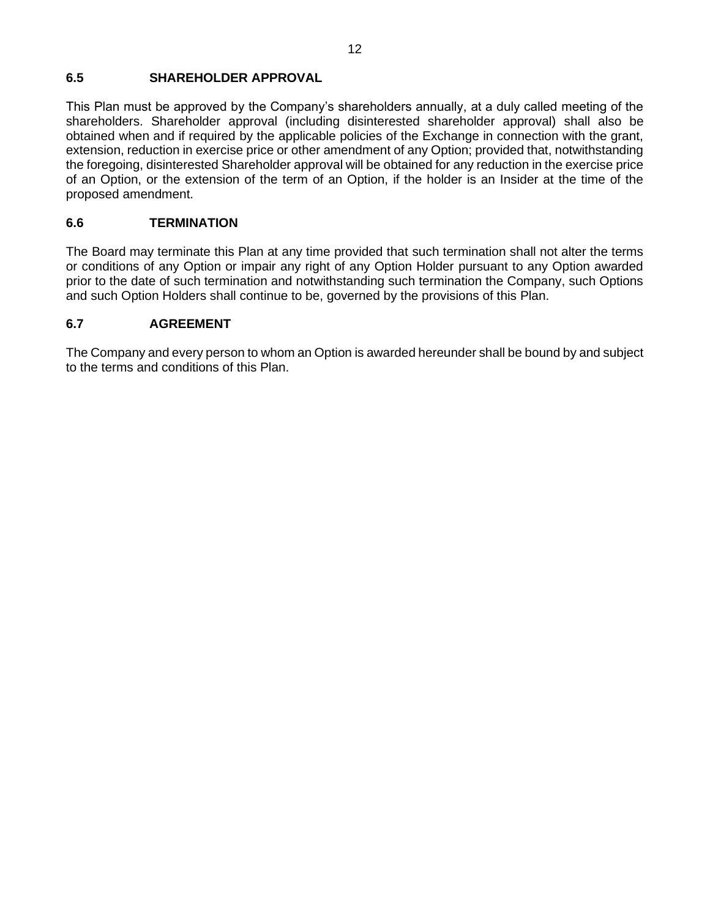### 6.5 SHAREHOLDER APPROVAL

This Plan must be approved by the Company's shareholders annually, at a duly called meeting of the shareholders. Shareholder approval (including disinterested shareholder approval) shall also be obtained when and if required by the applicable policies of the Exchange in connection with the grant, extension, reduction in exercise price or other amendment of any Option; provided that, notwithstanding the foregoing, disinterested Shareholder approval will be obtained for any reduction in the exercise price of an Option, or the extension of the term of an Option, if the holder is an Insider at the time of the proposed amendment.

### 6.6 TERMINATION

The Board may terminate this Plan at any time provided that such termination shall not alter the terms or conditions of any Option or impair any right of any Option Holder pursuant to any Option awarded prior to the date of such termination and notwithstanding such termination the Company, such Options and such Option Holders shall continue to be, governed by the provisions of this Plan.

### 6.7 AGREEMENT

The Company and every person to whom an Option is awarded hereunder shall be bound by and subject to the terms and conditions of this Plan.